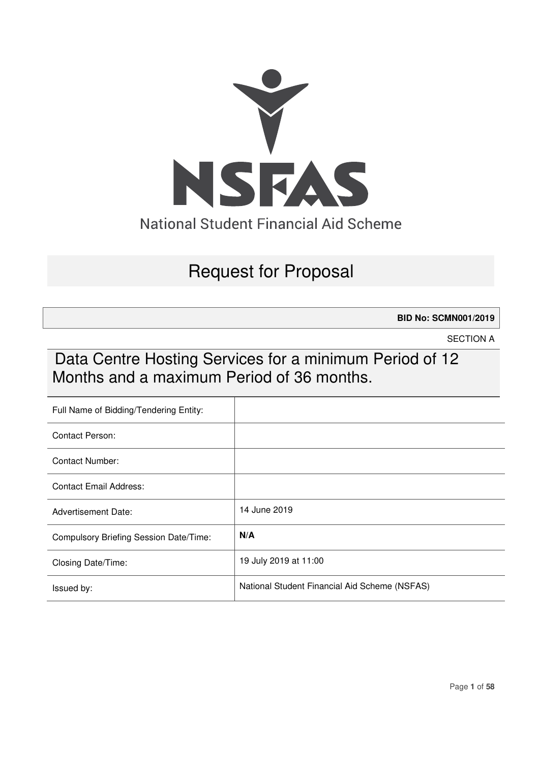NSFAS

National Student Financial Aid Scheme

# Request for Proposal

**BID No: SCMN001/2019**

SECTION A

## Data Centre Hosting Services for a minimum Period of 12 Months and a maximum Period of 36 months.

| | |
|---|---|
| Full Name of Bidding/Tendering Entity: | |
| Contact Person: | |
| Contact Number: | |
| Contact Email Address: | |
| Advertisement Date: | 14 June 2019 |
| Compulsory Briefing Session Date/Time: | **N/A** |
| Closing Date/Time: | 19 July 2019 at 11:00 |
| Issued by: | National Student Financial Aid Scheme (NSFAS) |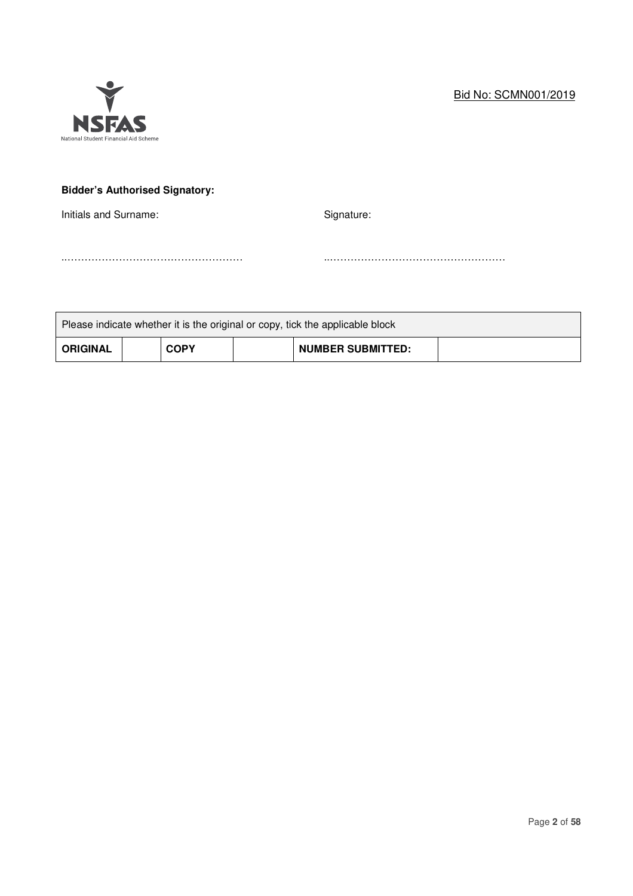Bid No: SCMN001/2019

**Bidder's Authorised Signatory:**

Initials and Surname: ..................................................

Signature: ..................................................

| Please indicate whether it is the original or copy, tick the applicable block | | | | | |
|---|---|---|---|---|---|
| **ORIGINAL** | | **COPY** | | **NUMBER SUBMITTED:** | |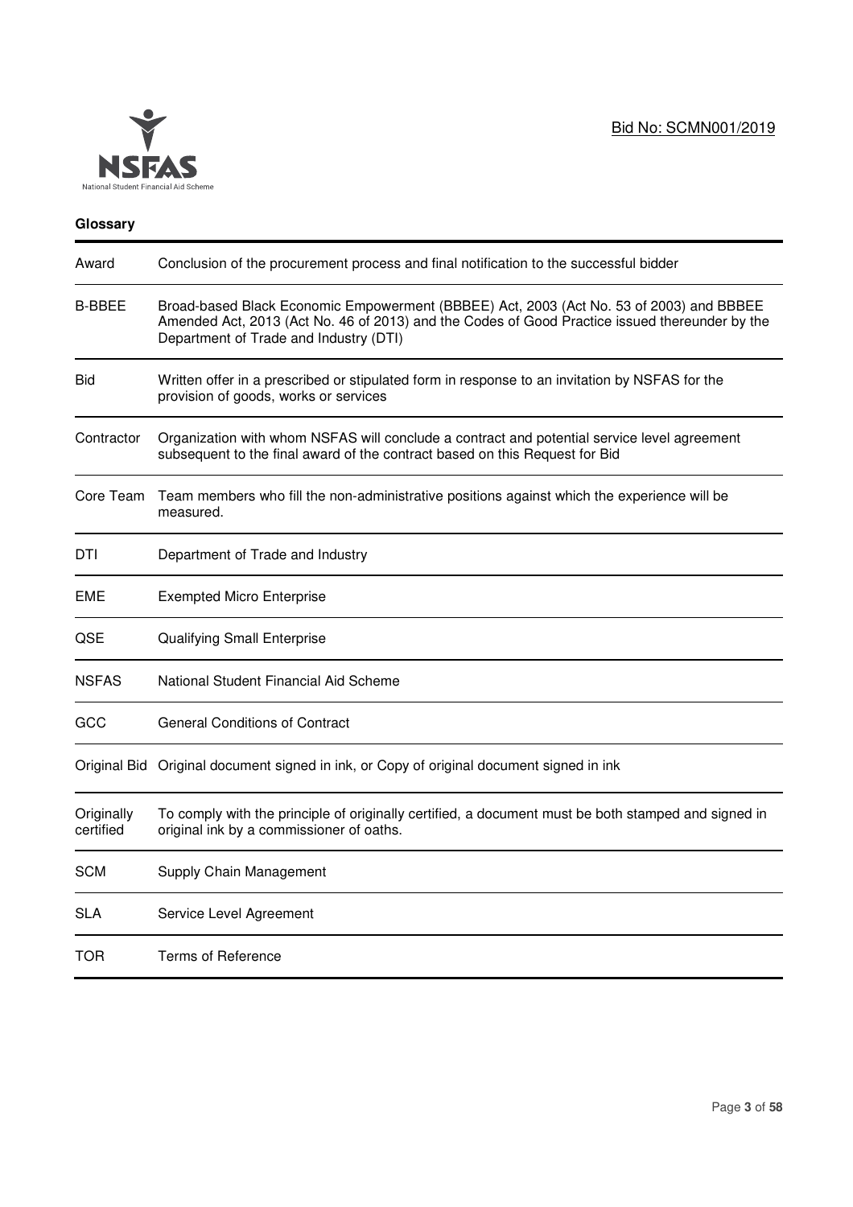## Glossary

| | |
|---|---|
| Award | Conclusion of the procurement process and final notification to the successful bidder |
| B-BBEE | Broad-based Black Economic Empowerment (BBBEE) Act, 2003 (Act No. 53 of 2003) and BBBEE Amended Act, 2013 (Act No. 46 of 2013) and the Codes of Good Practice issued thereunder by the Department of Trade and Industry (DTI) |
| Bid | Written offer in a prescribed or stipulated form in response to an invitation by NSFAS for the provision of goods, works or services |
| Contractor | Organization with whom NSFAS will conclude a contract and potential service level agreement subsequent to the final award of the contract based on this Request for Bid |
| Core Team | Team members who fill the non-administrative positions against which the experience will be measured. |
| DTI | Department of Trade and Industry |
| EME | Exempted Micro Enterprise |
| QSE | Qualifying Small Enterprise |
| NSFAS | National Student Financial Aid Scheme |
| GCC | General Conditions of Contract |
| Original Bid | Original document signed in ink, or Copy of original document signed in ink |
| Originally certified | To comply with the principle of originally certified, a document must be both stamped and signed in original ink by a commissioner of oaths. |
| SCM | Supply Chain Management |
| SLA | Service Level Agreement |
| TOR | Terms of Reference |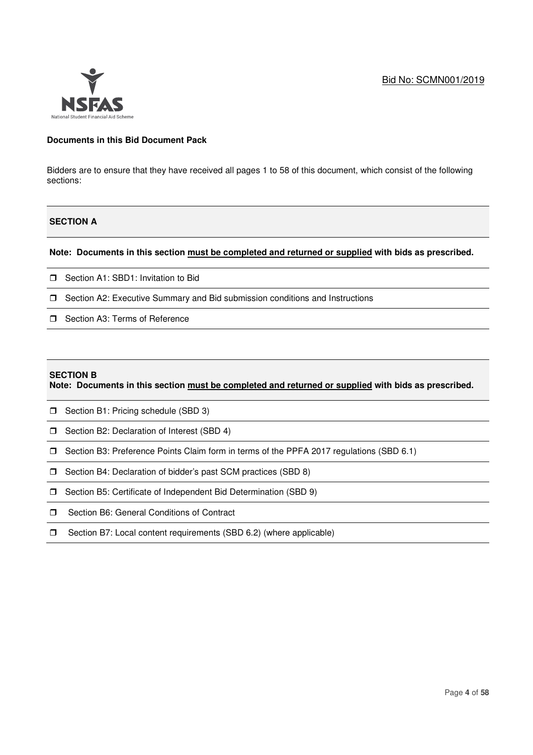Bid No: SCMN001/2019

**Documents in this Bid Document Pack**

Bidders are to ensure that they have received all pages 1 to 58 of this document, which consist of the following sections:

**SECTION A**

**Note: Documents in this section must be completed and returned or supplied with bids as prescribed.**

- ☐ Section A1: SBD1: Invitation to Bid
- ☐ Section A2: Executive Summary and Bid submission conditions and Instructions
- ☐ Section A3: Terms of Reference

**SECTION B**

**Note: Documents in this section must be completed and returned or supplied with bids as prescribed.**

- ☐ Section B1: Pricing schedule (SBD 3)
- ☐ Section B2: Declaration of Interest (SBD 4)
- ☐ Section B3: Preference Points Claim form in terms of the PPFA 2017 regulations (SBD 6.1)
- ☐ Section B4: Declaration of bidder's past SCM practices (SBD 8)
- ☐ Section B5: Certificate of Independent Bid Determination (SBD 9)
- ☐ Section B6: General Conditions of Contract
- ☐ Section B7: Local content requirements (SBD 6.2) (where applicable)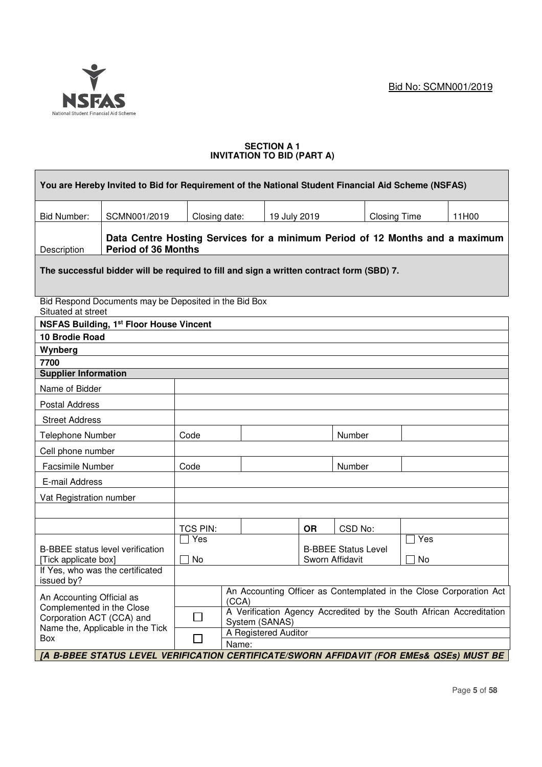Bid No: SCMN001/2019

**SECTION A 1**
**INVITATION TO BID (PART A)**

| **You are Hereby Invited to Bid for Requirement of the National Student Financial Aid Scheme (NSFAS)** | | | | | |
|---|---|---|---|---|---|
| Bid Number: | SCMN001/2019 | Closing date: | 19 July 2019 | Closing Time | 11H00 |
| Description | **Data Centre Hosting Services for a minimum Period of 12 Months and a maximum Period of 36 Months** | | | | |
| **The successful bidder will be required to fill and sign a written contract form (SBD) 7.** | | | | | |

Bid Respond Documents may be Deposited in the Bid Box
Situated at street

| **NSFAS Building, 1st Floor House Vincent** |
|---|
| **10 Brodie Road** |
| **Wynberg** |
| **7700** |

| **Supplier Information** | | | | | | |
|---|---|---|---|---|---|---|
| Name of Bidder | | | | | | |
| Postal Address | | | | | | |
| Street Address | | | | | | |
| Telephone Number | Code | | | Number | | |
| Cell phone number | | | | | | |
| Facsimile Number | Code | | | Number | | |
| E-mail Address | | | | | | |
| Vat Registration number | | | | | | |
| | | | | | | |
| | TCS PIN: | | **OR** | CSD No: | | |
| B-BBEE status level verification [Tick applicable box] | ☐ Yes ☐ No | | B-BBEE Status Level Sworn Affidavit | | ☐ Yes ☐ No | |
| If Yes, who was the certificated issued by? | | | | | | |
| An Accounting Official as Complemented in the Close Corporation ACT (CCA) and Name the, Applicable in the Tick Box | | An Accounting Officer as Contemplated in the Close Corporation Act (CCA) | | | | |
| | ☐ | A Verification Agency Accredited by the South African Accreditation System (SANAS) | | | | |
| | ☐ | A Registered Auditor | | | | |
| | | Name: | | | | |

***[A B-BBEE STATUS LEVEL VERIFICATION CERTIFICATE/SWORN AFFIDAVIT (FOR EMEs& QSEs) MUST BE***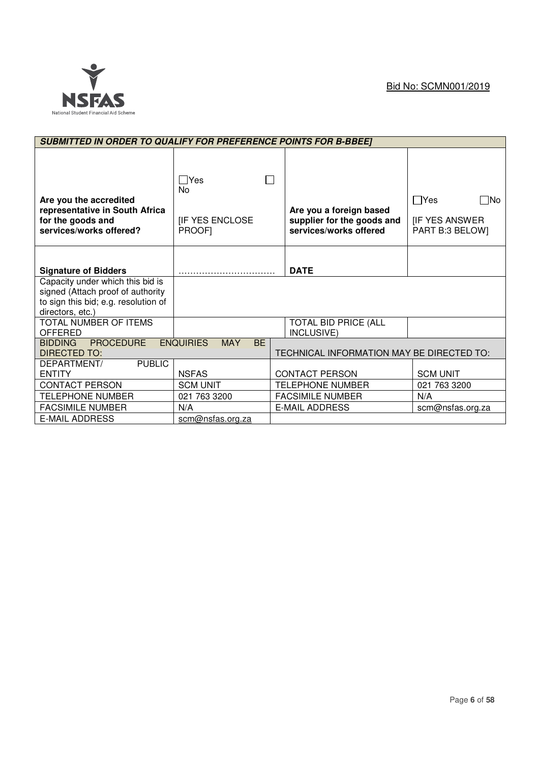Bid No: SCMN001/2019

| ***SUBMITTED IN ORDER TO QUALIFY FOR PREFERENCE POINTS FOR B-BBEE]*** | | | |
|---|---|---|---|
| **Are you the accredited representative in South Africa for the goods and services/works offered?** | ☐Yes ☐ No<br><br>[IF YES ENCLOSE PROOF] | **Are you a foreign based supplier for the goods and services/works offered** | ☐Yes ☐No<br><br>[IF YES ANSWER PART B:3 BELOW] |
| **Signature of Bidders** | …………………………… | **DATE** | |
| Capacity under which this bid is signed (Attach proof of authority to sign this bid; e.g. resolution of directors, etc.) | | | |
| TOTAL NUMBER OF ITEMS OFFERED | | TOTAL BID PRICE (ALL INCLUSIVE) | |
| BIDDING PROCEDURE ENQUIRIES MAY BE DIRECTED TO: | | TECHNICAL INFORMATION MAY BE DIRECTED TO: | |
| DEPARTMENT/ PUBLIC ENTITY | NSFAS | CONTACT PERSON | SCM UNIT |
| CONTACT PERSON | SCM UNIT | TELEPHONE NUMBER | 021 763 3200 |
| TELEPHONE NUMBER | 021 763 3200 | FACSIMILE NUMBER | N/A |
| FACSIMILE NUMBER | N/A | E-MAIL ADDRESS | scm@nsfas.org.za |
| E-MAIL ADDRESS | scm@nsfas.org.za | | |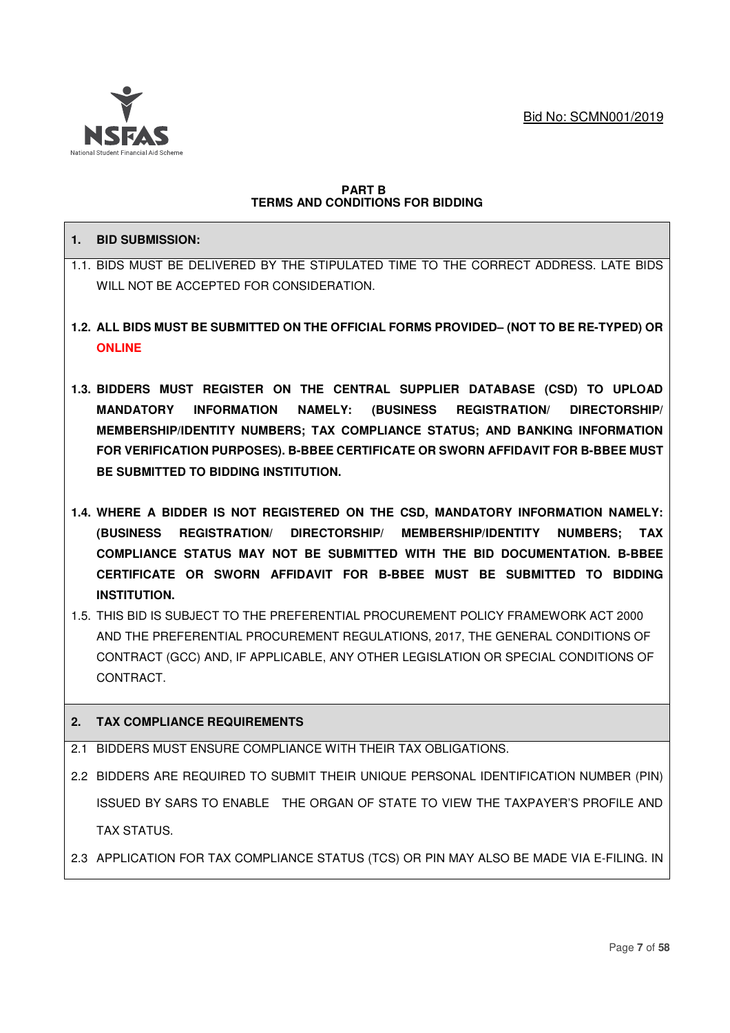Bid No: SCMN001/2019

**PART B**
**TERMS AND CONDITIONS FOR BIDDING**

**1. BID SUBMISSION:**

1.1. BIDS MUST BE DELIVERED BY THE STIPULATED TIME TO THE CORRECT ADDRESS. LATE BIDS WILL NOT BE ACCEPTED FOR CONSIDERATION.

**1.2. ALL BIDS MUST BE SUBMITTED ON THE OFFICIAL FORMS PROVIDED– (NOT TO BE RE-TYPED) OR ONLINE**

**1.3. BIDDERS MUST REGISTER ON THE CENTRAL SUPPLIER DATABASE (CSD) TO UPLOAD MANDATORY INFORMATION NAMELY: (BUSINESS REGISTRATION/ DIRECTORSHIP/ MEMBERSHIP/IDENTITY NUMBERS; TAX COMPLIANCE STATUS; AND BANKING INFORMATION FOR VERIFICATION PURPOSES). B-BBEE CERTIFICATE OR SWORN AFFIDAVIT FOR B-BBEE MUST BE SUBMITTED TO BIDDING INSTITUTION.**

**1.4. WHERE A BIDDER IS NOT REGISTERED ON THE CSD, MANDATORY INFORMATION NAMELY: (BUSINESS REGISTRATION/ DIRECTORSHIP/ MEMBERSHIP/IDENTITY NUMBERS; TAX COMPLIANCE STATUS MAY NOT BE SUBMITTED WITH THE BID DOCUMENTATION. B-BBEE CERTIFICATE OR SWORN AFFIDAVIT FOR B-BBEE MUST BE SUBMITTED TO BIDDING INSTITUTION.**

1.5. THIS BID IS SUBJECT TO THE PREFERENTIAL PROCUREMENT POLICY FRAMEWORK ACT 2000 AND THE PREFERENTIAL PROCUREMENT REGULATIONS, 2017, THE GENERAL CONDITIONS OF CONTRACT (GCC) AND, IF APPLICABLE, ANY OTHER LEGISLATION OR SPECIAL CONDITIONS OF CONTRACT.

**2. TAX COMPLIANCE REQUIREMENTS**

2.1 BIDDERS MUST ENSURE COMPLIANCE WITH THEIR TAX OBLIGATIONS.

2.2 BIDDERS ARE REQUIRED TO SUBMIT THEIR UNIQUE PERSONAL IDENTIFICATION NUMBER (PIN) ISSUED BY SARS TO ENABLE THE ORGAN OF STATE TO VIEW THE TAXPAYER'S PROFILE AND TAX STATUS.

2.3 APPLICATION FOR TAX COMPLIANCE STATUS (TCS) OR PIN MAY ALSO BE MADE VIA E-FILING. IN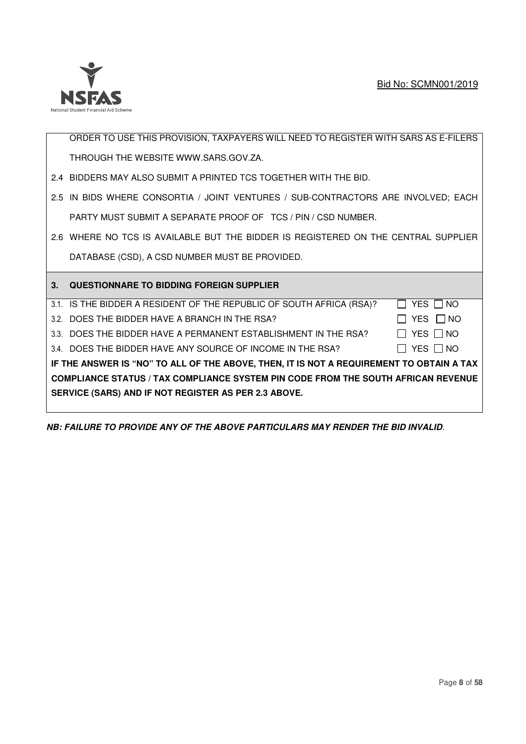ORDER TO USE THIS PROVISION, TAXPAYERS WILL NEED TO REGISTER WITH SARS AS E-FILERS THROUGH THE WEBSITE WWW.SARS.GOV.ZA.

2.4 BIDDERS MAY ALSO SUBMIT A PRINTED TCS TOGETHER WITH THE BID.

2.5 IN BIDS WHERE CONSORTIA / JOINT VENTURES / SUB-CONTRACTORS ARE INVOLVED; EACH PARTY MUST SUBMIT A SEPARATE PROOF OF TCS / PIN / CSD NUMBER.

2.6 WHERE NO TCS IS AVAILABLE BUT THE BIDDER IS REGISTERED ON THE CENTRAL SUPPLIER DATABASE (CSD), A CSD NUMBER MUST BE PROVIDED.

## 3. QUESTIONNAIRE TO BIDDING FOREIGN SUPPLIER

| | |
|---|---|
| 3.1. IS THE BIDDER A RESIDENT OF THE REPUBLIC OF SOUTH AFRICA (RSA)? | ☐ YES ☐ NO |
| 3.2. DOES THE BIDDER HAVE A BRANCH IN THE RSA? | ☐ YES ☐ NO |
| 3.3. DOES THE BIDDER HAVE A PERMANENT ESTABLISHMENT IN THE RSA? | ☐ YES ☐ NO |
| 3.4. DOES THE BIDDER HAVE ANY SOURCE OF INCOME IN THE RSA? | ☐ YES ☐ NO |

**IF THE ANSWER IS "NO" TO ALL OF THE ABOVE, THEN, IT IS NOT A REQUIREMENT TO OBTAIN A TAX COMPLIANCE STATUS / TAX COMPLIANCE SYSTEM PIN CODE FROM THE SOUTH AFRICAN REVENUE SERVICE (SARS) AND IF NOT REGISTER AS PER 2.3 ABOVE.**

***NB: FAILURE TO PROVIDE ANY OF THE ABOVE PARTICULARS MAY RENDER THE BID INVALID.***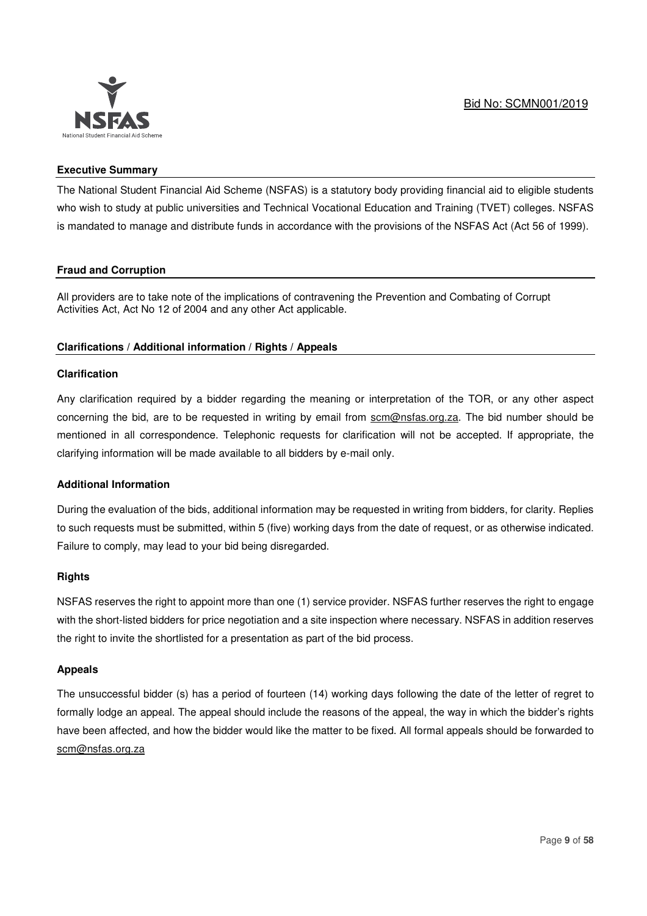## Executive Summary

The National Student Financial Aid Scheme (NSFAS) is a statutory body providing financial aid to eligible students who wish to study at public universities and Technical Vocational Education and Training (TVET) colleges. NSFAS is mandated to manage and distribute funds in accordance with the provisions of the NSFAS Act (Act 56 of 1999).

## Fraud and Corruption

All providers are to take note of the implications of contravening the Prevention and Combating of Corrupt Activities Act, Act No 12 of 2004 and any other Act applicable.

## Clarifications / Additional information / Rights / Appeals

### Clarification

Any clarification required by a bidder regarding the meaning or interpretation of the TOR, or any other aspect concerning the bid, are to be requested in writing by email from scm@nsfas.org.za. The bid number should be mentioned in all correspondence. Telephonic requests for clarification will not be accepted. If appropriate, the clarifying information will be made available to all bidders by e-mail only.

### Additional Information

During the evaluation of the bids, additional information may be requested in writing from bidders, for clarity. Replies to such requests must be submitted, within 5 (five) working days from the date of request, or as otherwise indicated. Failure to comply, may lead to your bid being disregarded.

### Rights

NSFAS reserves the right to appoint more than one (1) service provider. NSFAS further reserves the right to engage with the short-listed bidders for price negotiation and a site inspection where necessary. NSFAS in addition reserves the right to invite the shortlisted for a presentation as part of the bid process.

### Appeals

The unsuccessful bidder (s) has a period of fourteen (14) working days following the date of the letter of regret to formally lodge an appeal. The appeal should include the reasons of the appeal, the way in which the bidder's rights have been affected, and how the bidder would like the matter to be fixed. All formal appeals should be forwarded to scm@nsfas.org.za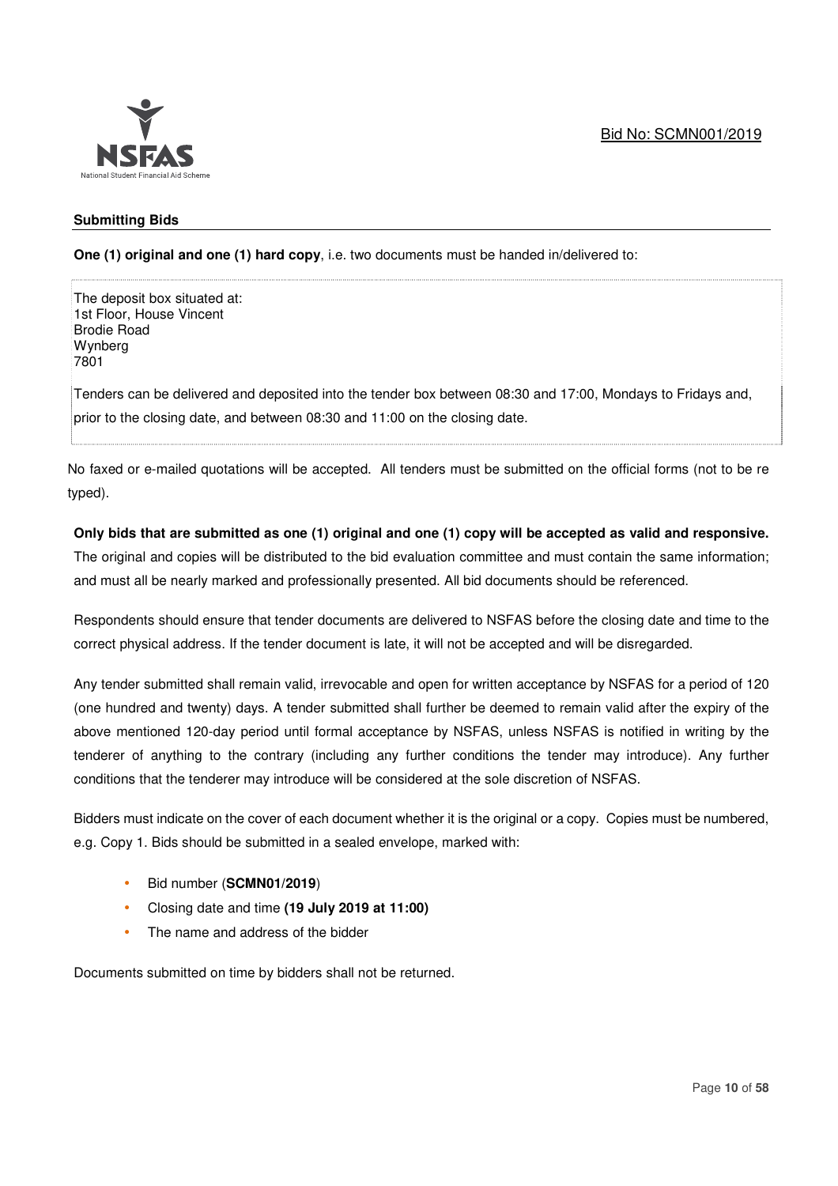## Submitting Bids

**One (1) original and one (1) hard copy**, i.e. two documents must be handed in/delivered to:

The deposit box situated at:
1st Floor, House Vincent
Brodie Road
Wynberg
7801

Tenders can be delivered and deposited into the tender box between 08:30 and 17:00, Mondays to Fridays and, prior to the closing date, and between 08:30 and 11:00 on the closing date.

No faxed or e-mailed quotations will be accepted. All tenders must be submitted on the official forms (not to be re typed).

**Only bids that are submitted as one (1) original and one (1) copy will be accepted as valid and responsive.** The original and copies will be distributed to the bid evaluation committee and must contain the same information; and must all be nearly marked and professionally presented. All bid documents should be referenced.

Respondents should ensure that tender documents are delivered to NSFAS before the closing date and time to the correct physical address. If the tender document is late, it will not be accepted and will be disregarded.

Any tender submitted shall remain valid, irrevocable and open for written acceptance by NSFAS for a period of 120 (one hundred and twenty) days. A tender submitted shall further be deemed to remain valid after the expiry of the above mentioned 120-day period until formal acceptance by NSFAS, unless NSFAS is notified in writing by the tenderer of anything to the contrary (including any further conditions the tender may introduce). Any further conditions that the tenderer may introduce will be considered at the sole discretion of NSFAS.

Bidders must indicate on the cover of each document whether it is the original or a copy. Copies must be numbered, e.g. Copy 1. Bids should be submitted in a sealed envelope, marked with:

- Bid number (**SCMN01/2019**)
- Closing date and time **(19 July 2019 at 11:00)**
- The name and address of the bidder

Documents submitted on time by bidders shall not be returned.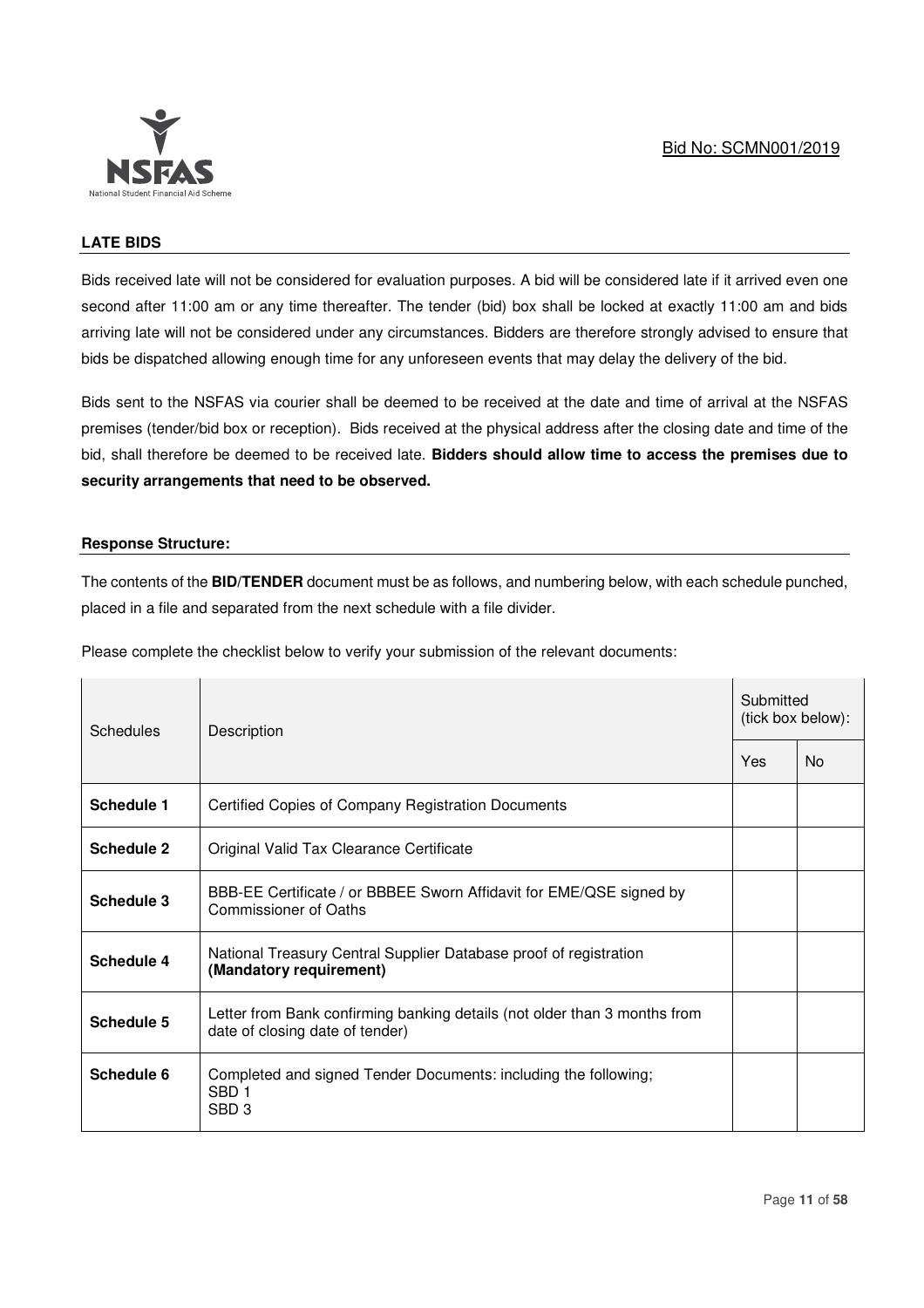Bid No: SCMN001/2019

**LATE BIDS**

Bids received late will not be considered for evaluation purposes. A bid will be considered late if it arrived even one second after 11:00 am or any time thereafter. The tender (bid) box shall be locked at exactly 11:00 am and bids arriving late will not be considered under any circumstances. Bidders are therefore strongly advised to ensure that bids be dispatched allowing enough time for any unforeseen events that may delay the delivery of the bid.

Bids sent to the NSFAS via courier shall be deemed to be received at the date and time of arrival at the NSFAS premises (tender/bid box or reception). Bids received at the physical address after the closing date and time of the bid, shall therefore be deemed to be received late. **Bidders should allow time to access the premises due to security arrangements that need to be observed.**

**Response Structure:**

The contents of the **BID/TENDER** document must be as follows, and numbering below, with each schedule punched, placed in a file and separated from the next schedule with a file divider.

Please complete the checklist below to verify your submission of the relevant documents:

| Schedules | Description | Submitted (tick box below): | |
|---|---|---|---|
| | | Yes | No |
| **Schedule 1** | Certified Copies of Company Registration Documents | | |
| **Schedule 2** | Original Valid Tax Clearance Certificate | | |
| **Schedule 3** | BBB-EE Certificate / or BBBEE Sworn Affidavit for EME/QSE signed by Commissioner of Oaths | | |
| **Schedule 4** | National Treasury Central Supplier Database proof of registration **(Mandatory requirement)** | | |
| **Schedule 5** | Letter from Bank confirming banking details (not older than 3 months from date of closing date of tender) | | |
| **Schedule 6** | Completed and signed Tender Documents: including the following; SBD 1 SBD 3 | | |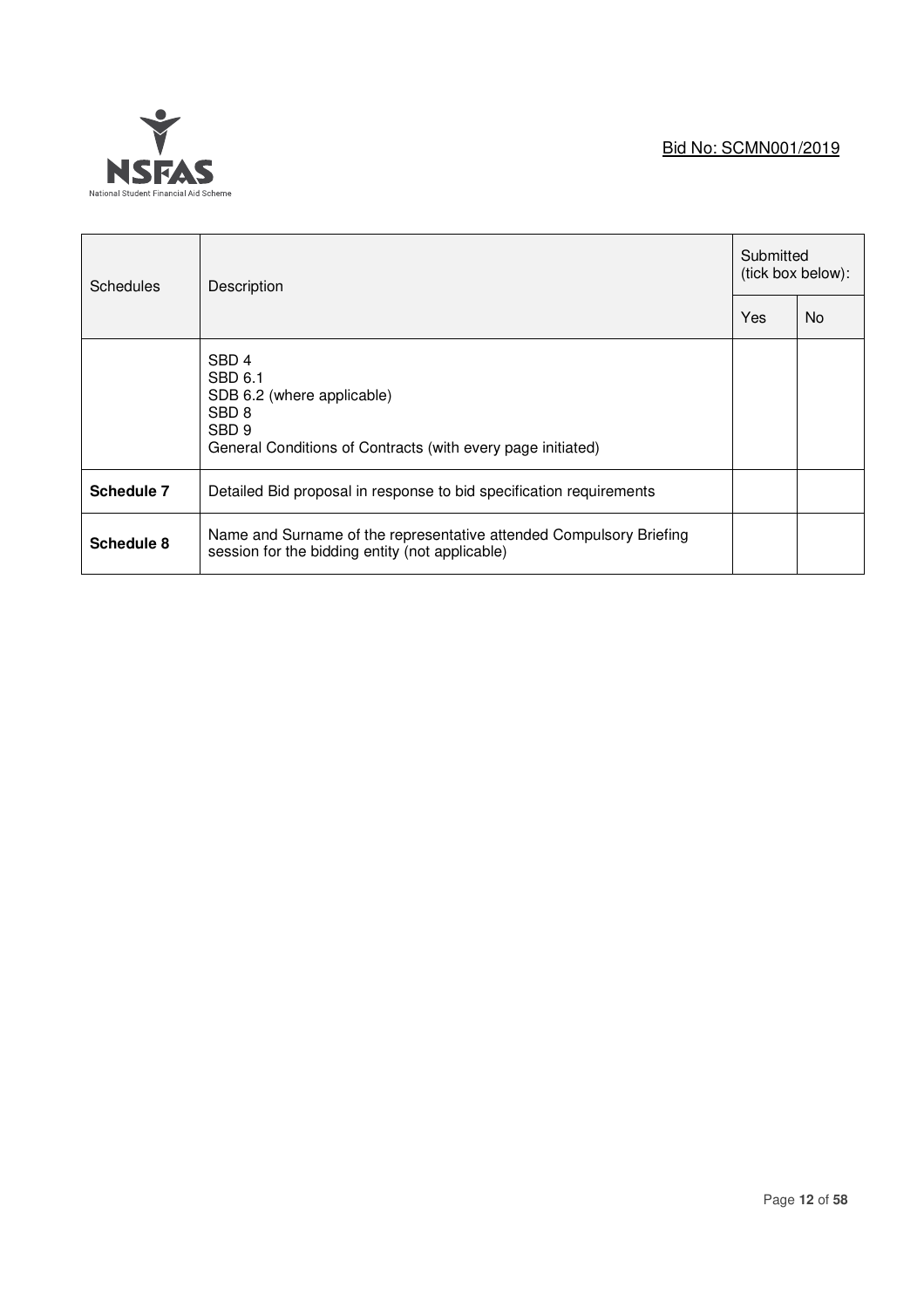Bid No: SCMN001/2019

| Schedules | Description | Submitted (tick box below): | |
|---|---|---|---|
| | | Yes | No |
| | SBD 4<br>SBD 6.1<br>SDB 6.2 (where applicable)<br>SBD 8<br>SBD 9<br>General Conditions of Contracts (with every page initiated) | | |
| **Schedule 7** | Detailed Bid proposal in response to bid specification requirements | | |
| **Schedule 8** | Name and Surname of the representative attended Compulsory Briefing session for the bidding entity (not applicable) | | |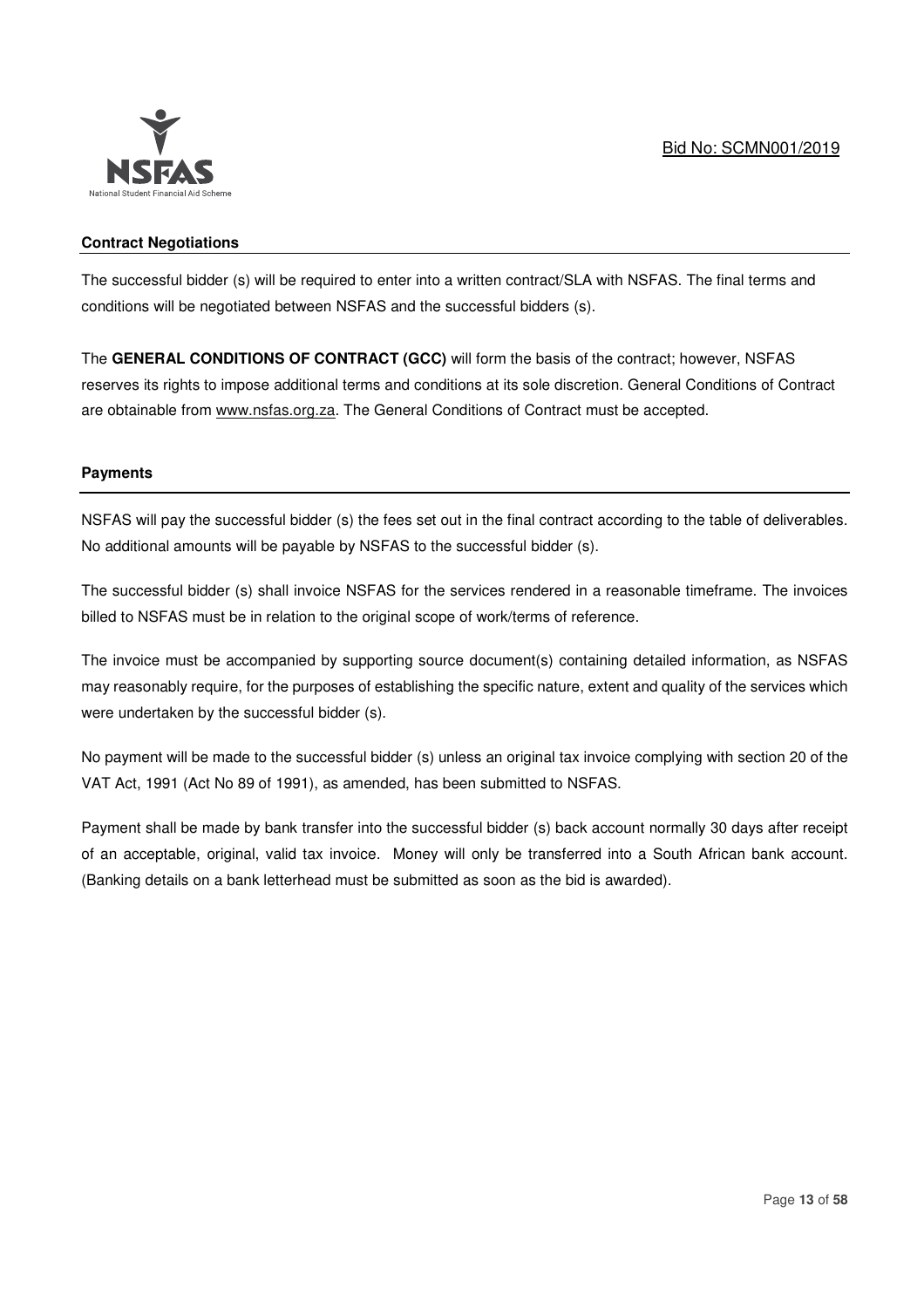#### Contract Negotiations

The successful bidder (s) will be required to enter into a written contract/SLA with NSFAS. The final terms and conditions will be negotiated between NSFAS and the successful bidders (s).

The **GENERAL CONDITIONS OF CONTRACT (GCC)** will form the basis of the contract; however, NSFAS reserves its rights to impose additional terms and conditions at its sole discretion. General Conditions of Contract are obtainable from www.nsfas.org.za. The General Conditions of Contract must be accepted.

#### Payments

NSFAS will pay the successful bidder (s) the fees set out in the final contract according to the table of deliverables. No additional amounts will be payable by NSFAS to the successful bidder (s).

The successful bidder (s) shall invoice NSFAS for the services rendered in a reasonable timeframe. The invoices billed to NSFAS must be in relation to the original scope of work/terms of reference.

The invoice must be accompanied by supporting source document(s) containing detailed information, as NSFAS may reasonably require, for the purposes of establishing the specific nature, extent and quality of the services which were undertaken by the successful bidder (s).

No payment will be made to the successful bidder (s) unless an original tax invoice complying with section 20 of the VAT Act, 1991 (Act No 89 of 1991), as amended, has been submitted to NSFAS.

Payment shall be made by bank transfer into the successful bidder (s) back account normally 30 days after receipt of an acceptable, original, valid tax invoice. Money will only be transferred into a South African bank account. (Banking details on a bank letterhead must be submitted as soon as the bid is awarded).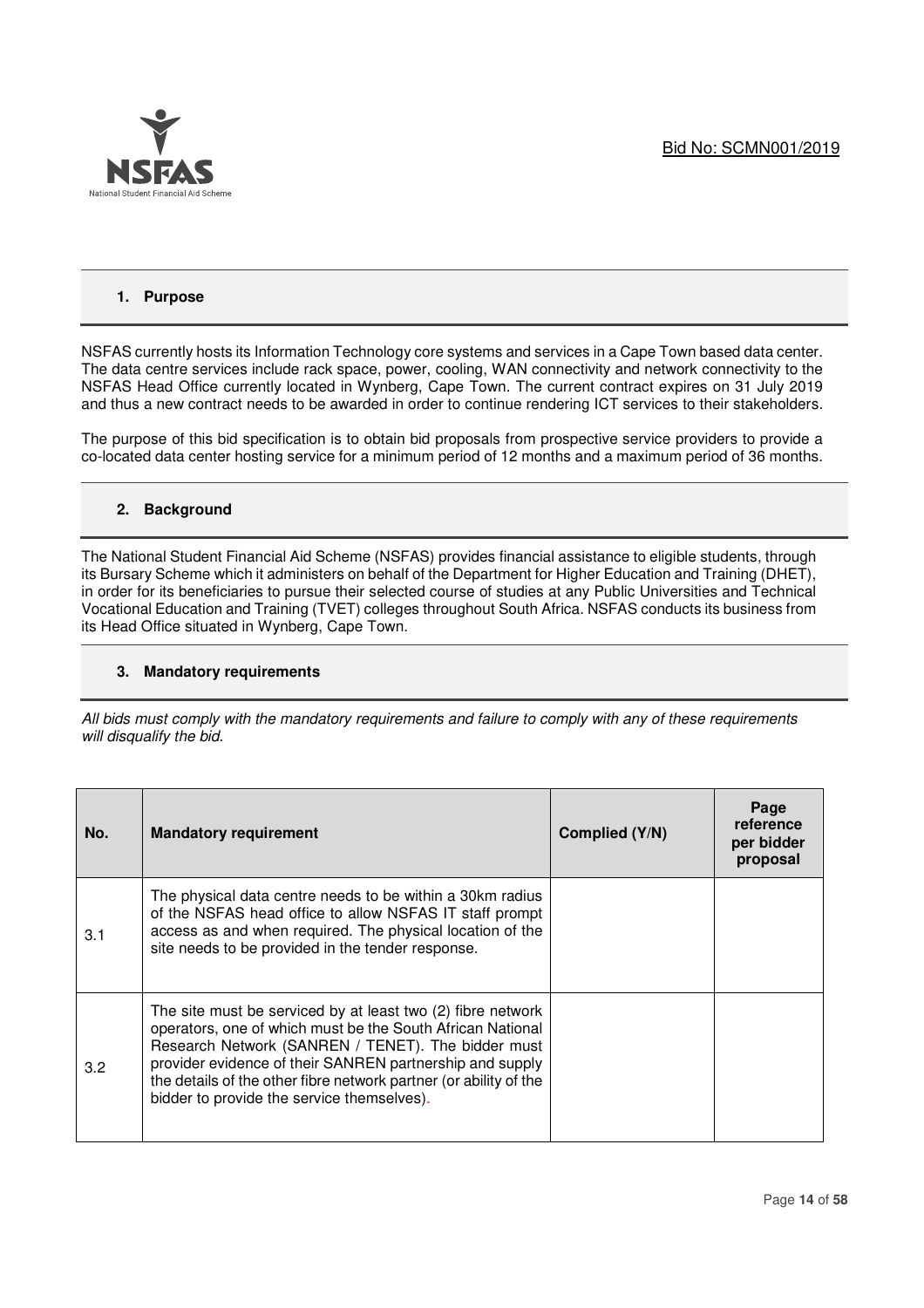## 1. Purpose

NSFAS currently hosts its Information Technology core systems and services in a Cape Town based data center. The data centre services include rack space, power, cooling, WAN connectivity and network connectivity to the NSFAS Head Office currently located in Wynberg, Cape Town. The current contract expires on 31 July 2019 and thus a new contract needs to be awarded in order to continue rendering ICT services to their stakeholders.

The purpose of this bid specification is to obtain bid proposals from prospective service providers to provide a co-located data center hosting service for a minimum period of 12 months and a maximum period of 36 months.

## 2. Background

The National Student Financial Aid Scheme (NSFAS) provides financial assistance to eligible students, through its Bursary Scheme which it administers on behalf of the Department for Higher Education and Training (DHET), in order for its beneficiaries to pursue their selected course of studies at any Public Universities and Technical Vocational Education and Training (TVET) colleges throughout South Africa. NSFAS conducts its business from its Head Office situated in Wynberg, Cape Town.

## 3. Mandatory requirements

*All bids must comply with the mandatory requirements and failure to comply with any of these requirements will disqualify the bid.*

| No. | Mandatory requirement | Complied (Y/N) | Page reference per bidder proposal |
|---|---|---|---|
| 3.1 | The physical data centre needs to be within a 30km radius of the NSFAS head office to allow NSFAS IT staff prompt access as and when required. The physical location of the site needs to be provided in the tender response. | | |
| 3.2 | The site must be serviced by at least two (2) fibre network operators, one of which must be the South African National Research Network (SANREN / TENET). The bidder must provider evidence of their SANREN partnership and supply the details of the other fibre network partner (or ability of the bidder to provide the service themselves). | | |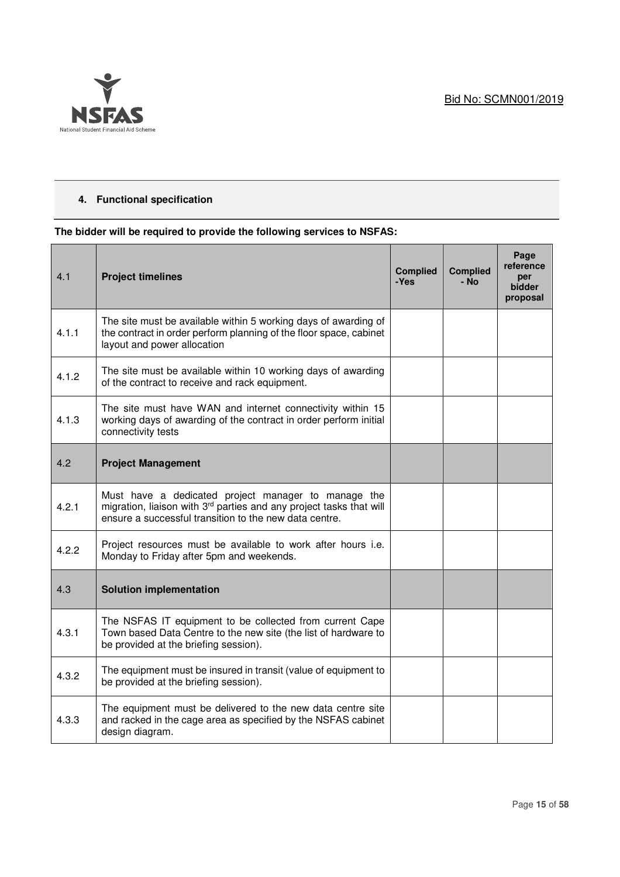## 4. Functional specification

**The bidder will be required to provide the following services to NSFAS:**

| 4.1 | **Project timelines** | **Complied -Yes** | **Complied - No** | **Page reference per bidder proposal** |
|---|---|---|---|---|
| 4.1.1 | The site must be available within 5 working days of awarding of the contract in order perform planning of the floor space, cabinet layout and power allocation | | | |
| 4.1.2 | The site must be available within 10 working days of awarding of the contract to receive and rack equipment. | | | |
| 4.1.3 | The site must have WAN and internet connectivity within 15 working days of awarding of the contract in order perform initial connectivity tests | | | |
| 4.2 | **Project Management** | | | |
| 4.2.1 | Must have a dedicated project manager to manage the migration, liaison with 3rd parties and any project tasks that will ensure a successful transition to the new data centre. | | | |
| 4.2.2 | Project resources must be available to work after hours i.e. Monday to Friday after 5pm and weekends. | | | |
| 4.3 | **Solution implementation** | | | |
| 4.3.1 | The NSFAS IT equipment to be collected from current Cape Town based Data Centre to the new site (the list of hardware to be provided at the briefing session). | | | |
| 4.3.2 | The equipment must be insured in transit (value of equipment to be provided at the briefing session). | | | |
| 4.3.3 | The equipment must be delivered to the new data centre site and racked in the cage area as specified by the NSFAS cabinet design diagram. | | | |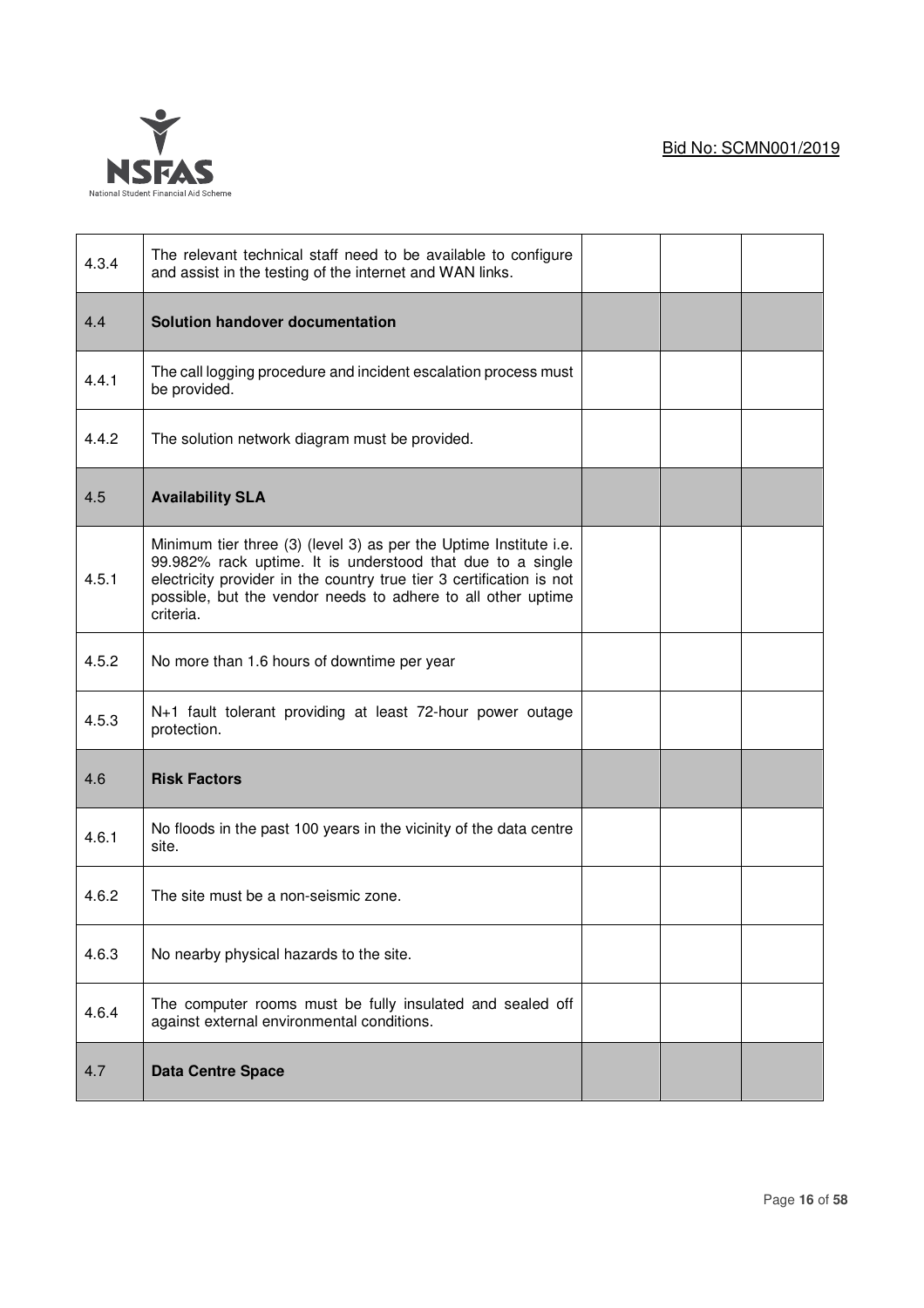| | | | | |
|---|---|---|---|---|
| 4.3.4 | The relevant technical staff need to be available to configure and assist in the testing of the internet and WAN links. | | | |
| 4.4 | **Solution handover documentation** | | | |
| 4.4.1 | The call logging procedure and incident escalation process must be provided. | | | |
| 4.4.2 | The solution network diagram must be provided. | | | |
| 4.5 | **Availability SLA** | | | |
| 4.5.1 | Minimum tier three (3) (level 3) as per the Uptime Institute i.e. 99.982% rack uptime. It is understood that due to a single electricity provider in the country true tier 3 certification is not possible, but the vendor needs to adhere to all other uptime criteria. | | | |
| 4.5.2 | No more than 1.6 hours of downtime per year | | | |
| 4.5.3 | N+1 fault tolerant providing at least 72-hour power outage protection. | | | |
| 4.6 | **Risk Factors** | | | |
| 4.6.1 | No floods in the past 100 years in the vicinity of the data centre site. | | | |
| 4.6.2 | The site must be a non-seismic zone. | | | |
| 4.6.3 | No nearby physical hazards to the site. | | | |
| 4.6.4 | The computer rooms must be fully insulated and sealed off against external environmental conditions. | | | |
| 4.7 | **Data Centre Space** | | | |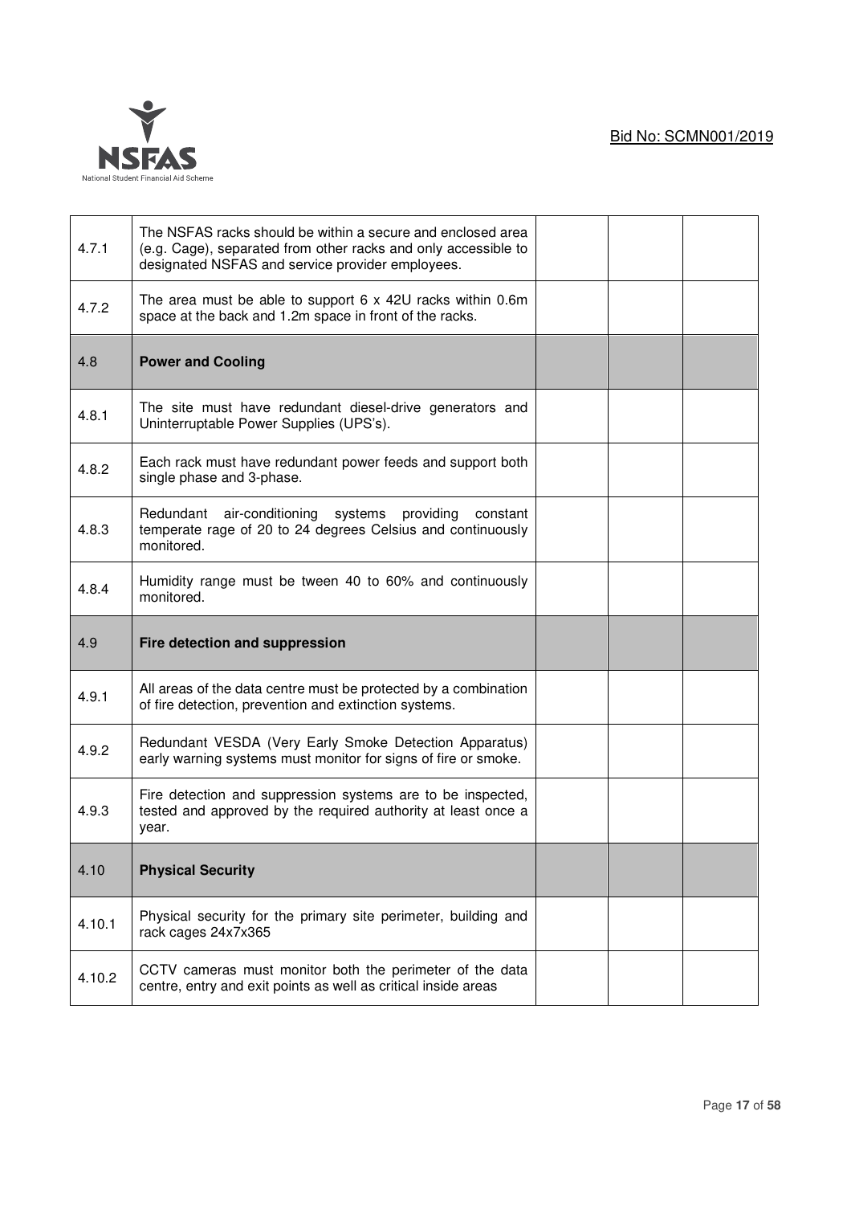| | | | | |
|---|---|---|---|---|
| 4.7.1 | The NSFAS racks should be within a secure and enclosed area (e.g. Cage), separated from other racks and only accessible to designated NSFAS and service provider employees. | | | |
| 4.7.2 | The area must be able to support 6 x 42U racks within 0.6m space at the back and 1.2m space in front of the racks. | | | |
| 4.8 | **Power and Cooling** | | | |
| 4.8.1 | The site must have redundant diesel-drive generators and Uninterruptable Power Supplies (UPS's). | | | |
| 4.8.2 | Each rack must have redundant power feeds and support both single phase and 3-phase. | | | |
| 4.8.3 | Redundant air-conditioning systems providing constant temperate rage of 20 to 24 degrees Celsius and continuously monitored. | | | |
| 4.8.4 | Humidity range must be tween 40 to 60% and continuously monitored. | | | |
| 4.9 | **Fire detection and suppression** | | | |
| 4.9.1 | All areas of the data centre must be protected by a combination of fire detection, prevention and extinction systems. | | | |
| 4.9.2 | Redundant VESDA (Very Early Smoke Detection Apparatus) early warning systems must monitor for signs of fire or smoke. | | | |
| 4.9.3 | Fire detection and suppression systems are to be inspected, tested and approved by the required authority at least once a year. | | | |
| 4.10 | **Physical Security** | | | |
| 4.10.1 | Physical security for the primary site perimeter, building and rack cages 24x7x365 | | | |
| 4.10.2 | CCTV cameras must monitor both the perimeter of the data centre, entry and exit points as well as critical inside areas | | | |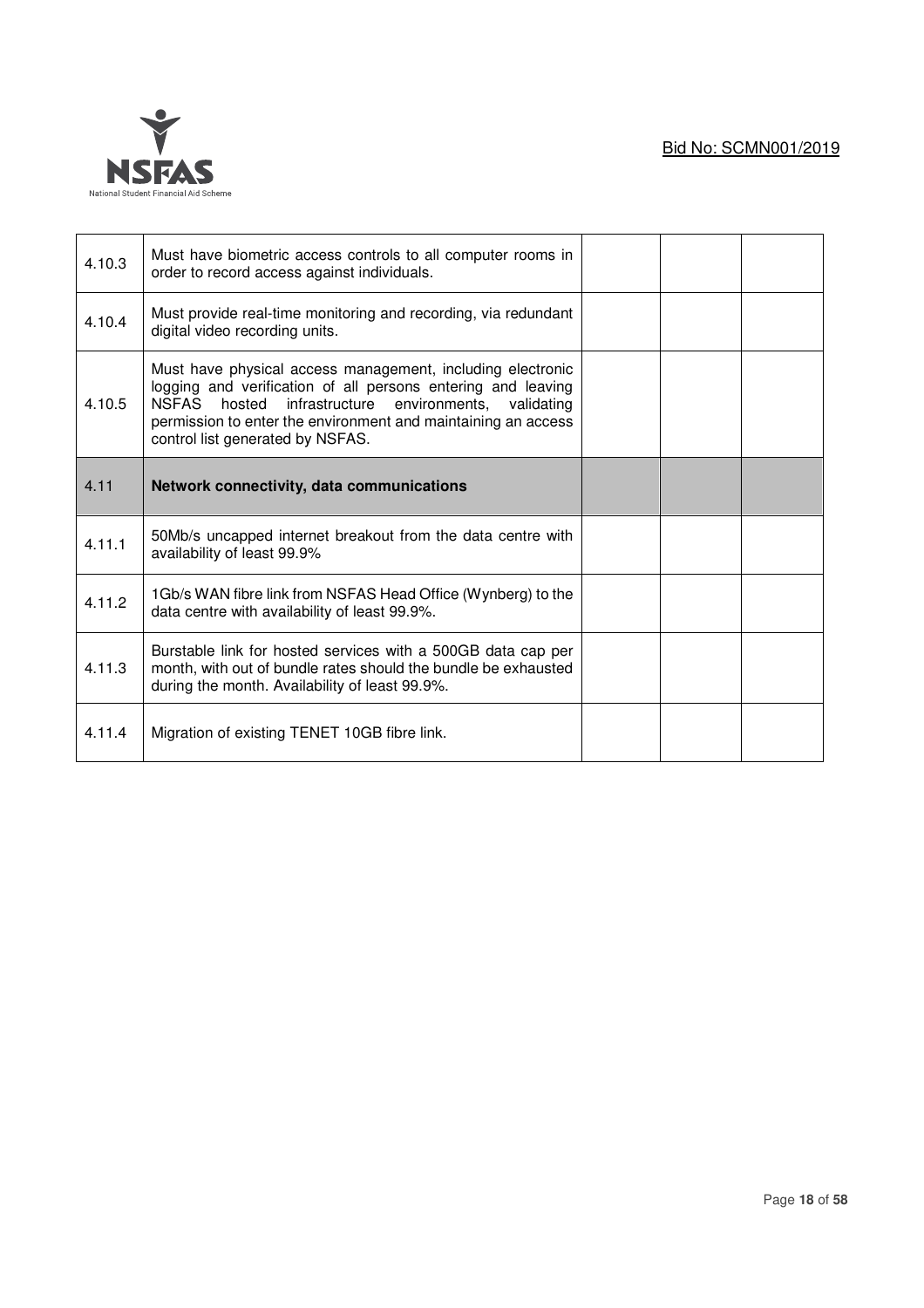| | | | | |
|---|---|---|---|---|
| 4.10.3 | Must have biometric access controls to all computer rooms in order to record access against individuals. | | | |
| 4.10.4 | Must provide real-time monitoring and recording, via redundant digital video recording units. | | | |
| 4.10.5 | Must have physical access management, including electronic logging and verification of all persons entering and leaving NSFAS hosted infrastructure environments, validating permission to enter the environment and maintaining an access control list generated by NSFAS. | | | |
| 4.11 | **Network connectivity, data communications** | | | |
| 4.11.1 | 50Mb/s uncapped internet breakout from the data centre with availability of least 99.9% | | | |
| 4.11.2 | 1Gb/s WAN fibre link from NSFAS Head Office (Wynberg) to the data centre with availability of least 99.9%. | | | |
| 4.11.3 | Burstable link for hosted services with a 500GB data cap per month, with out of bundle rates should the bundle be exhausted during the month. Availability of least 99.9%. | | | |
| 4.11.4 | Migration of existing TENET 10GB fibre link. | | | |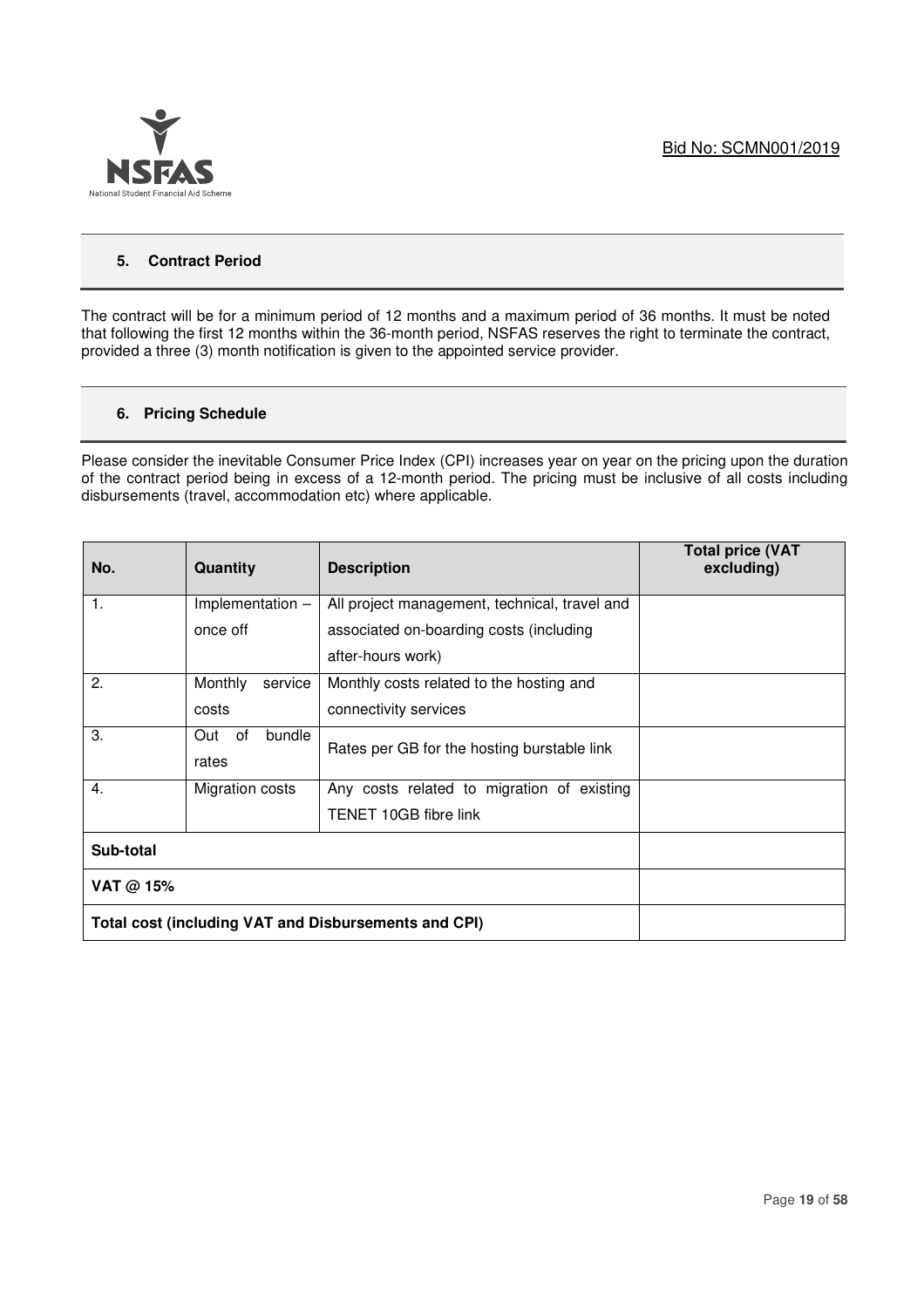## 5. Contract Period

The contract will be for a minimum period of 12 months and a maximum period of 36 months. It must be noted that following the first 12 months within the 36-month period, NSFAS reserves the right to terminate the contract, provided a three (3) month notification is given to the appointed service provider.

## 6. Pricing Schedule

Please consider the inevitable Consumer Price Index (CPI) increases year on year on the pricing upon the duration of the contract period being in excess of a 12-month period. The pricing must be inclusive of all costs including disbursements (travel, accommodation etc) where applicable.

| No. | Quantity | Description | Total price (VAT excluding) |
|---|---|---|---|
| 1. | Implementation – once off | All project management, technical, travel and associated on-boarding costs (including after-hours work) | |
| 2. | Monthly service costs | Monthly costs related to the hosting and connectivity services | |
| 3. | Out of bundle rates | Rates per GB for the hosting burstable link | |
| 4. | Migration costs | Any costs related to migration of existing TENET 10GB fibre link | |
| **Sub-total** | | | |
| **VAT @ 15%** | | | |
| **Total cost (including VAT and Disbursements and CPI)** | | | |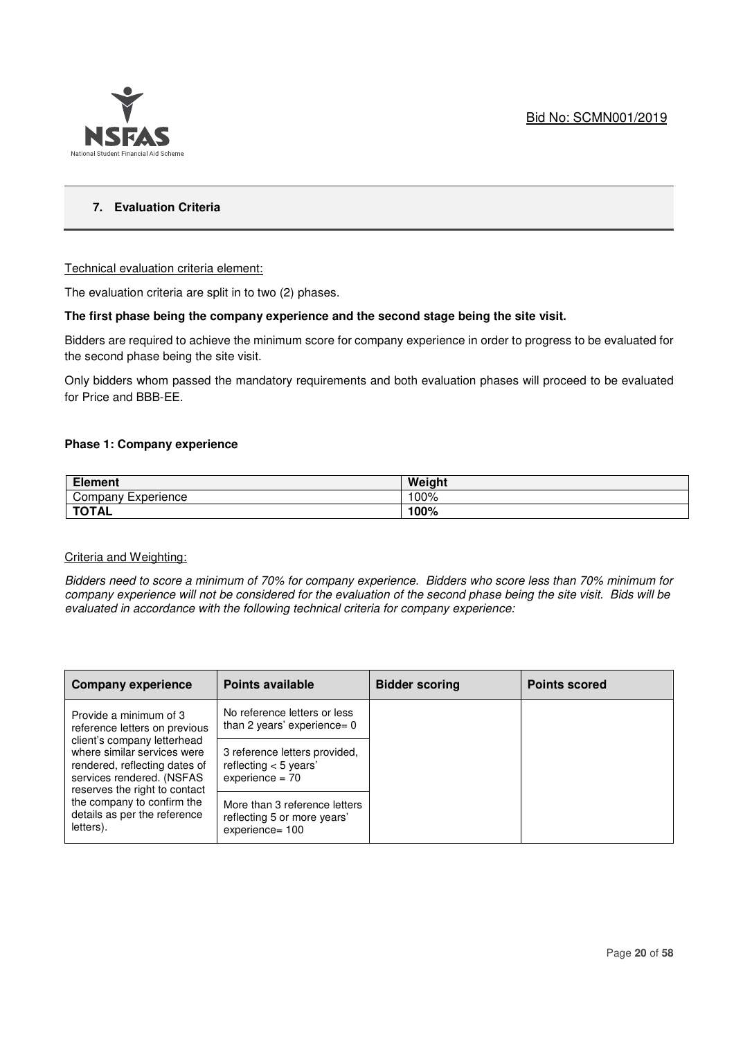## 7. Evaluation Criteria

Technical evaluation criteria element:

The evaluation criteria are split in to two (2) phases.

**The first phase being the company experience and the second stage being the site visit.**

Bidders are required to achieve the minimum score for company experience in order to progress to be evaluated for the second phase being the site visit.

Only bidders whom passed the mandatory requirements and both evaluation phases will proceed to be evaluated for Price and BBB-EE.

**Phase 1: Company experience**

| Element | Weight |
|---|---|
| Company Experience | 100% |
| **TOTAL** | **100%** |

Criteria and Weighting:

*Bidders need to score a minimum of 70% for company experience. Bidders who score less than 70% minimum for company experience will not be considered for the evaluation of the second phase being the site visit. Bids will be evaluated in accordance with the following technical criteria for company experience:*

| Company experience | Points available | Bidder scoring | Points scored |
|---|---|---|---|
| Provide a minimum of 3 reference letters on previous client's company letterhead where similar services were rendered, reflecting dates of services rendered. (NSFAS reserves the right to contact the company to confirm the details as per the reference letters). | No reference letters or less than 2 years' experience= 0 | | |
| | 3 reference letters provided, reflecting < 5 years' experience = 70 | | |
| | More than 3 reference letters reflecting 5 or more years' experience= 100 | | |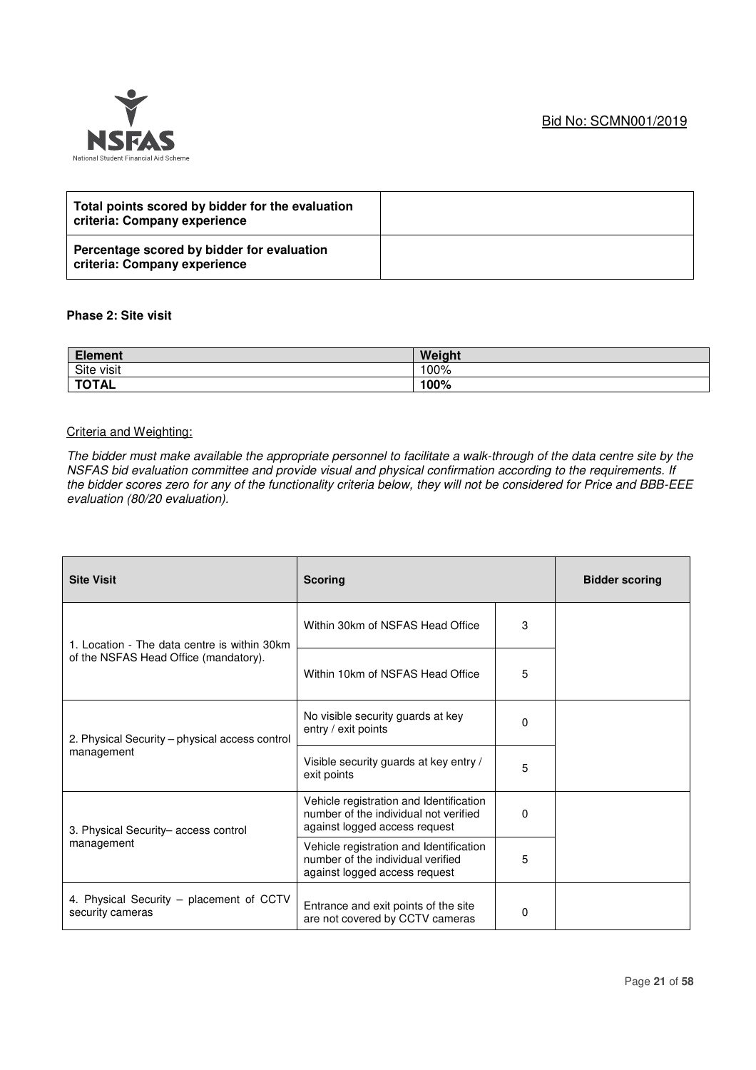| Total points scored by bidder for the evaluation criteria: Company experience | |
|---|---|
| **Percentage scored by bidder for evaluation criteria: Company experience** | |

**Phase 2: Site visit**

| Element | Weight |
|---|---|
| Site visit | 100% |
| **TOTAL** | **100%** |

Criteria and Weighting:

*The bidder must make available the appropriate personnel to facilitate a walk-through of the data centre site by the NSFAS bid evaluation committee and provide visual and physical confirmation according to the requirements. If the bidder scores zero for any of the functionality criteria below, they will not be considered for Price and BBB-EEE evaluation (80/20 evaluation).*

| Site Visit | Scoring | | Bidder scoring |
|---|---|---|---|
| 1. Location - The data centre is within 30km of the NSFAS Head Office (mandatory). | Within 30km of NSFAS Head Office | 3 | |
| | Within 10km of NSFAS Head Office | 5 | |
| 2. Physical Security – physical access control management | No visible security guards at key entry / exit points | 0 | |
| | Visible security guards at key entry / exit points | 5 | |
| 3. Physical Security– access control management | Vehicle registration and Identification number of the individual not verified against logged access request | 0 | |
| | Vehicle registration and Identification number of the individual verified against logged access request | 5 | |
| 4. Physical Security – placement of CCTV security cameras | Entrance and exit points of the site are not covered by CCTV cameras | 0 | |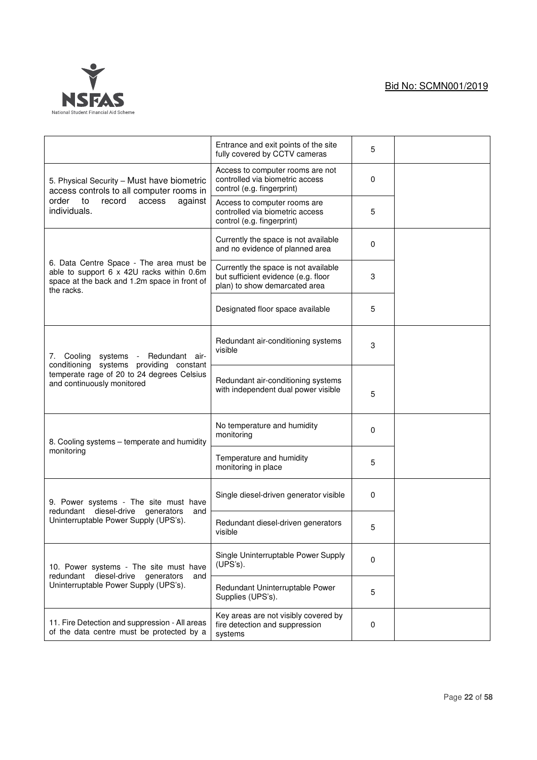| | | | |
|---|---|---|---|
| | Entrance and exit points of the site fully covered by CCTV cameras | 5 | |
| 5. Physical Security – Must have biometric access controls to all computer rooms in order to record access against individuals. | Access to computer rooms are not controlled via biometric access control (e.g. fingerprint) | 0 | |
| | Access to computer rooms are controlled via biometric access control (e.g. fingerprint) | 5 | |
| 6. Data Centre Space - The area must be able to support 6 x 42U racks within 0.6m space at the back and 1.2m space in front of the racks. | Currently the space is not available and no evidence of planned area | 0 | |
| | Currently the space is not available but sufficient evidence (e.g. floor plan) to show demarcated area | 3 | |
| | Designated floor space available | 5 | |
| 7. Cooling systems - Redundant air-conditioning systems providing constant temperate rage of 20 to 24 degrees Celsius and continuously monitored | Redundant air-conditioning systems visible | 3 | |
| | Redundant air-conditioning systems with independent dual power visible | 5 | |
| 8. Cooling systems – temperate and humidity monitoring | No temperature and humidity monitoring | 0 | |
| | Temperature and humidity monitoring in place | 5 | |
| 9. Power systems - The site must have redundant diesel-drive generators and Uninterruptable Power Supply (UPS's). | Single diesel-driven generator visible | 0 | |
| | Redundant diesel-driven generators visible | 5 | |
| 10. Power systems - The site must have redundant diesel-drive generators and Uninterruptable Power Supply (UPS's). | Single Uninterruptable Power Supply (UPS's). | 0 | |
| | Redundant Uninterruptable Power Supplies (UPS's). | 5 | |
| 11. Fire Detection and suppression - All areas of the data centre must be protected by a | Key areas are not visibly covered by fire detection and suppression systems | 0 | |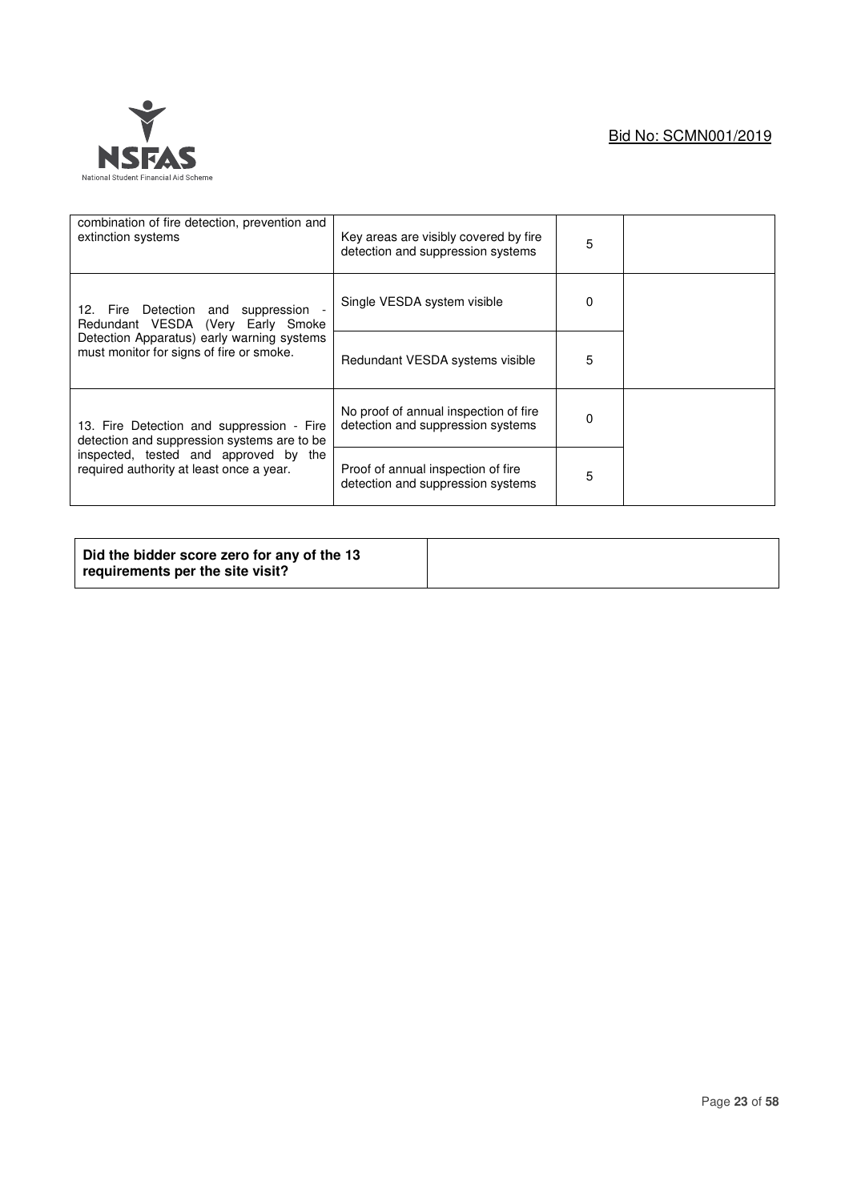| | | | |
|---|---|---|---|
| combination of fire detection, prevention and extinction systems | Key areas are visibly covered by fire detection and suppression systems | 5 | |
| 12. Fire Detection and suppression - Redundant VESDA (Very Early Smoke Detection Apparatus) early warning systems must monitor for signs of fire or smoke. | Single VESDA system visible | 0 | |
| | Redundant VESDA systems visible | 5 | |
| 13. Fire Detection and suppression - Fire detection and suppression systems are to be inspected, tested and approved by the required authority at least once a year. | No proof of annual inspection of fire detection and suppression systems | 0 | |
| | Proof of annual inspection of fire detection and suppression systems | 5 | |

| | |
|---|---|
| **Did the bidder score zero for any of the 13 requirements per the site visit?** | |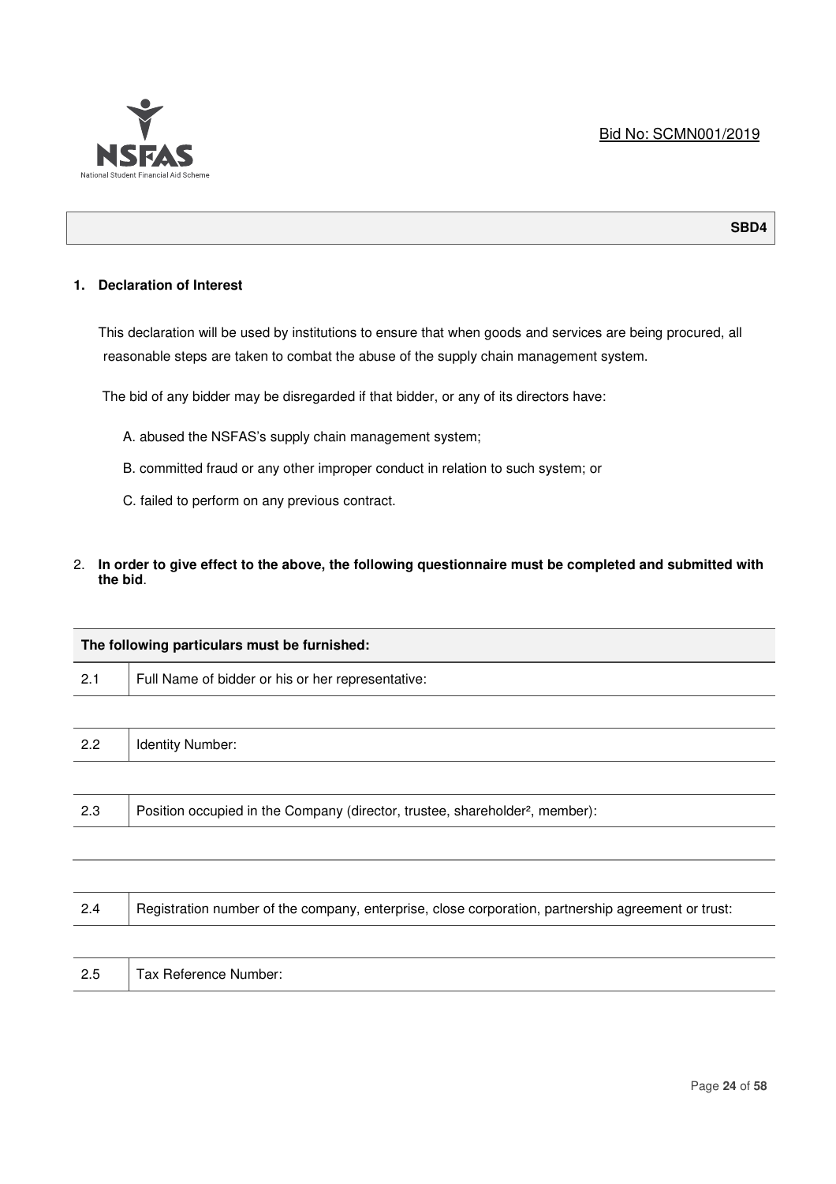Bid No: SCMN001/2019

**SBD4**

**1. Declaration of Interest**

This declaration will be used by institutions to ensure that when goods and services are being procured, all reasonable steps are taken to combat the abuse of the supply chain management system.

The bid of any bidder may be disregarded if that bidder, or any of its directors have:

A. abused the NSFAS's supply chain management system;

B. committed fraud or any other improper conduct in relation to such system; or

C. failed to perform on any previous contract.

2. **In order to give effect to the above, the following questionnaire must be completed and submitted with the bid**.

| **The following particulars must be furnished:** | |
|---|---|
| 2.1 | Full Name of bidder or his or her representative: |
| | |
| 2.2 | Identity Number: |
| | |
| 2.3 | Position occupied in the Company (director, trustee, shareholder[2], member): |
| | |
| | |
| 2.4 | Registration number of the company, enterprise, close corporation, partnership agreement or trust: |
| | |
| 2.5 | Tax Reference Number: |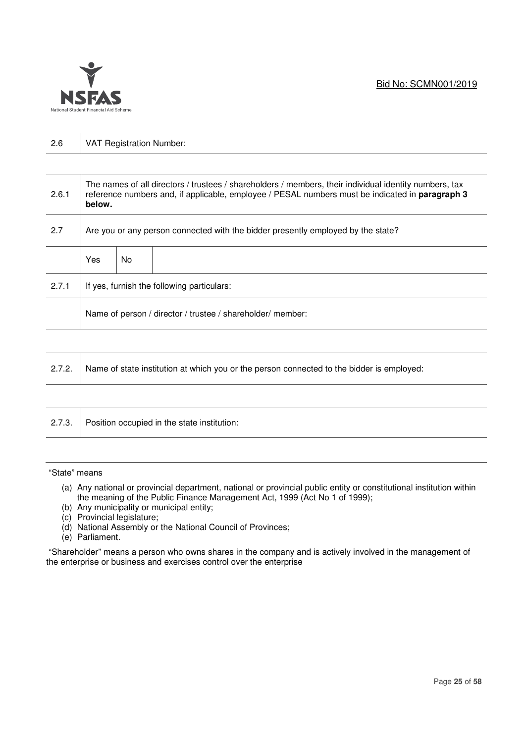| 2.6 | VAT Registration Number: | | |
|---|---|---|---|

| 2.6.1 | The names of all directors / trustees / shareholders / members, their individual identity numbers, tax reference numbers and, if applicable, employee / PESAL numbers must be indicated in **paragraph 3 below.** | | |
|---|---|---|---|
| 2.7 | Are you or any person connected with the bidder presently employed by the state? | | |
| | Yes | No | |
| 2.7.1 | If yes, furnish the following particulars: | | |
| | Name of person / director / trustee / shareholder/ member: | | |

| 2.7.2. | Name of state institution at which you or the person connected to the bidder is employed: |
|---|---|

| 2.7.3. | Position occupied in the state institution: |
|---|---|

"State" means

(a) Any national or provincial department, national or provincial public entity or constitutional institution within the meaning of the Public Finance Management Act, 1999 (Act No 1 of 1999);
(b) Any municipality or municipal entity;
(c) Provincial legislature;
(d) National Assembly or the National Council of Provinces;
(e) Parliament.

"Shareholder" means a person who owns shares in the company and is actively involved in the management of the enterprise or business and exercises control over the enterprise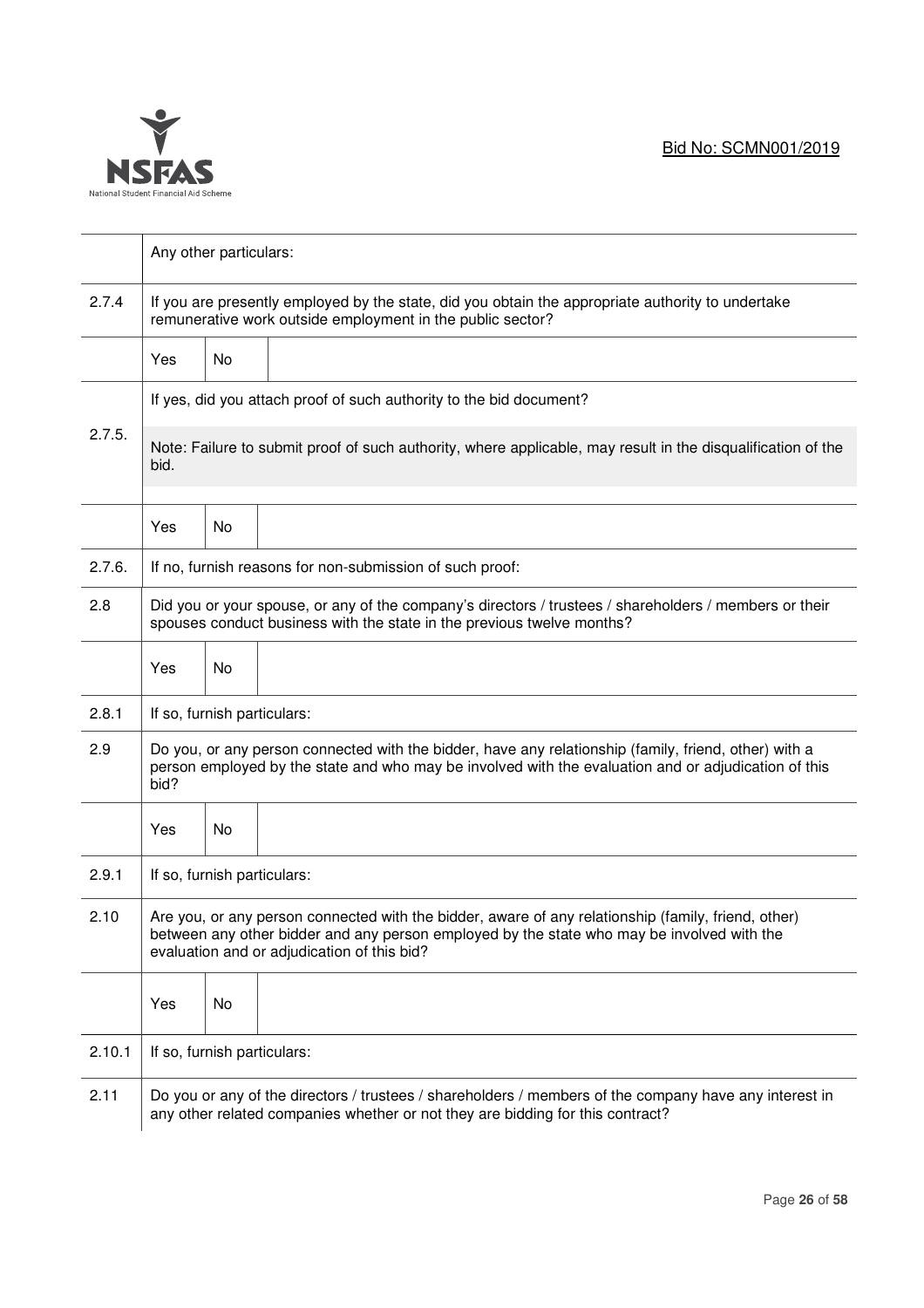| | | | |
|---|---|---|---|
| | Any other particulars: | | |
| 2.7.4 | If you are presently employed by the state, did you obtain the appropriate authority to undertake remunerative work outside employment in the public sector? | | |
| | Yes | No | |
| 2.7.5. | If yes, did you attach proof of such authority to the bid document?<br><br>Note: Failure to submit proof of such authority, where applicable, may result in the disqualification of the bid. | | |
| | Yes | No | |
| 2.7.6. | If no, furnish reasons for non-submission of such proof: | | |
| 2.8 | Did you or your spouse, or any of the company's directors / trustees / shareholders / members or their spouses conduct business with the state in the previous twelve months? | | |
| | Yes | No | |
| 2.8.1 | If so, furnish particulars: | | |
| 2.9 | Do you, or any person connected with the bidder, have any relationship (family, friend, other) with a person employed by the state and who may be involved with the evaluation and or adjudication of this bid? | | |
| | Yes | No | |
| 2.9.1 | If so, furnish particulars: | | |
| 2.10 | Are you, or any person connected with the bidder, aware of any relationship (family, friend, other) between any other bidder and any person employed by the state who may be involved with the evaluation and or adjudication of this bid? | | |
| | Yes | No | |
| 2.10.1 | If so, furnish particulars: | | |
| 2.11 | Do you or any of the directors / trustees / shareholders / members of the company have any interest in any other related companies whether or not they are bidding for this contract? | | |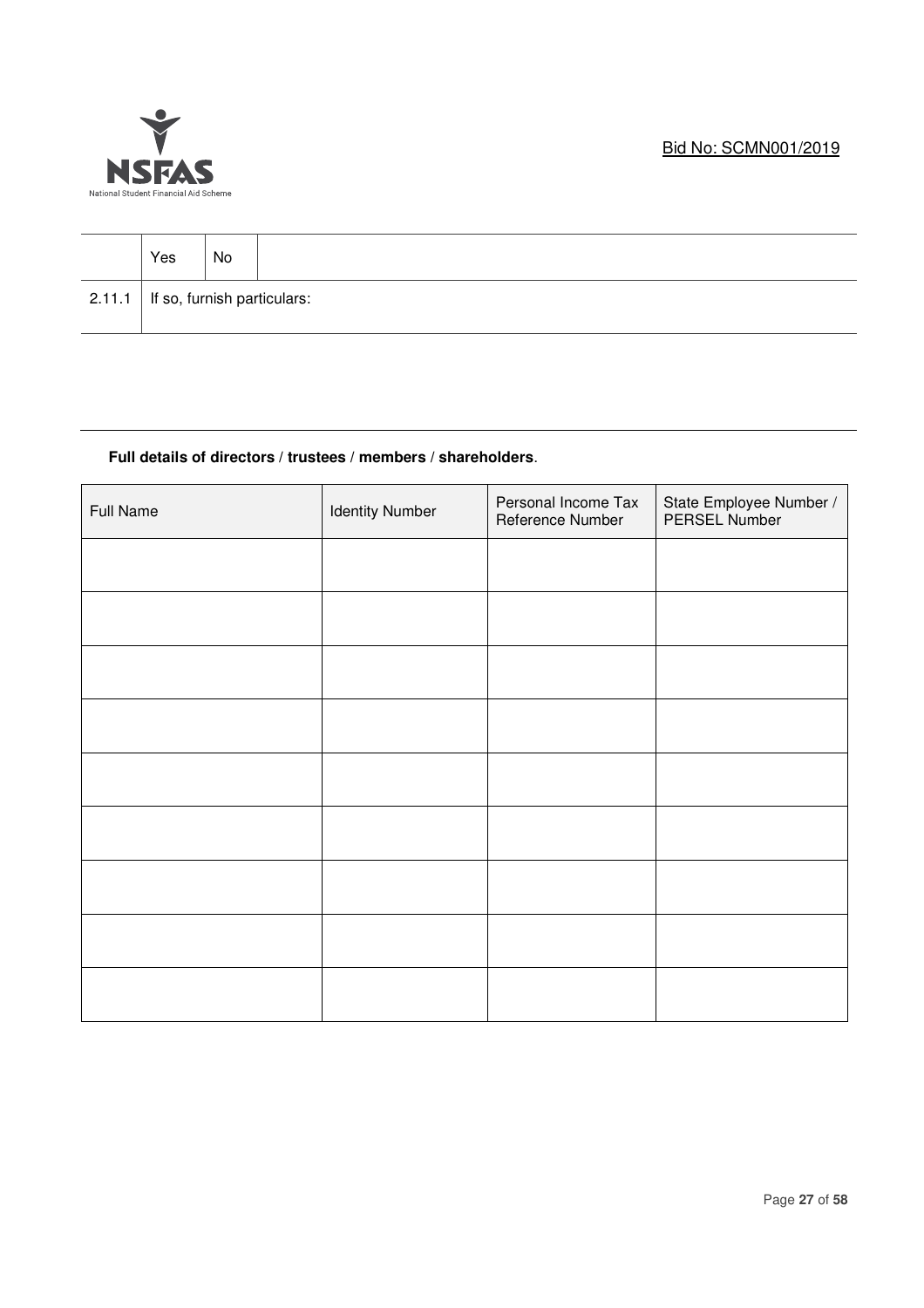| | Yes | No | |
|---|---|---|---|
| 2.11.1 | If so, furnish particulars: | | |

**Full details of directors / trustees / members / shareholders**.

| Full Name | Identity Number | Personal Income Tax Reference Number | State Employee Number / PERSEL Number |
|---|---|---|---|
| | | | |
| | | | |
| | | | |
| | | | |
| | | | |
| | | | |
| | | | |
| | | | |
| | | | |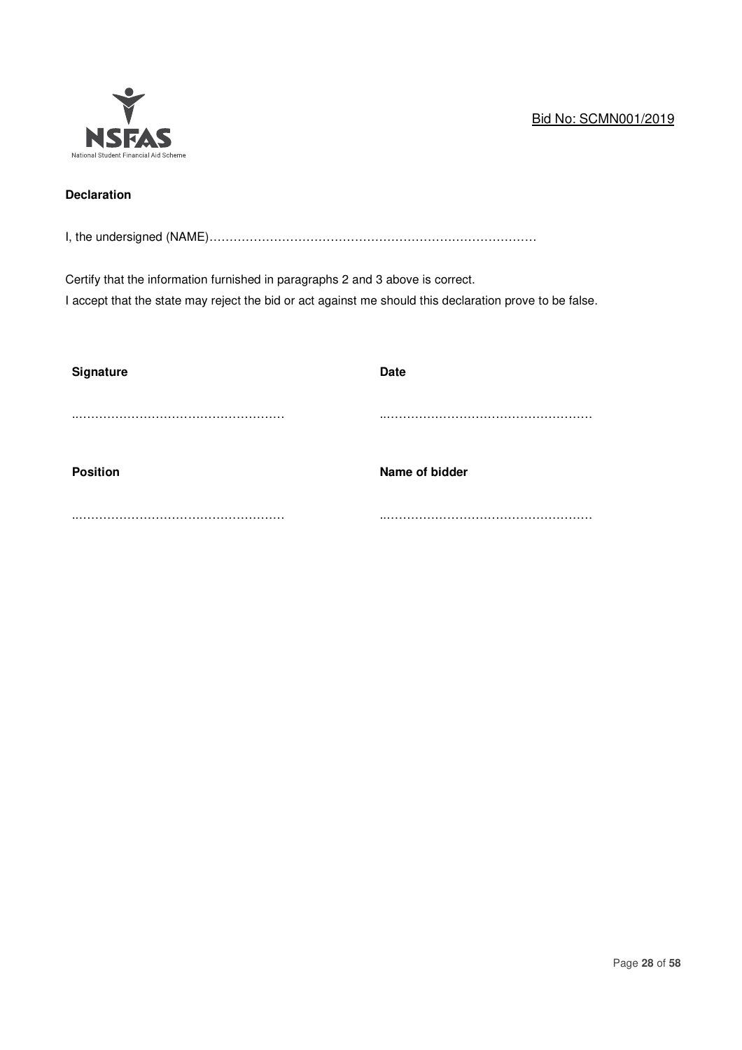**Declaration**

I, the undersigned (NAME)…………………………………………………………………………

Certify that the information furnished in paragraphs 2 and 3 above is correct.
I accept that the state may reject the bid or act against me should this declaration prove to be false.

| **Signature** | **Date** |
|---|---|
| ……………………………………………… | ……………………………………………… |
| **Position** | **Name of bidder** |
| ……………………………………………… | ……………………………………………… |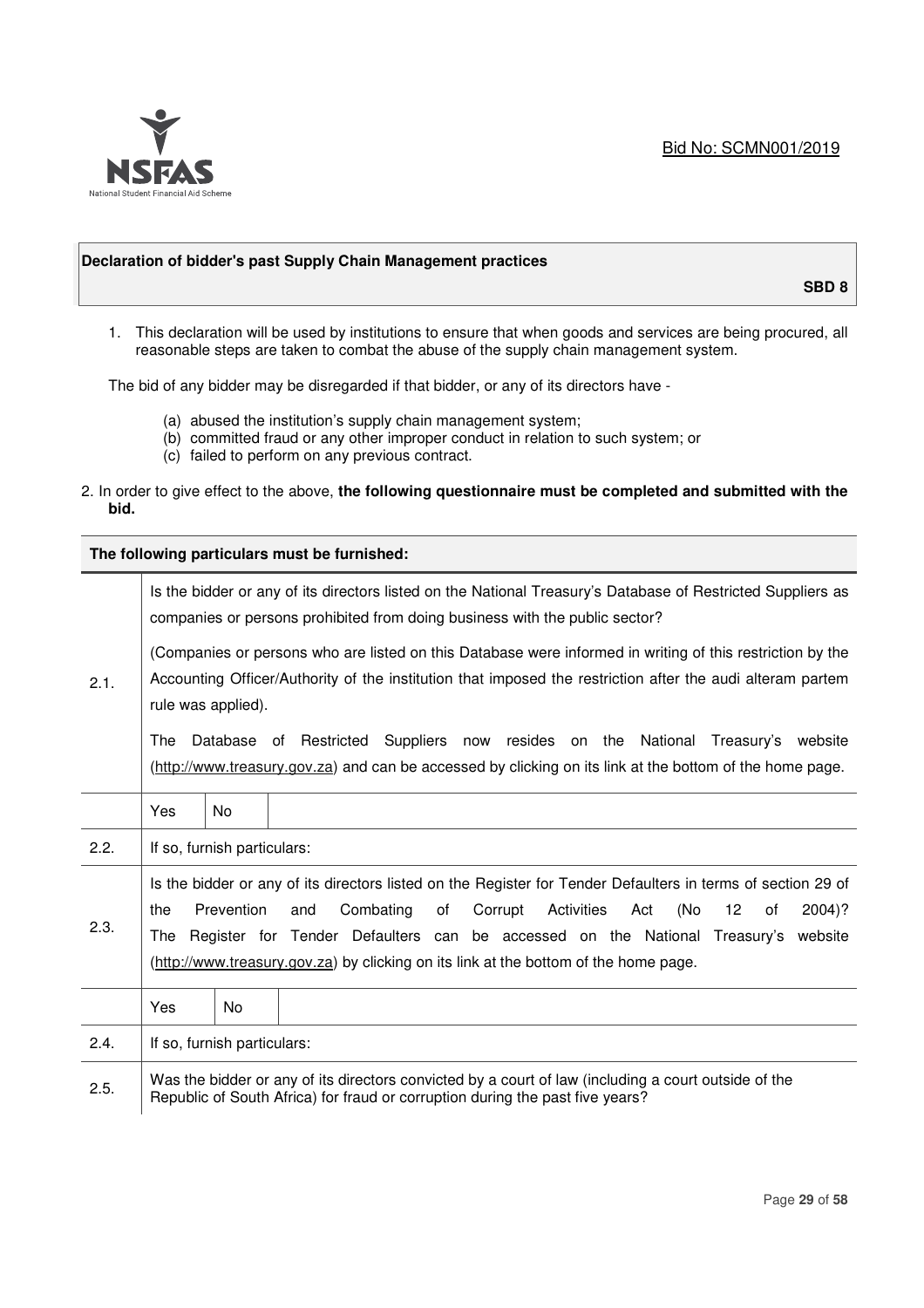Bid No: SCMN001/2019

| Declaration of bidder's past Supply Chain Management practices | SBD 8 |
|---|---|

1. This declaration will be used by institutions to ensure that when goods and services are being procured, all reasonable steps are taken to combat the abuse of the supply chain management system.

The bid of any bidder may be disregarded if that bidder, or any of its directors have -

(a) abused the institution's supply chain management system;
(b) committed fraud or any other improper conduct in relation to such system; or
(c) failed to perform on any previous contract.

2. In order to give effect to the above, **the following questionnaire must be completed and submitted with the bid.**

| **The following particulars must be furnished:** | | | |
|---|---|---|---|
| 2.1. | Is the bidder or any of its directors listed on the National Treasury's Database of Restricted Suppliers as companies or persons prohibited from doing business with the public sector?<br><br>(Companies or persons who are listed on this Database were informed in writing of this restriction by the Accounting Officer/Authority of the institution that imposed the restriction after the audi alteram partem rule was applied).<br><br>The Database of Restricted Suppliers now resides on the National Treasury's website (http://www.treasury.gov.za) and can be accessed by clicking on its link at the bottom of the home page. | | |
| | Yes | No | |
| 2.2. | If so, furnish particulars: | | |
| 2.3. | Is the bidder or any of its directors listed on the Register for Tender Defaulters in terms of section 29 of the Prevention and Combating of Corrupt Activities Act (No 12 of 2004)? The Register for Tender Defaulters can be accessed on the National Treasury's website (http://www.treasury.gov.za) by clicking on its link at the bottom of the home page. | | |
| | Yes | No | |
| 2.4. | If so, furnish particulars: | | |
| 2.5. | Was the bidder or any of its directors convicted by a court of law (including a court outside of the Republic of South Africa) for fraud or corruption during the past five years? | | |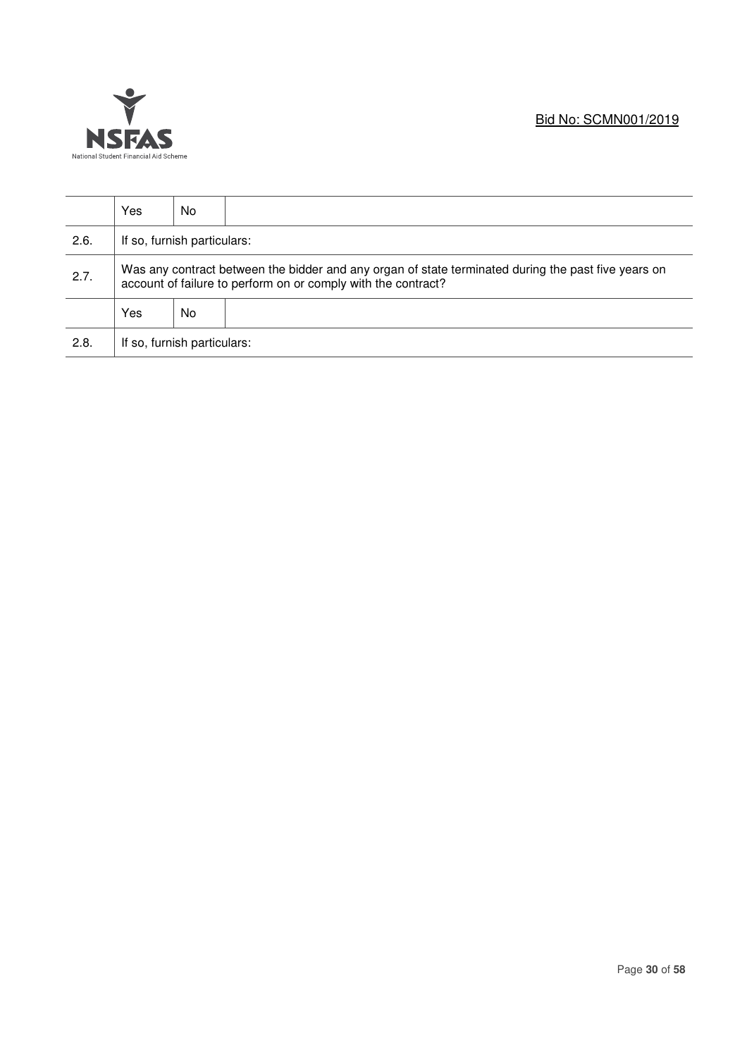|  | Yes | No |  |
|---|---|---|---|
| 2.6. | If so, furnish particulars: | | |
| 2.7. | Was any contract between the bidder and any organ of state terminated during the past five years on account of failure to perform on or comply with the contract? | | |
|  | Yes | No |  |
| 2.8. | If so, furnish particulars: | | |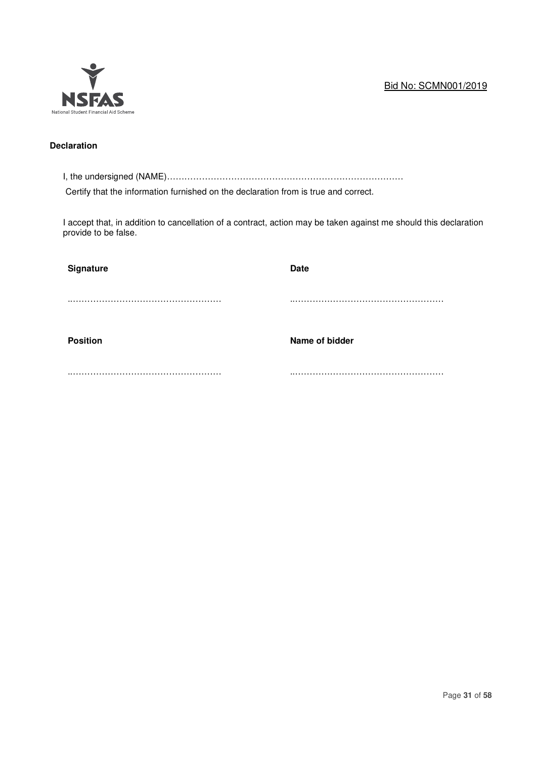**Declaration**

I, the undersigned (NAME)…………………………………………………………………………

Certify that the information furnished on the declaration from is true and correct.

I accept that, in addition to cancellation of a contract, action may be taken against me should this declaration provide to be false.

| **Signature** | **Date** |
|---|---|
| …………………………………………… | …………………………………………… |
| **Position** | **Name of bidder** |
| …………………………………………… | …………………………………………… |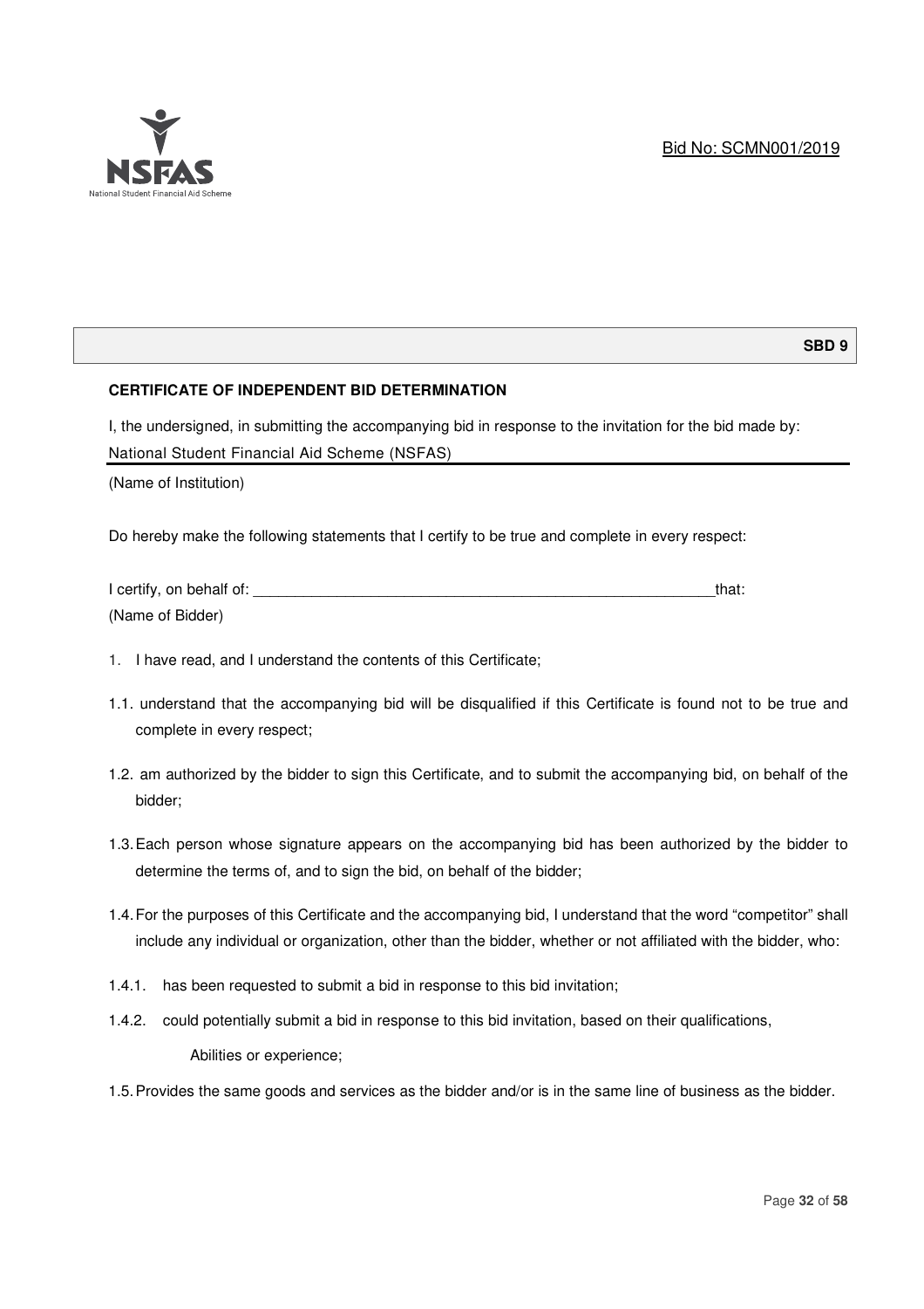**SBD 9**

**CERTIFICATE OF INDEPENDENT BID DETERMINATION**

I, the undersigned, in submitting the accompanying bid in response to the invitation for the bid made by:

National Student Financial Aid Scheme (NSFAS)

(Name of Institution)

Do hereby make the following statements that I certify to be true and complete in every respect:

I certify, on behalf of: \_\_\_\_\_\_\_\_\_\_\_\_\_\_\_\_\_\_\_\_\_\_\_\_\_\_\_\_\_\_\_\_\_\_\_\_\_\_\_\_\_\_\_\_\_\_\_\_\_\_\_\_\_\_\_\_that:

(Name of Bidder)

1. I have read, and I understand the contents of this Certificate;

1.1. understand that the accompanying bid will be disqualified if this Certificate is found not to be true and complete in every respect;

1.2. am authorized by the bidder to sign this Certificate, and to submit the accompanying bid, on behalf of the bidder;

1.3. Each person whose signature appears on the accompanying bid has been authorized by the bidder to determine the terms of, and to sign the bid, on behalf of the bidder;

1.4. For the purposes of this Certificate and the accompanying bid, I understand that the word "competitor" shall include any individual or organization, other than the bidder, whether or not affiliated with the bidder, who:

1.4.1. has been requested to submit a bid in response to this bid invitation;

1.4.2. could potentially submit a bid in response to this bid invitation, based on their qualifications, Abilities or experience;

1.5. Provides the same goods and services as the bidder and/or is in the same line of business as the bidder.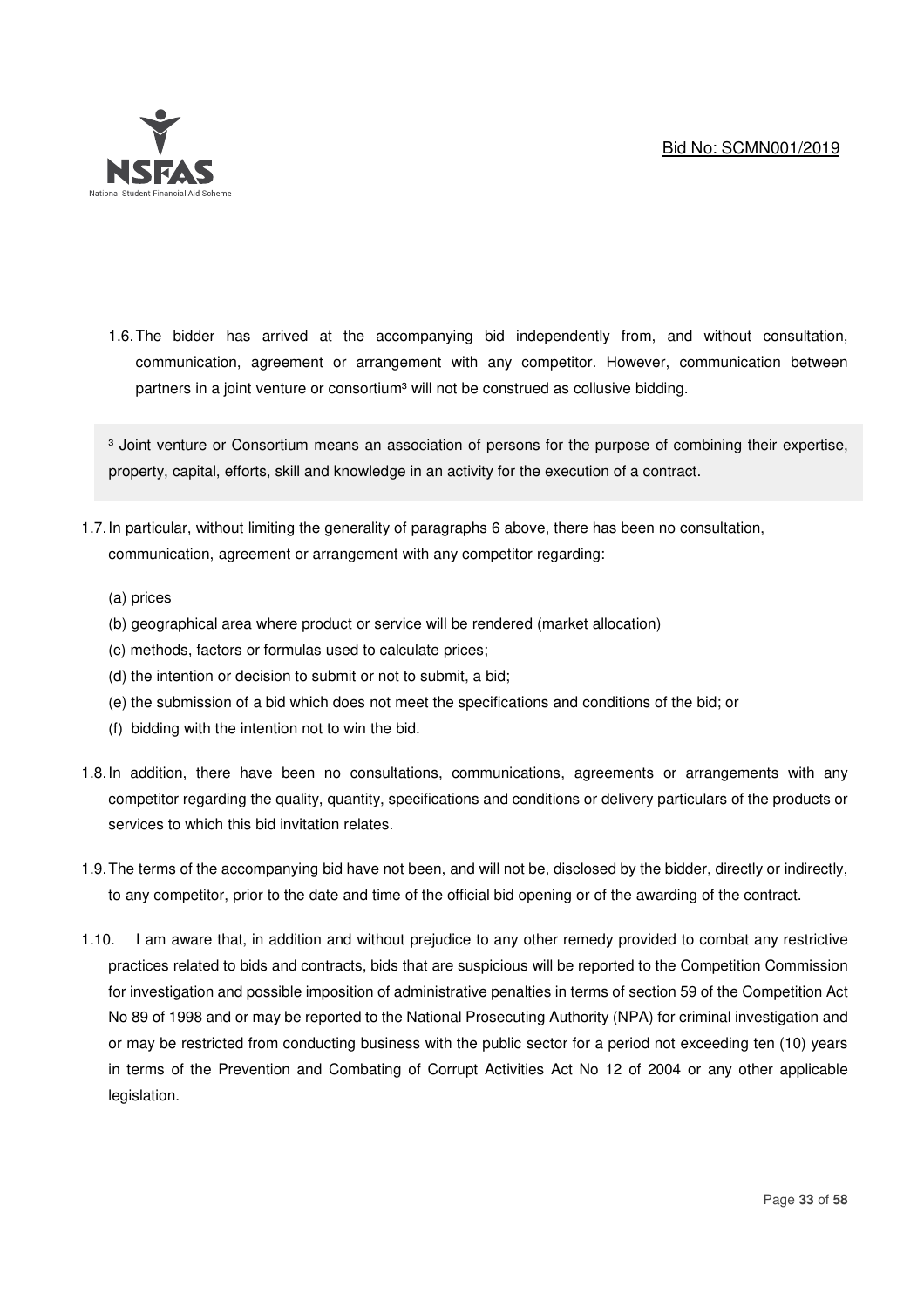1.6. The bidder has arrived at the accompanying bid independently from, and without consultation, communication, agreement or arrangement with any competitor. However, communication between partners in a joint venture or consortium[3] will not be construed as collusive bidding.

[3] Joint venture or Consortium means an association of persons for the purpose of combining their expertise, property, capital, efforts, skill and knowledge in an activity for the execution of a contract.

1.7. In particular, without limiting the generality of paragraphs 6 above, there has been no consultation, communication, agreement or arrangement with any competitor regarding:

(a) prices

(b) geographical area where product or service will be rendered (market allocation)

(c) methods, factors or formulas used to calculate prices;

(d) the intention or decision to submit or not to submit, a bid;

(e) the submission of a bid which does not meet the specifications and conditions of the bid; or

(f) bidding with the intention not to win the bid.

1.8. In addition, there have been no consultations, communications, agreements or arrangements with any competitor regarding the quality, quantity, specifications and conditions or delivery particulars of the products or services to which this bid invitation relates.

1.9. The terms of the accompanying bid have not been, and will not be, disclosed by the bidder, directly or indirectly, to any competitor, prior to the date and time of the official bid opening or of the awarding of the contract.

1.10. I am aware that, in addition and without prejudice to any other remedy provided to combat any restrictive practices related to bids and contracts, bids that are suspicious will be reported to the Competition Commission for investigation and possible imposition of administrative penalties in terms of section 59 of the Competition Act No 89 of 1998 and or may be reported to the National Prosecuting Authority (NPA) for criminal investigation and or may be restricted from conducting business with the public sector for a period not exceeding ten (10) years in terms of the Prevention and Combating of Corrupt Activities Act No 12 of 2004 or any other applicable legislation.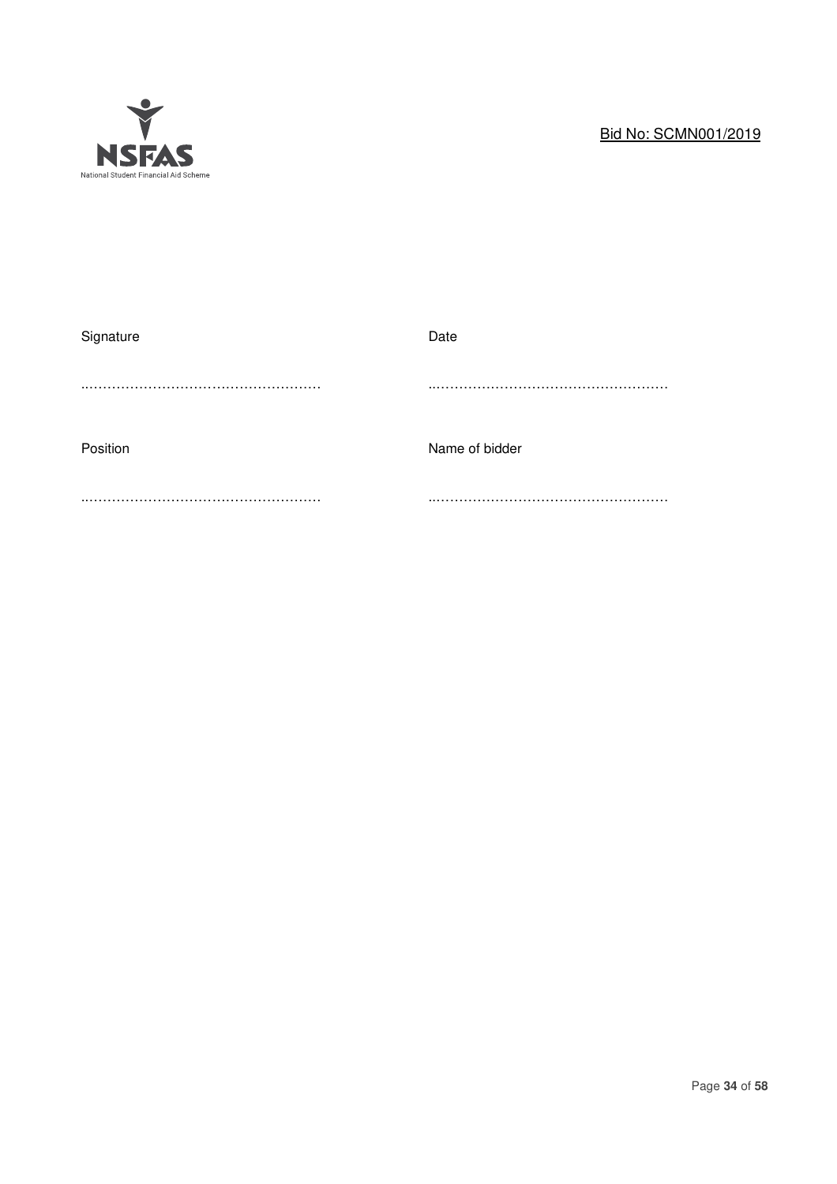| Signature | Date |
| --- | --- |
| ……………………………………………… | ……………………………………………… |
| Position | Name of bidder |
| ……………………………………………… | ……………………………………………… |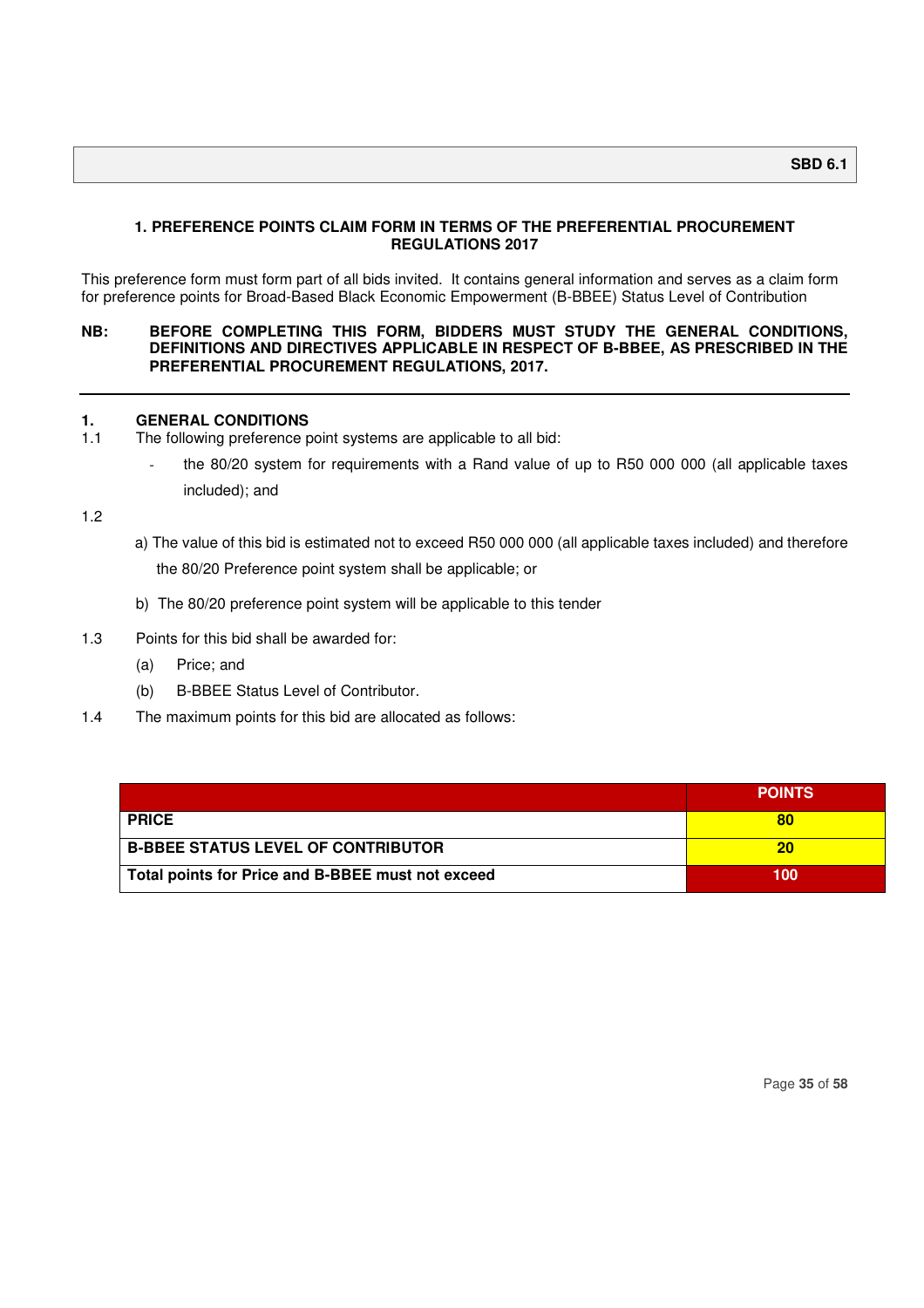**SBD 6.1**

## 1. PREFERENCE POINTS CLAIM FORM IN TERMS OF THE PREFERENTIAL PROCUREMENT REGULATIONS 2017

This preference form must form part of all bids invited. It contains general information and serves as a claim form for preference points for Broad-Based Black Economic Empowerment (B-BBEE) Status Level of Contribution

**NB: BEFORE COMPLETING THIS FORM, BIDDERS MUST STUDY THE GENERAL CONDITIONS, DEFINITIONS AND DIRECTIVES APPLICABLE IN RESPECT OF B-BBEE, AS PRESCRIBED IN THE PREFERENTIAL PROCUREMENT REGULATIONS, 2017.**

---

### 1. GENERAL CONDITIONS

1.1 The following preference point systems are applicable to all bid:

- the 80/20 system for requirements with a Rand value of up to R50 000 000 (all applicable taxes included); and

1.2

a) The value of this bid is estimated not to exceed R50 000 000 (all applicable taxes included) and therefore the 80/20 Preference point system shall be applicable; or

b) The 80/20 preference point system will be applicable to this tender

1.3 Points for this bid shall be awarded for:

(a) Price; and

(b) B-BBEE Status Level of Contributor.

1.4 The maximum points for this bid are allocated as follows:

| | POINTS |
|---|---|
| **PRICE** | **80** |
| **B-BBEE STATUS LEVEL OF CONTRIBUTOR** | **20** |
| **Total points for Price and B-BBEE must not exceed** | **100** |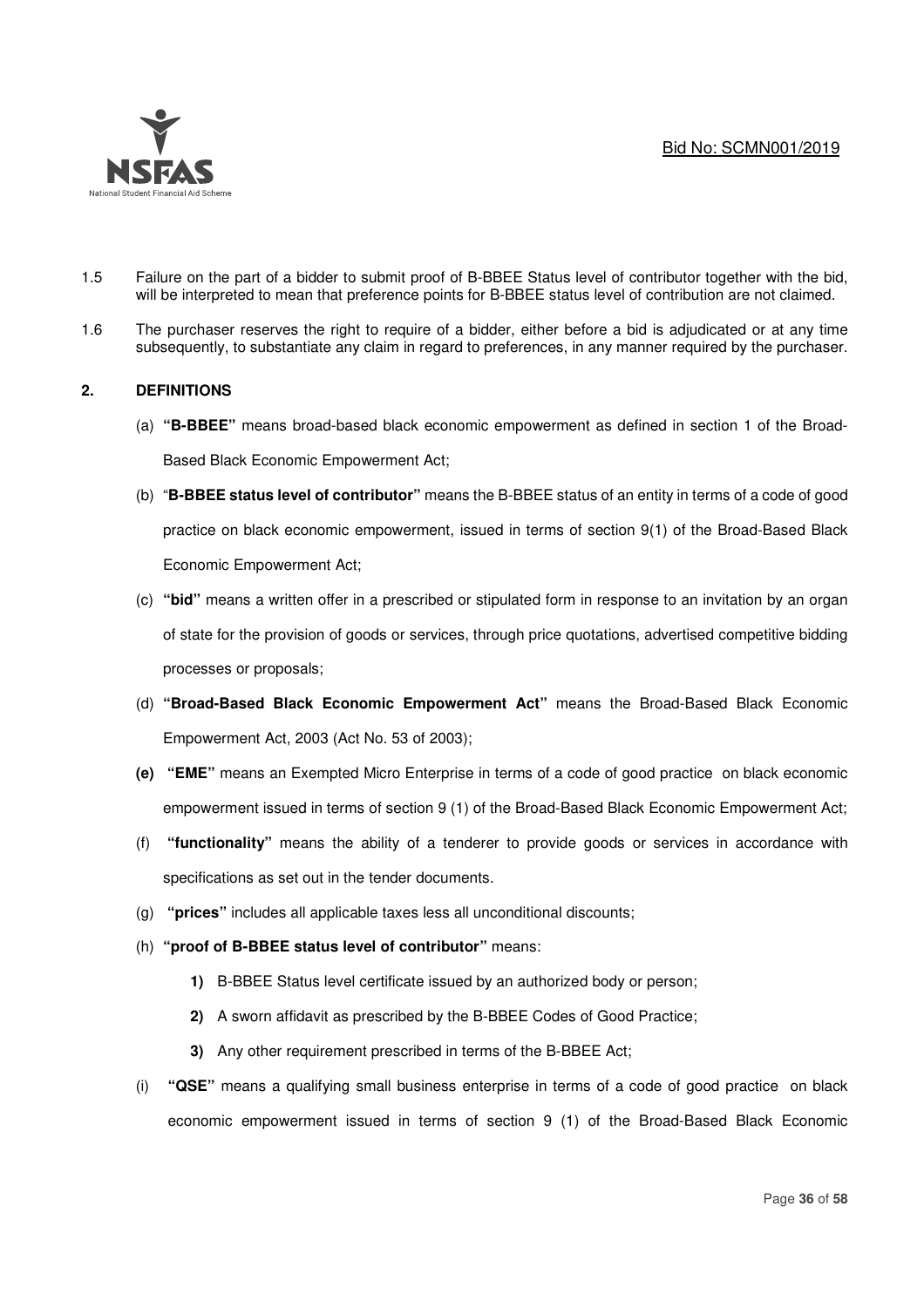1.5 Failure on the part of a bidder to submit proof of B-BBEE Status level of contributor together with the bid, will be interpreted to mean that preference points for B-BBEE status level of contribution are not claimed.

1.6 The purchaser reserves the right to require of a bidder, either before a bid is adjudicated or at any time subsequently, to substantiate any claim in regard to preferences, in any manner required by the purchaser.

## 2. DEFINITIONS

(a) **"B-BBEE"** means broad-based black economic empowerment as defined in section 1 of the Broad-Based Black Economic Empowerment Act;

(b) "**B-BBEE status level of contributor"** means the B-BBEE status of an entity in terms of a code of good practice on black economic empowerment, issued in terms of section 9(1) of the Broad-Based Black Economic Empowerment Act;

(c) **"bid"** means a written offer in a prescribed or stipulated form in response to an invitation by an organ of state for the provision of goods or services, through price quotations, advertised competitive bidding processes or proposals;

(d) **"Broad-Based Black Economic Empowerment Act"** means the Broad-Based Black Economic Empowerment Act, 2003 (Act No. 53 of 2003);

**(e)** **"EME"** means an Exempted Micro Enterprise in terms of a code of good practice on black economic empowerment issued in terms of section 9 (1) of the Broad-Based Black Economic Empowerment Act;

(f) **"functionality"** means the ability of a tenderer to provide goods or services in accordance with specifications as set out in the tender documents.

(g) **"prices"** includes all applicable taxes less all unconditional discounts;

(h) **"proof of B-BBEE status level of contributor"** means:

**1)** B-BBEE Status level certificate issued by an authorized body or person;

**2)** A sworn affidavit as prescribed by the B-BBEE Codes of Good Practice;

**3)** Any other requirement prescribed in terms of the B-BBEE Act;

(i) **"QSE"** means a qualifying small business enterprise in terms of a code of good practice on black economic empowerment issued in terms of section 9 (1) of the Broad-Based Black Economic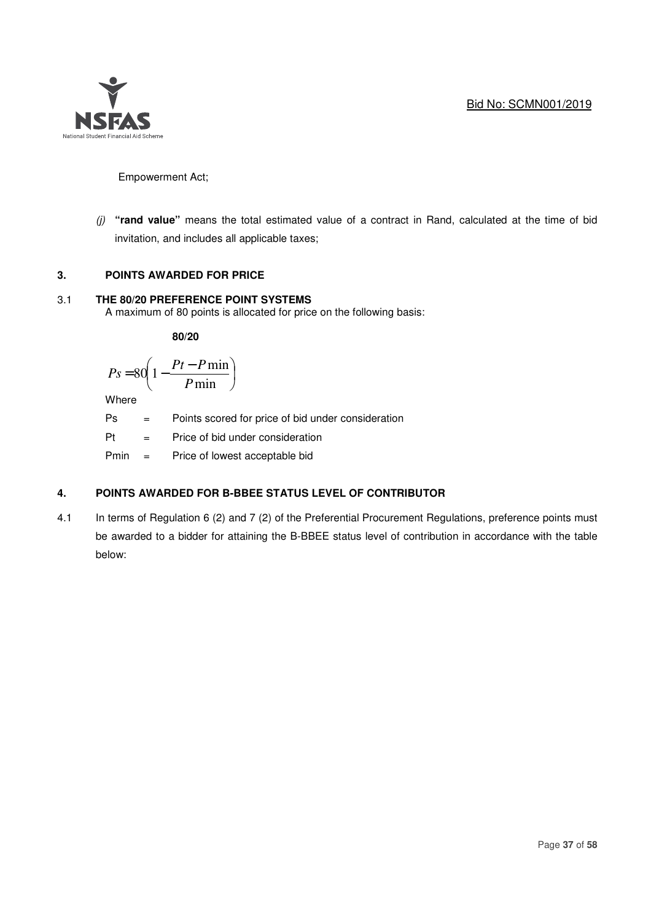Empowerment Act;

(j) **"rand value"** means the total estimated value of a contract in Rand, calculated at the time of bid invitation, and includes all applicable taxes;

## 3. POINTS AWARDED FOR PRICE

### 3.1 THE 80/20 PREFERENCE POINT SYSTEMS

A maximum of 80 points is allocated for price on the following basis:

**80/20**

$$Ps = 80\left(1 - \frac{Pt - P\min}{P\min}\right)$$

Where

Ps = Points scored for price of bid under consideration

Pt = Price of bid under consideration

Pmin = Price of lowest acceptable bid

## 4. POINTS AWARDED FOR B-BBEE STATUS LEVEL OF CONTRIBUTOR

4.1 In terms of Regulation 6 (2) and 7 (2) of the Preferential Procurement Regulations, preference points must be awarded to a bidder for attaining the B-BBEE status level of contribution in accordance with the table below: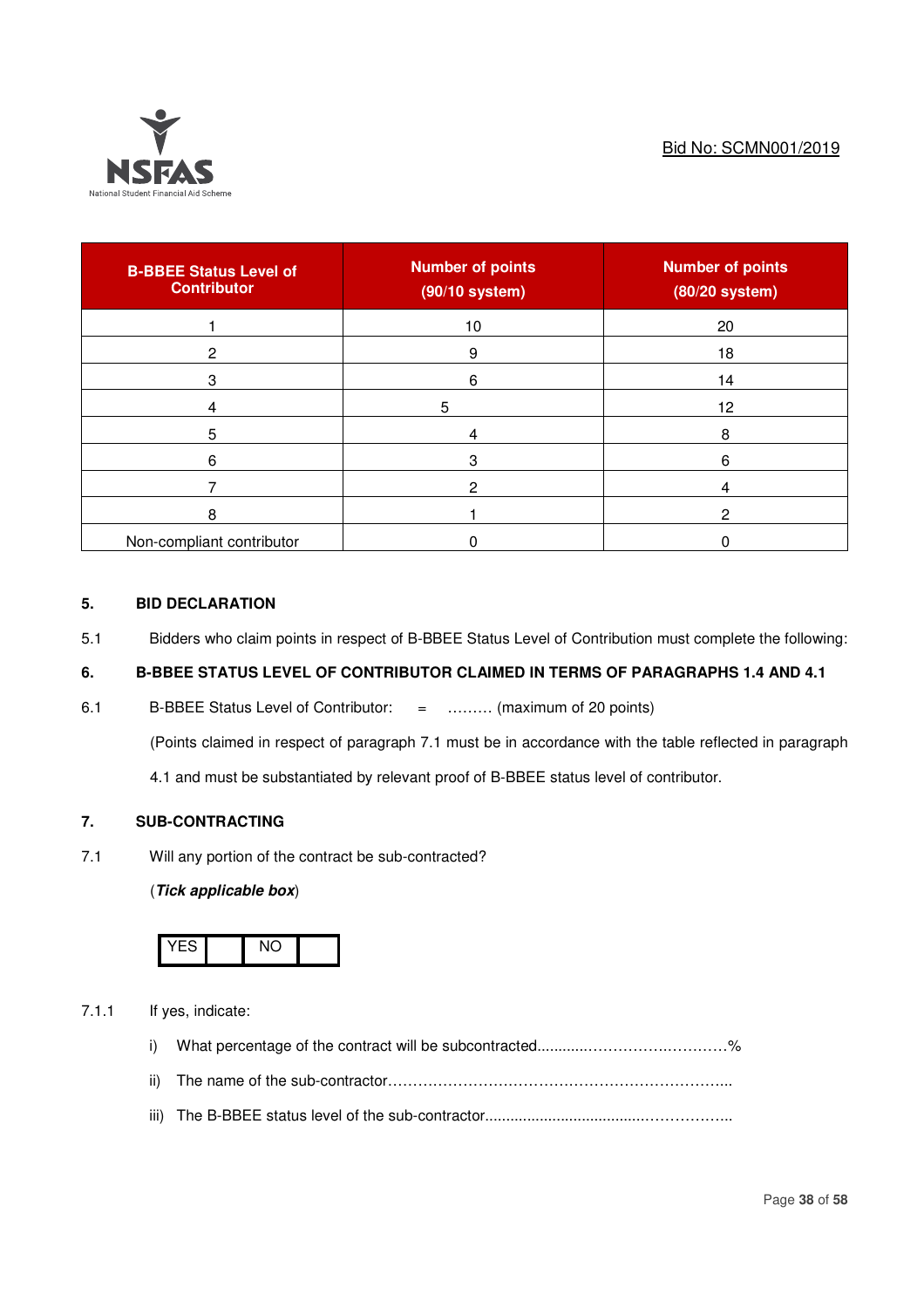| B-BBEE Status Level of Contributor | Number of points (90/10 system) | Number of points (80/20 system) |
|---|---|---|
| 1 | 10 | 20 |
| 2 | 9 | 18 |
| 3 | 6 | 14 |
| 4 | 5 | 12 |
| 5 | 4 | 8 |
| 6 | 3 | 6 |
| 7 | 2 | 4 |
| 8 | 1 | 2 |
| Non-compliant contributor | 0 | 0 |

## 5. BID DECLARATION

5.1 Bidders who claim points in respect of B-BBEE Status Level of Contribution must complete the following:

## 6. B-BBEE STATUS LEVEL OF CONTRIBUTOR CLAIMED IN TERMS OF PARAGRAPHS 1.4 AND 4.1

6.1 B-BBEE Status Level of Contributor: = ……… (maximum of 20 points)

(Points claimed in respect of paragraph 7.1 must be in accordance with the table reflected in paragraph 4.1 and must be substantiated by relevant proof of B-BBEE status level of contributor.

## 7. SUB-CONTRACTING

7.1 Will any portion of the contract be sub-contracted?

(***Tick applicable box***)

| YES | | NO | |
|---|---|---|---|

7.1.1 If yes, indicate:

i) What percentage of the contract will be subcontracted............……………….…………%

ii) The name of the sub-contractor…………………………………………………………...

iii) The B-BBEE status level of the sub-contractor......................................……………..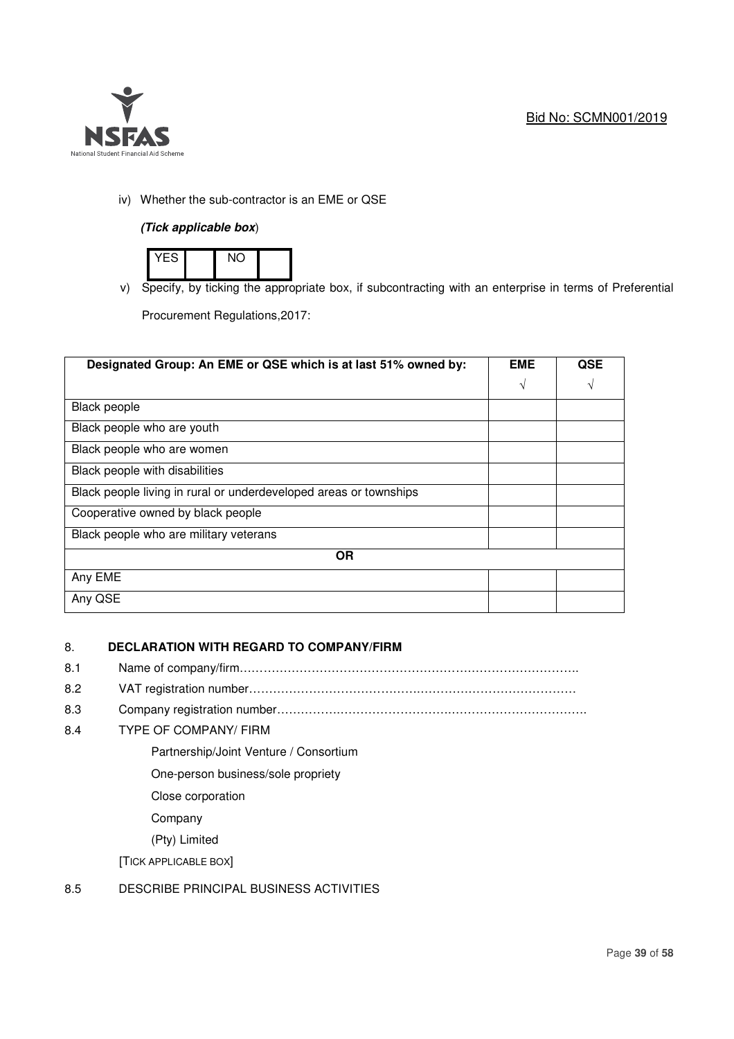iv) Whether the sub-contractor is an EME or QSE

*(Tick applicable box)*

| YES | | NO | |
|---|---|---|---|

v) Specify, by ticking the appropriate box, if subcontracting with an enterprise in terms of Preferential Procurement Regulations,2017:

| Designated Group: An EME or QSE which is at last 51% owned by: | EME √ | QSE √ |
|---|---|---|
| Black people | | |
| Black people who are youth | | |
| Black people who are women | | |
| Black people with disabilities | | |
| Black people living in rural or underdeveloped areas or townships | | |
| Cooperative owned by black people | | |
| Black people who are military veterans | | |
| **OR** | | |
| Any EME | | |
| Any QSE | | |

## 8. DECLARATION WITH REGARD TO COMPANY/FIRM

8.1 Name of company/firm……………………………………………………………………………..

8.2 VAT registration number……………………………………………………………………….

8.3 Company registration number…………………………………………………………………….

8.4 TYPE OF COMPANY/ FIRM

- Partnership/Joint Venture / Consortium
- One-person business/sole propriety
- Close corporation
- Company
- (Pty) Limited

[TICK APPLICABLE BOX]

8.5 DESCRIBE PRINCIPAL BUSINESS ACTIVITIES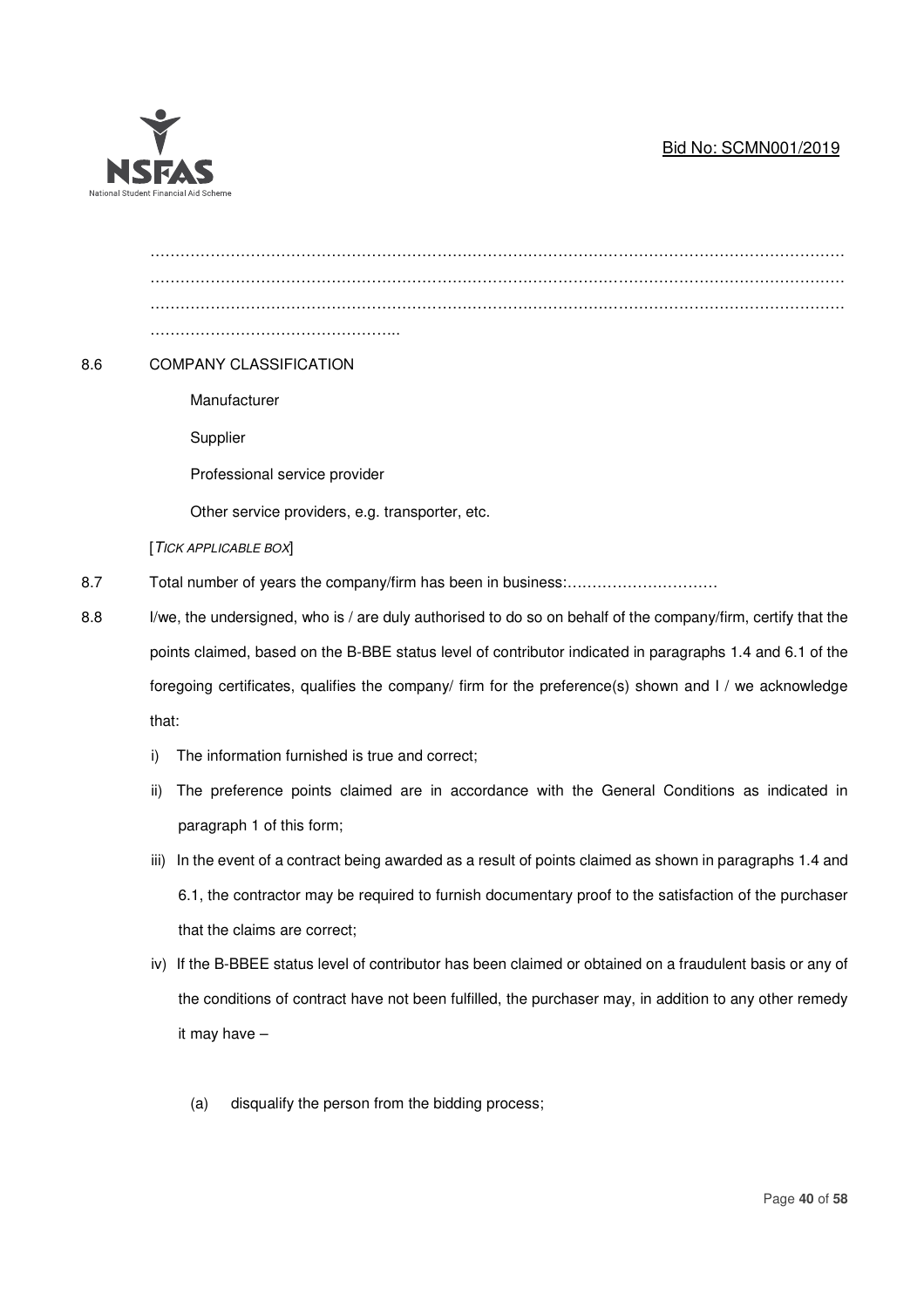…………………………………………………………………………………………………………………………
…………………………………………………………………………………………………………………………
…………………………………………………………………………………………………………………………
…………………………………………..

8.6 COMPANY CLASSIFICATION

- Manufacturer
- Supplier
- Professional service provider
- Other service providers, e.g. transporter, etc.

[*TICK APPLICABLE BOX*]

8.7 Total number of years the company/firm has been in business:…………………………

8.8 I/we, the undersigned, who is / are duly authorised to do so on behalf of the company/firm, certify that the points claimed, based on the B-BBE status level of contributor indicated in paragraphs 1.4 and 6.1 of the foregoing certificates, qualifies the company/ firm for the preference(s) shown and I / we acknowledge that:

i) The information furnished is true and correct;

ii) The preference points claimed are in accordance with the General Conditions as indicated in paragraph 1 of this form;

iii) In the event of a contract being awarded as a result of points claimed as shown in paragraphs 1.4 and 6.1, the contractor may be required to furnish documentary proof to the satisfaction of the purchaser that the claims are correct;

iv) If the B-BBEE status level of contributor has been claimed or obtained on a fraudulent basis or any of the conditions of contract have not been fulfilled, the purchaser may, in addition to any other remedy it may have –

(a) disqualify the person from the bidding process;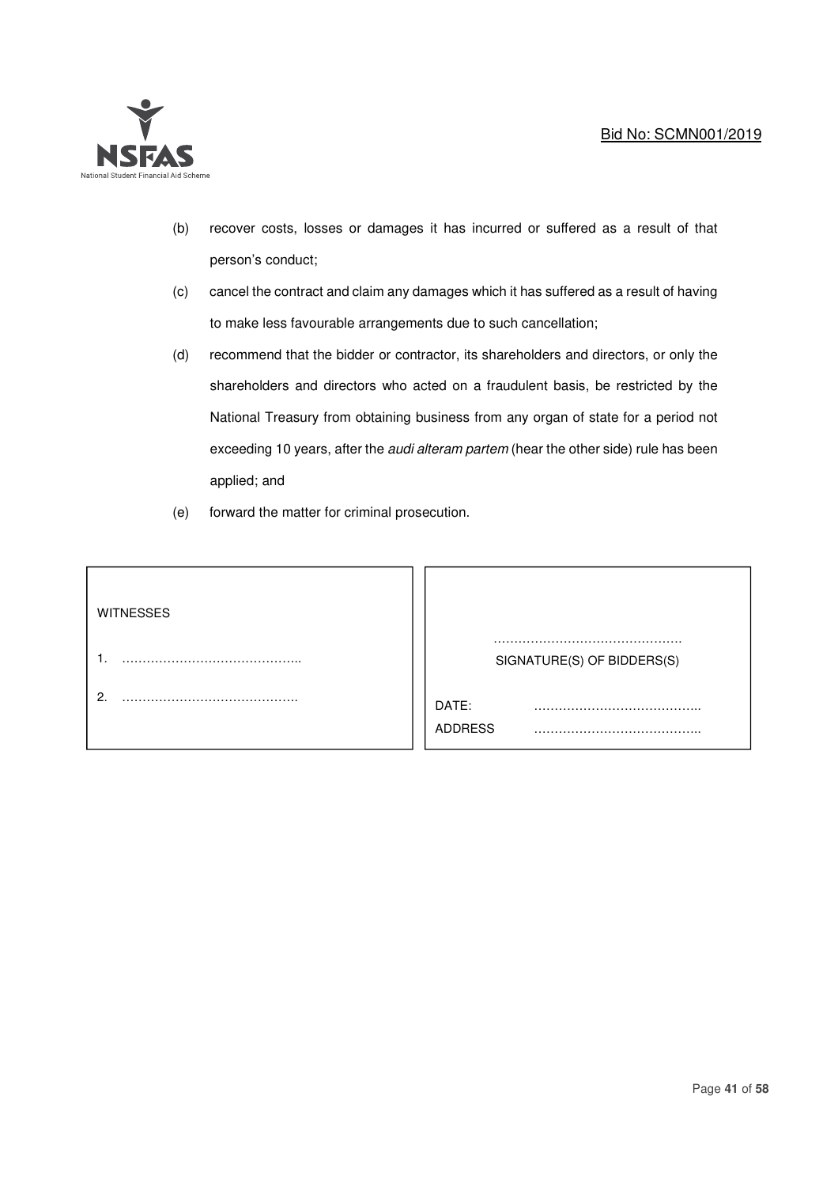(b) recover costs, losses or damages it has incurred or suffered as a result of that person's conduct;

(c) cancel the contract and claim any damages which it has suffered as a result of having to make less favourable arrangements due to such cancellation;

(d) recommend that the bidder or contractor, its shareholders and directors, or only the shareholders and directors who acted on a fraudulent basis, be restricted by the National Treasury from obtaining business from any organ of state for a period not exceeding 10 years, after the *audi alteram partem* (hear the other side) rule has been applied; and

(e) forward the matter for criminal prosecution.

| WITNESSES | |
|---|---|
| 1. …………………………………….. | ………………………………………. SIGNATURE(S) OF BIDDERS(S) |
| 2. ……………………………………. | DATE: ………………………………….. |
| | ADDRESS ………………………………….. |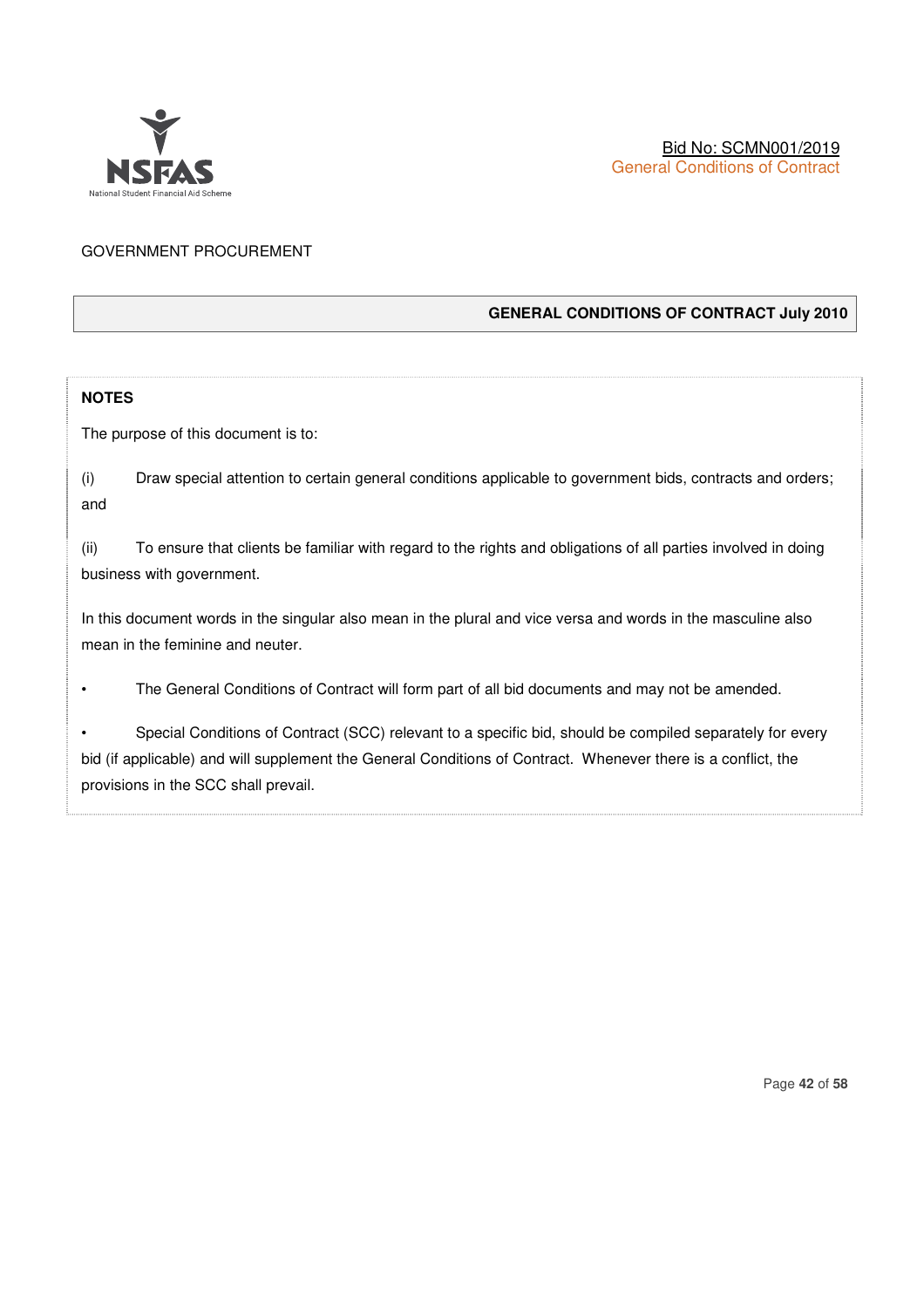GOVERNMENT PROCUREMENT

## GENERAL CONDITIONS OF CONTRACT July 2010

**NOTES**

The purpose of this document is to:

(i) Draw special attention to certain general conditions applicable to government bids, contracts and orders; and

(ii) To ensure that clients be familiar with regard to the rights and obligations of all parties involved in doing business with government.

In this document words in the singular also mean in the plural and vice versa and words in the masculine also mean in the feminine and neuter.

- The General Conditions of Contract will form part of all bid documents and may not be amended.
- Special Conditions of Contract (SCC) relevant to a specific bid, should be compiled separately for every bid (if applicable) and will supplement the General Conditions of Contract. Whenever there is a conflict, the provisions in the SCC shall prevail.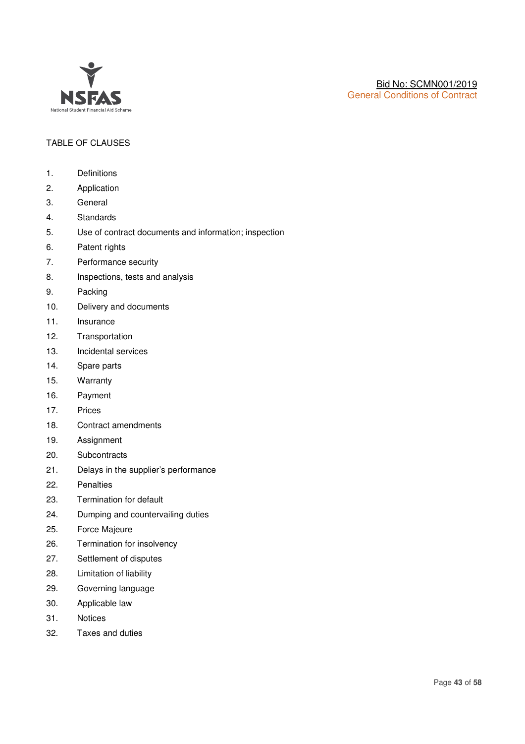TABLE OF CLAUSES

1. Definitions
2. Application
3. General
4. Standards
5. Use of contract documents and information; inspection
6. Patent rights
7. Performance security
8. Inspections, tests and analysis
9. Packing
10. Delivery and documents
11. Insurance
12. Transportation
13. Incidental services
14. Spare parts
15. Warranty
16. Payment
17. Prices
18. Contract amendments
19. Assignment
20. Subcontracts
21. Delays in the supplier's performance
22. Penalties
23. Termination for default
24. Dumping and countervailing duties
25. Force Majeure
26. Termination for insolvency
27. Settlement of disputes
28. Limitation of liability
29. Governing language
30. Applicable law
31. Notices
32. Taxes and duties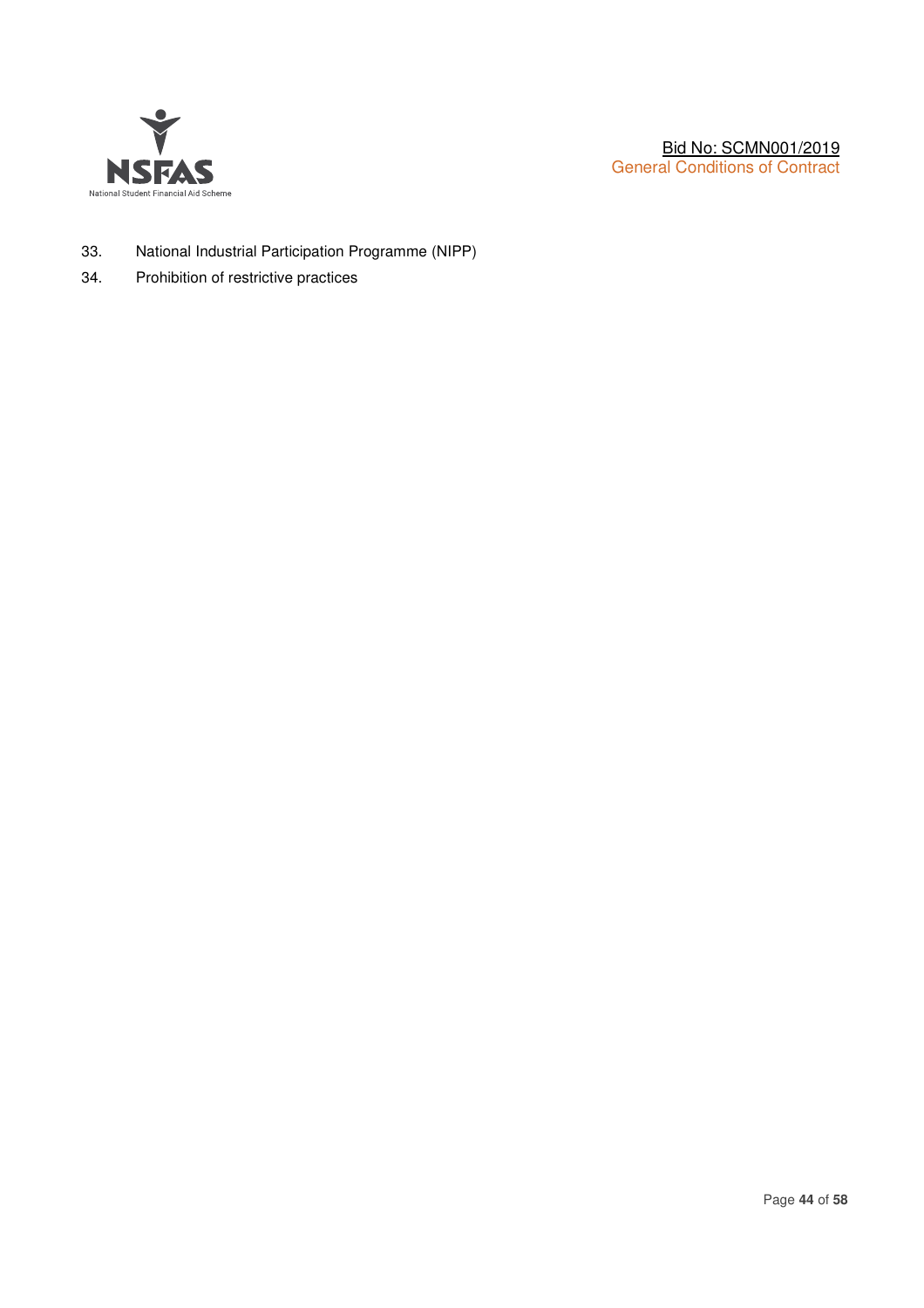33. National Industrial Participation Programme (NIPP)
34. Prohibition of restrictive practices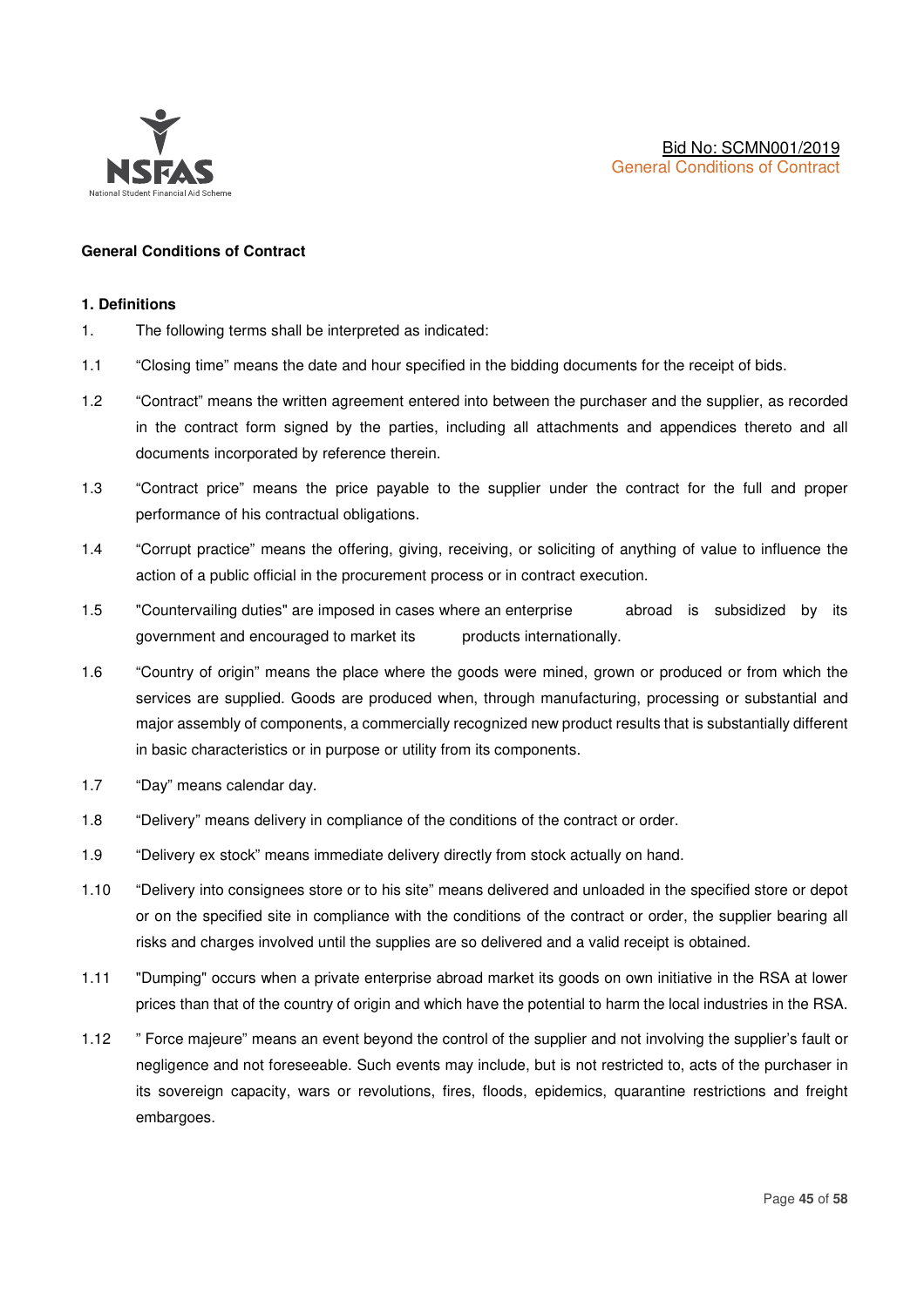**General Conditions of Contract**

**1. Definitions**

1. The following terms shall be interpreted as indicated:

1.1 “Closing time” means the date and hour specified in the bidding documents for the receipt of bids.

1.2 “Contract” means the written agreement entered into between the purchaser and the supplier, as recorded in the contract form signed by the parties, including all attachments and appendices thereto and all documents incorporated by reference therein.

1.3 “Contract price” means the price payable to the supplier under the contract for the full and proper performance of his contractual obligations.

1.4 “Corrupt practice” means the offering, giving, receiving, or soliciting of anything of value to influence the action of a public official in the procurement process or in contract execution.

1.5 "Countervailing duties" are imposed in cases where an enterprise abroad is subsidized by its government and encouraged to market its products internationally.

1.6 “Country of origin” means the place where the goods were mined, grown or produced or from which the services are supplied. Goods are produced when, through manufacturing, processing or substantial and major assembly of components, a commercially recognized new product results that is substantially different in basic characteristics or in purpose or utility from its components.

1.7 “Day” means calendar day.

1.8 “Delivery” means delivery in compliance of the conditions of the contract or order.

1.9 “Delivery ex stock” means immediate delivery directly from stock actually on hand.

1.10 “Delivery into consignees store or to his site” means delivered and unloaded in the specified store or depot or on the specified site in compliance with the conditions of the contract or order, the supplier bearing all risks and charges involved until the supplies are so delivered and a valid receipt is obtained.

1.11 "Dumping" occurs when a private enterprise abroad market its goods on own initiative in the RSA at lower prices than that of the country of origin and which have the potential to harm the local industries in the RSA.

1.12 ” Force majeure” means an event beyond the control of the supplier and not involving the supplier’s fault or negligence and not foreseeable. Such events may include, but is not restricted to, acts of the purchaser in its sovereign capacity, wars or revolutions, fires, floods, epidemics, quarantine restrictions and freight embargoes.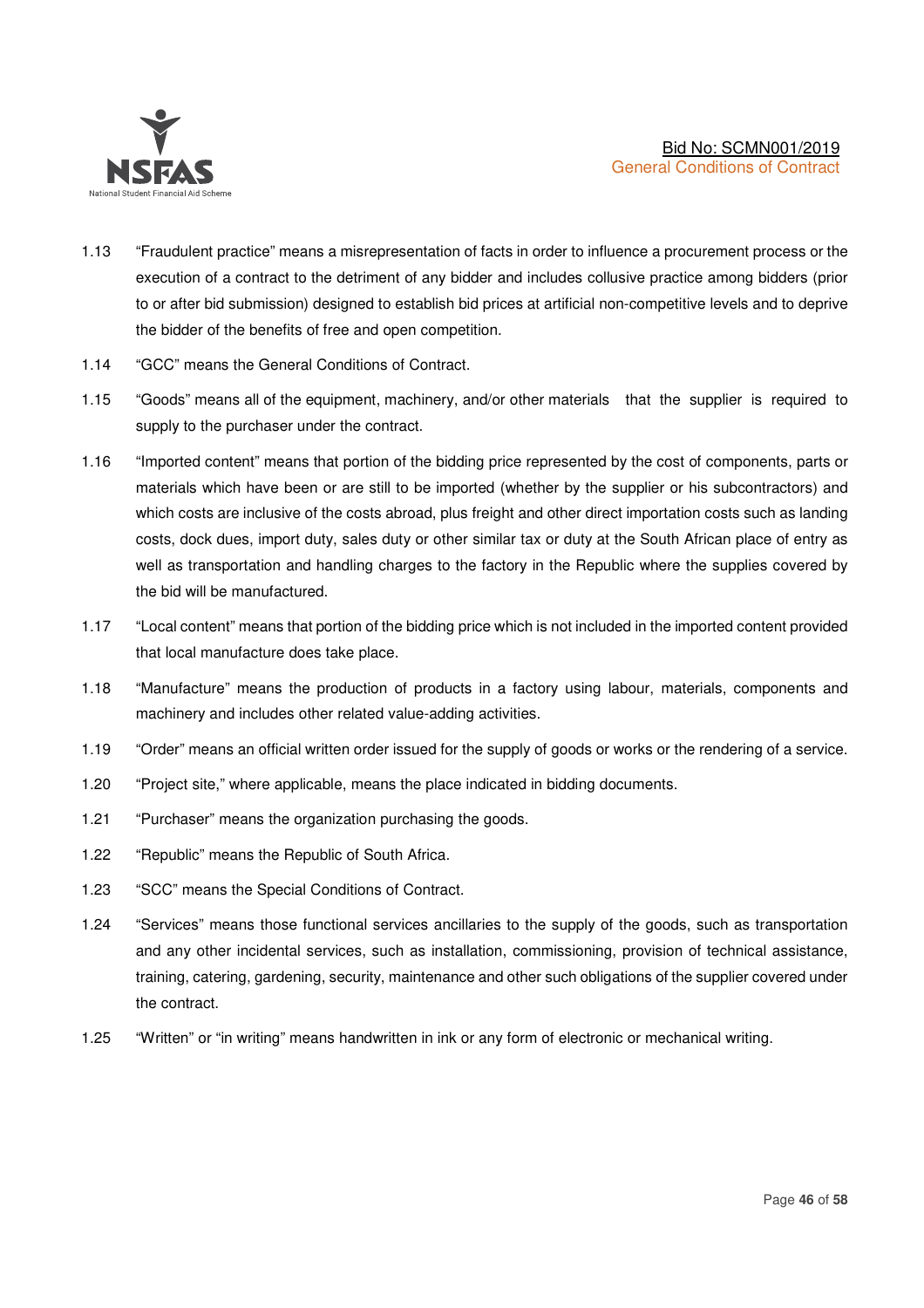1.13 “Fraudulent practice” means a misrepresentation of facts in order to influence a procurement process or the execution of a contract to the detriment of any bidder and includes collusive practice among bidders (prior to or after bid submission) designed to establish bid prices at artificial non-competitive levels and to deprive the bidder of the benefits of free and open competition.

1.14 “GCC” means the General Conditions of Contract.

1.15 “Goods” means all of the equipment, machinery, and/or other materials that the supplier is required to supply to the purchaser under the contract.

1.16 “Imported content” means that portion of the bidding price represented by the cost of components, parts or materials which have been or are still to be imported (whether by the supplier or his subcontractors) and which costs are inclusive of the costs abroad, plus freight and other direct importation costs such as landing costs, dock dues, import duty, sales duty or other similar tax or duty at the South African place of entry as well as transportation and handling charges to the factory in the Republic where the supplies covered by the bid will be manufactured.

1.17 “Local content” means that portion of the bidding price which is not included in the imported content provided that local manufacture does take place.

1.18 “Manufacture” means the production of products in a factory using labour, materials, components and machinery and includes other related value-adding activities.

1.19 “Order” means an official written order issued for the supply of goods or works or the rendering of a service.

1.20 “Project site,” where applicable, means the place indicated in bidding documents.

1.21 “Purchaser” means the organization purchasing the goods.

1.22 “Republic” means the Republic of South Africa.

1.23 “SCC” means the Special Conditions of Contract.

1.24 “Services” means those functional services ancillaries to the supply of the goods, such as transportation and any other incidental services, such as installation, commissioning, provision of technical assistance, training, catering, gardening, security, maintenance and other such obligations of the supplier covered under the contract.

1.25 “Written” or “in writing” means handwritten in ink or any form of electronic or mechanical writing.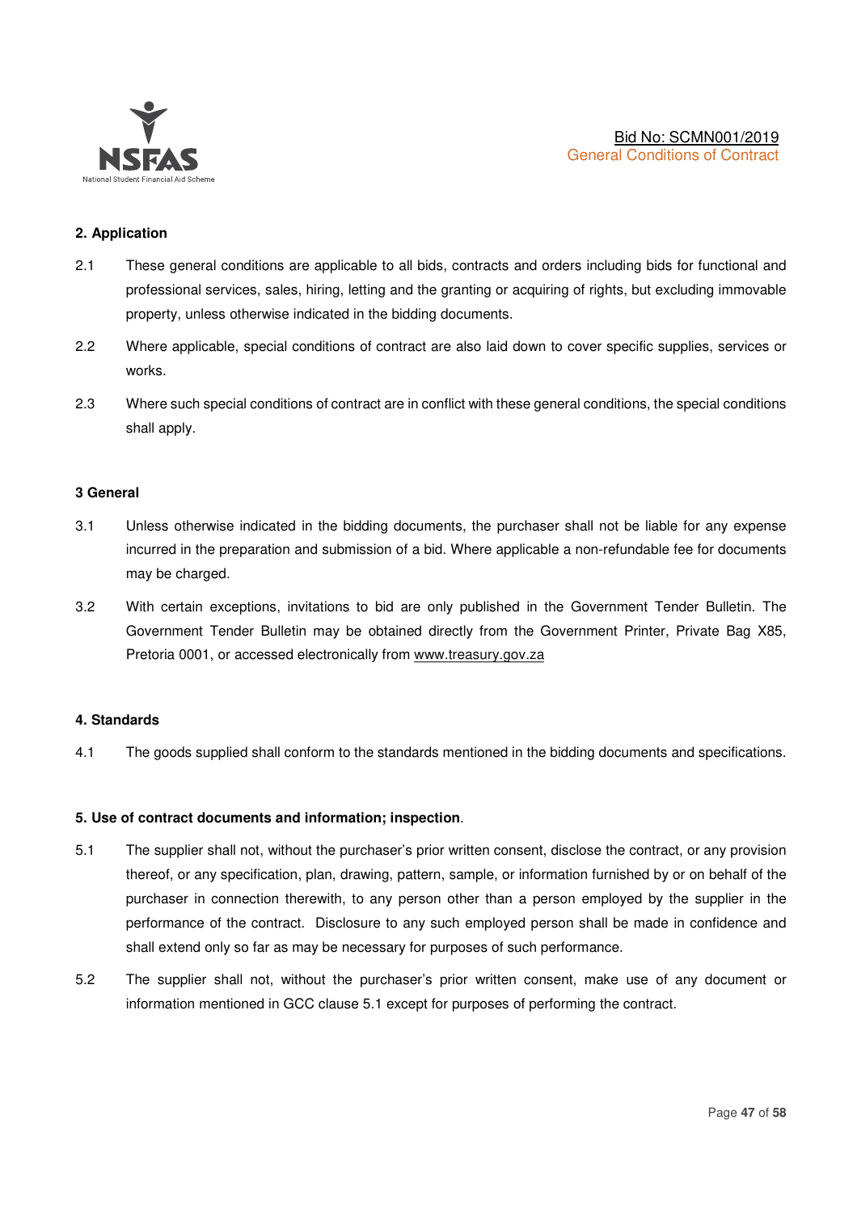## 2. Application

2.1 These general conditions are applicable to all bids, contracts and orders including bids for functional and professional services, sales, hiring, letting and the granting or acquiring of rights, but excluding immovable property, unless otherwise indicated in the bidding documents.

2.2 Where applicable, special conditions of contract are also laid down to cover specific supplies, services or works.

2.3 Where such special conditions of contract are in conflict with these general conditions, the special conditions shall apply.

## 3 General

3.1 Unless otherwise indicated in the bidding documents, the purchaser shall not be liable for any expense incurred in the preparation and submission of a bid. Where applicable a non-refundable fee for documents may be charged.

3.2 With certain exceptions, invitations to bid are only published in the Government Tender Bulletin. The Government Tender Bulletin may be obtained directly from the Government Printer, Private Bag X85, Pretoria 0001, or accessed electronically from www.treasury.gov.za

## 4. Standards

4.1 The goods supplied shall conform to the standards mentioned in the bidding documents and specifications.

## 5. Use of contract documents and information; inspection.

5.1 The supplier shall not, without the purchaser's prior written consent, disclose the contract, or any provision thereof, or any specification, plan, drawing, pattern, sample, or information furnished by or on behalf of the purchaser in connection therewith, to any person other than a person employed by the supplier in the performance of the contract. Disclosure to any such employed person shall be made in confidence and shall extend only so far as may be necessary for purposes of such performance.

5.2 The supplier shall not, without the purchaser's prior written consent, make use of any document or information mentioned in GCC clause 5.1 except for purposes of performing the contract.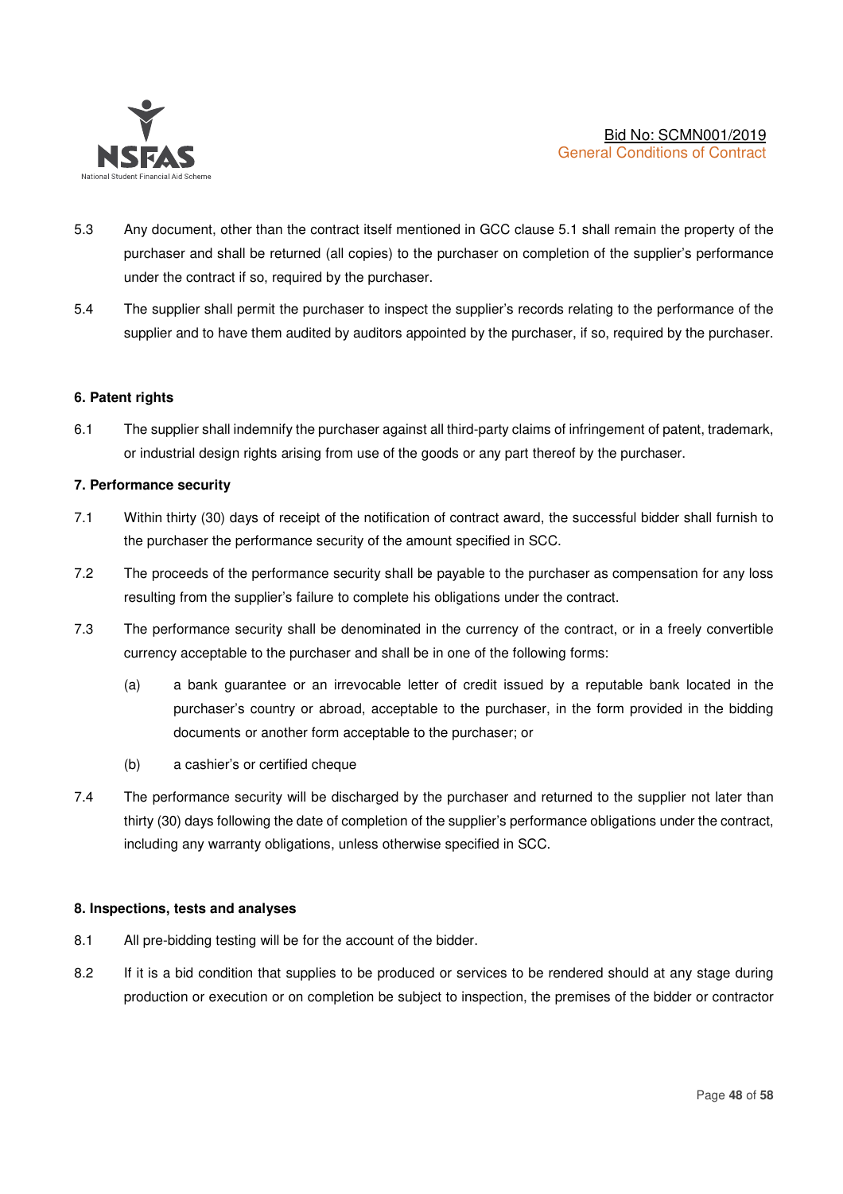5.3 Any document, other than the contract itself mentioned in GCC clause 5.1 shall remain the property of the purchaser and shall be returned (all copies) to the purchaser on completion of the supplier's performance under the contract if so, required by the purchaser.

5.4 The supplier shall permit the purchaser to inspect the supplier's records relating to the performance of the supplier and to have them audited by auditors appointed by the purchaser, if so, required by the purchaser.

**6. Patent rights**

6.1 The supplier shall indemnify the purchaser against all third-party claims of infringement of patent, trademark, or industrial design rights arising from use of the goods or any part thereof by the purchaser.

**7. Performance security**

7.1 Within thirty (30) days of receipt of the notification of contract award, the successful bidder shall furnish to the purchaser the performance security of the amount specified in SCC.

7.2 The proceeds of the performance security shall be payable to the purchaser as compensation for any loss resulting from the supplier's failure to complete his obligations under the contract.

7.3 The performance security shall be denominated in the currency of the contract, or in a freely convertible currency acceptable to the purchaser and shall be in one of the following forms:

(a) a bank guarantee or an irrevocable letter of credit issued by a reputable bank located in the purchaser's country or abroad, acceptable to the purchaser, in the form provided in the bidding documents or another form acceptable to the purchaser; or

(b) a cashier's or certified cheque

7.4 The performance security will be discharged by the purchaser and returned to the supplier not later than thirty (30) days following the date of completion of the supplier's performance obligations under the contract, including any warranty obligations, unless otherwise specified in SCC.

**8. Inspections, tests and analyses**

8.1 All pre-bidding testing will be for the account of the bidder.

8.2 If it is a bid condition that supplies to be produced or services to be rendered should at any stage during production or execution or on completion be subject to inspection, the premises of the bidder or contractor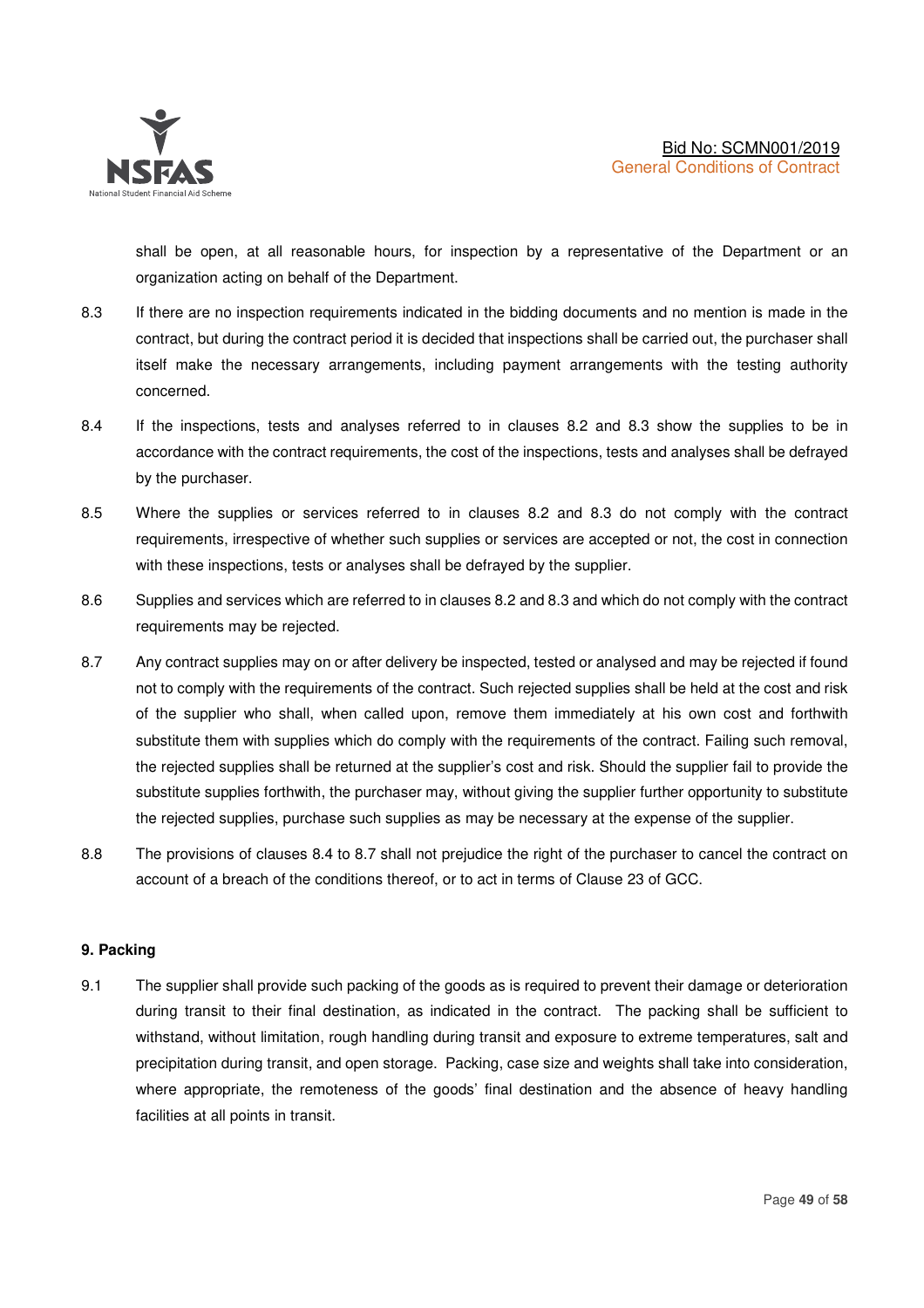shall be open, at all reasonable hours, for inspection by a representative of the Department or an organization acting on behalf of the Department.

8.3 If there are no inspection requirements indicated in the bidding documents and no mention is made in the contract, but during the contract period it is decided that inspections shall be carried out, the purchaser shall itself make the necessary arrangements, including payment arrangements with the testing authority concerned.

8.4 If the inspections, tests and analyses referred to in clauses 8.2 and 8.3 show the supplies to be in accordance with the contract requirements, the cost of the inspections, tests and analyses shall be defrayed by the purchaser.

8.5 Where the supplies or services referred to in clauses 8.2 and 8.3 do not comply with the contract requirements, irrespective of whether such supplies or services are accepted or not, the cost in connection with these inspections, tests or analyses shall be defrayed by the supplier.

8.6 Supplies and services which are referred to in clauses 8.2 and 8.3 and which do not comply with the contract requirements may be rejected.

8.7 Any contract supplies may on or after delivery be inspected, tested or analysed and may be rejected if found not to comply with the requirements of the contract. Such rejected supplies shall be held at the cost and risk of the supplier who shall, when called upon, remove them immediately at his own cost and forthwith substitute them with supplies which do comply with the requirements of the contract. Failing such removal, the rejected supplies shall be returned at the supplier's cost and risk. Should the supplier fail to provide the substitute supplies forthwith, the purchaser may, without giving the supplier further opportunity to substitute the rejected supplies, purchase such supplies as may be necessary at the expense of the supplier.

8.8 The provisions of clauses 8.4 to 8.7 shall not prejudice the right of the purchaser to cancel the contract on account of a breach of the conditions thereof, or to act in terms of Clause 23 of GCC.

### 9. Packing

9.1 The supplier shall provide such packing of the goods as is required to prevent their damage or deterioration during transit to their final destination, as indicated in the contract. The packing shall be sufficient to withstand, without limitation, rough handling during transit and exposure to extreme temperatures, salt and precipitation during transit, and open storage. Packing, case size and weights shall take into consideration, where appropriate, the remoteness of the goods' final destination and the absence of heavy handling facilities at all points in transit.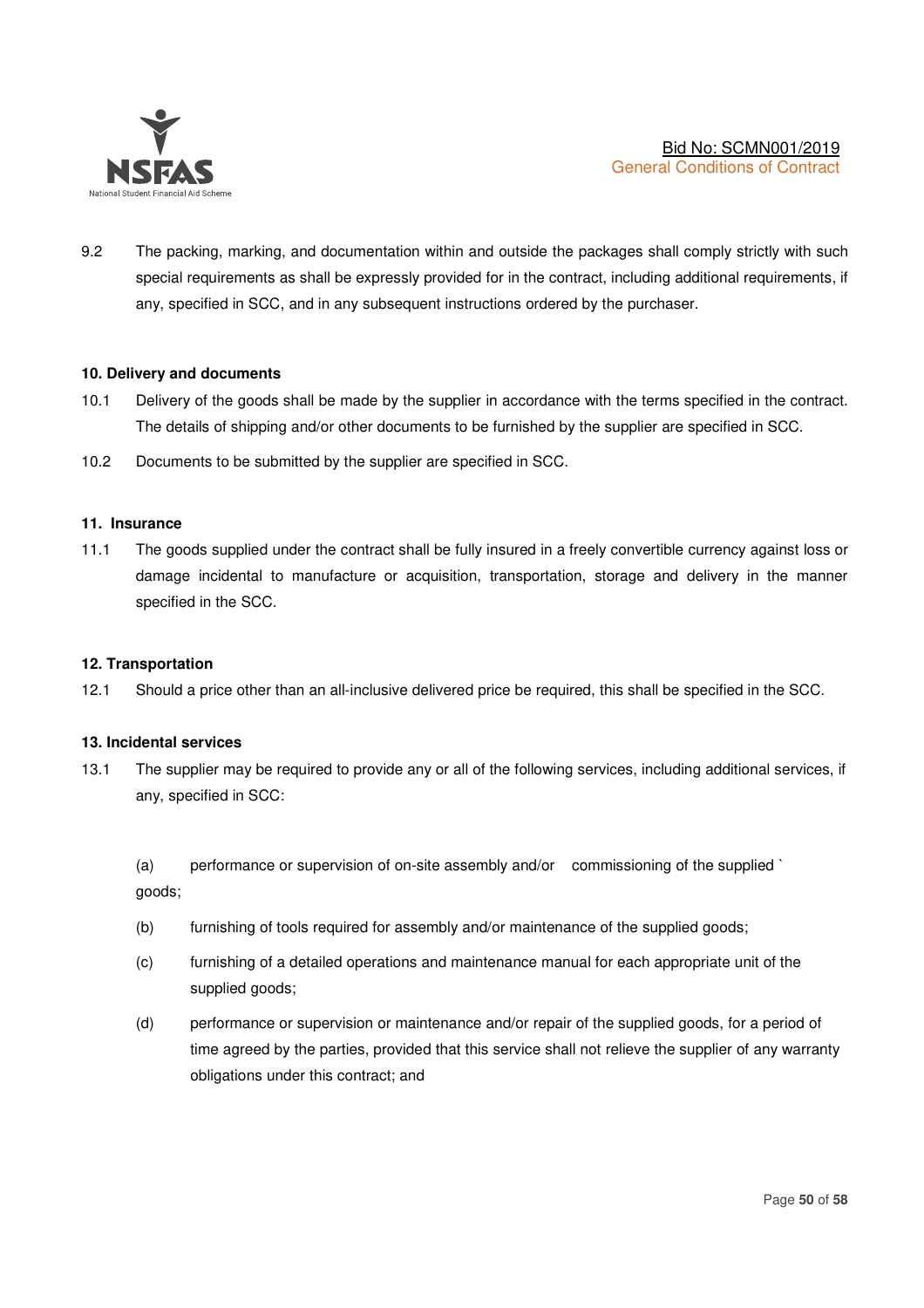9.2 The packing, marking, and documentation within and outside the packages shall comply strictly with such special requirements as shall be expressly provided for in the contract, including additional requirements, if any, specified in SCC, and in any subsequent instructions ordered by the purchaser.

**10. Delivery and documents**

10.1 Delivery of the goods shall be made by the supplier in accordance with the terms specified in the contract. The details of shipping and/or other documents to be furnished by the supplier are specified in SCC.

10.2 Documents to be submitted by the supplier are specified in SCC.

**11. Insurance**

11.1 The goods supplied under the contract shall be fully insured in a freely convertible currency against loss or damage incidental to manufacture or acquisition, transportation, storage and delivery in the manner specified in the SCC.

**12. Transportation**

12.1 Should a price other than an all-inclusive delivered price be required, this shall be specified in the SCC.

**13. Incidental services**

13.1 The supplier may be required to provide any or all of the following services, including additional services, if any, specified in SCC:

(a) performance or supervision of on-site assembly and/or commissioning of the supplied ` goods;

(b) furnishing of tools required for assembly and/or maintenance of the supplied goods;

(c) furnishing of a detailed operations and maintenance manual for each appropriate unit of the supplied goods;

(d) performance or supervision or maintenance and/or repair of the supplied goods, for a period of time agreed by the parties, provided that this service shall not relieve the supplier of any warranty obligations under this contract; and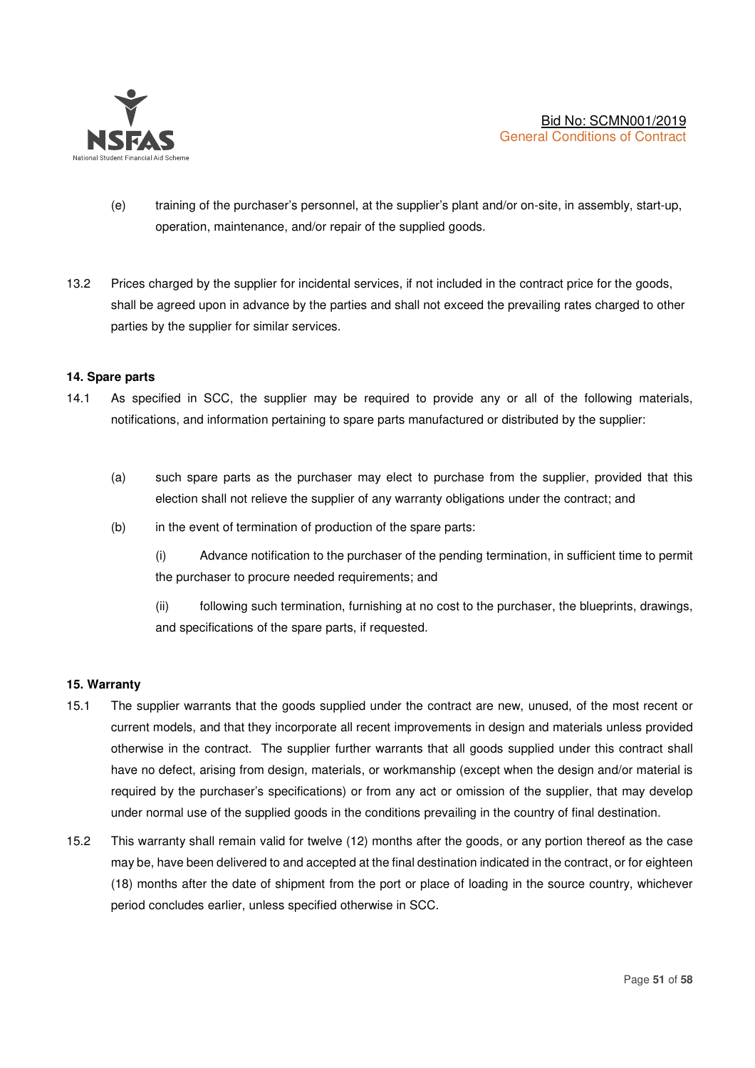(e) training of the purchaser's personnel, at the supplier's plant and/or on-site, in assembly, start-up, operation, maintenance, and/or repair of the supplied goods.

13.2 Prices charged by the supplier for incidental services, if not included in the contract price for the goods, shall be agreed upon in advance by the parties and shall not exceed the prevailing rates charged to other parties by the supplier for similar services.

**14. Spare parts**

14.1 As specified in SCC, the supplier may be required to provide any or all of the following materials, notifications, and information pertaining to spare parts manufactured or distributed by the supplier:

(a) such spare parts as the purchaser may elect to purchase from the supplier, provided that this election shall not relieve the supplier of any warranty obligations under the contract; and

(b) in the event of termination of production of the spare parts:

(i) Advance notification to the purchaser of the pending termination, in sufficient time to permit the purchaser to procure needed requirements; and

(ii) following such termination, furnishing at no cost to the purchaser, the blueprints, drawings, and specifications of the spare parts, if requested.

**15. Warranty**

15.1 The supplier warrants that the goods supplied under the contract are new, unused, of the most recent or current models, and that they incorporate all recent improvements in design and materials unless provided otherwise in the contract. The supplier further warrants that all goods supplied under this contract shall have no defect, arising from design, materials, or workmanship (except when the design and/or material is required by the purchaser's specifications) or from any act or omission of the supplier, that may develop under normal use of the supplied goods in the conditions prevailing in the country of final destination.

15.2 This warranty shall remain valid for twelve (12) months after the goods, or any portion thereof as the case may be, have been delivered to and accepted at the final destination indicated in the contract, or for eighteen (18) months after the date of shipment from the port or place of loading in the source country, whichever period concludes earlier, unless specified otherwise in SCC.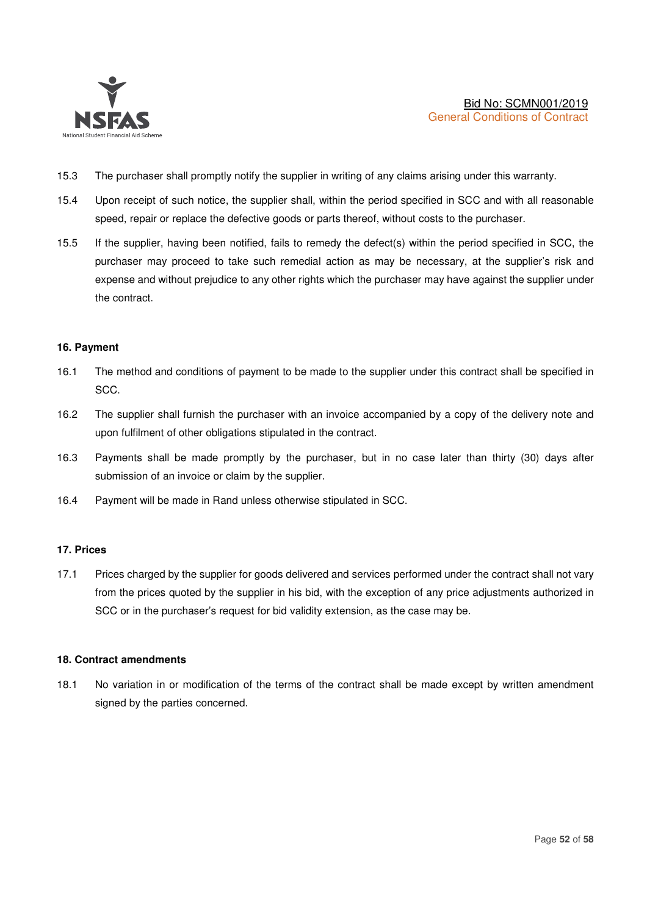15.3 The purchaser shall promptly notify the supplier in writing of any claims arising under this warranty.

15.4 Upon receipt of such notice, the supplier shall, within the period specified in SCC and with all reasonable speed, repair or replace the defective goods or parts thereof, without costs to the purchaser.

15.5 If the supplier, having been notified, fails to remedy the defect(s) within the period specified in SCC, the purchaser may proceed to take such remedial action as may be necessary, at the supplier's risk and expense and without prejudice to any other rights which the purchaser may have against the supplier under the contract.

**16. Payment**

16.1 The method and conditions of payment to be made to the supplier under this contract shall be specified in SCC.

16.2 The supplier shall furnish the purchaser with an invoice accompanied by a copy of the delivery note and upon fulfilment of other obligations stipulated in the contract.

16.3 Payments shall be made promptly by the purchaser, but in no case later than thirty (30) days after submission of an invoice or claim by the supplier.

16.4 Payment will be made in Rand unless otherwise stipulated in SCC.

**17. Prices**

17.1 Prices charged by the supplier for goods delivered and services performed under the contract shall not vary from the prices quoted by the supplier in his bid, with the exception of any price adjustments authorized in SCC or in the purchaser's request for bid validity extension, as the case may be.

**18. Contract amendments**

18.1 No variation in or modification of the terms of the contract shall be made except by written amendment signed by the parties concerned.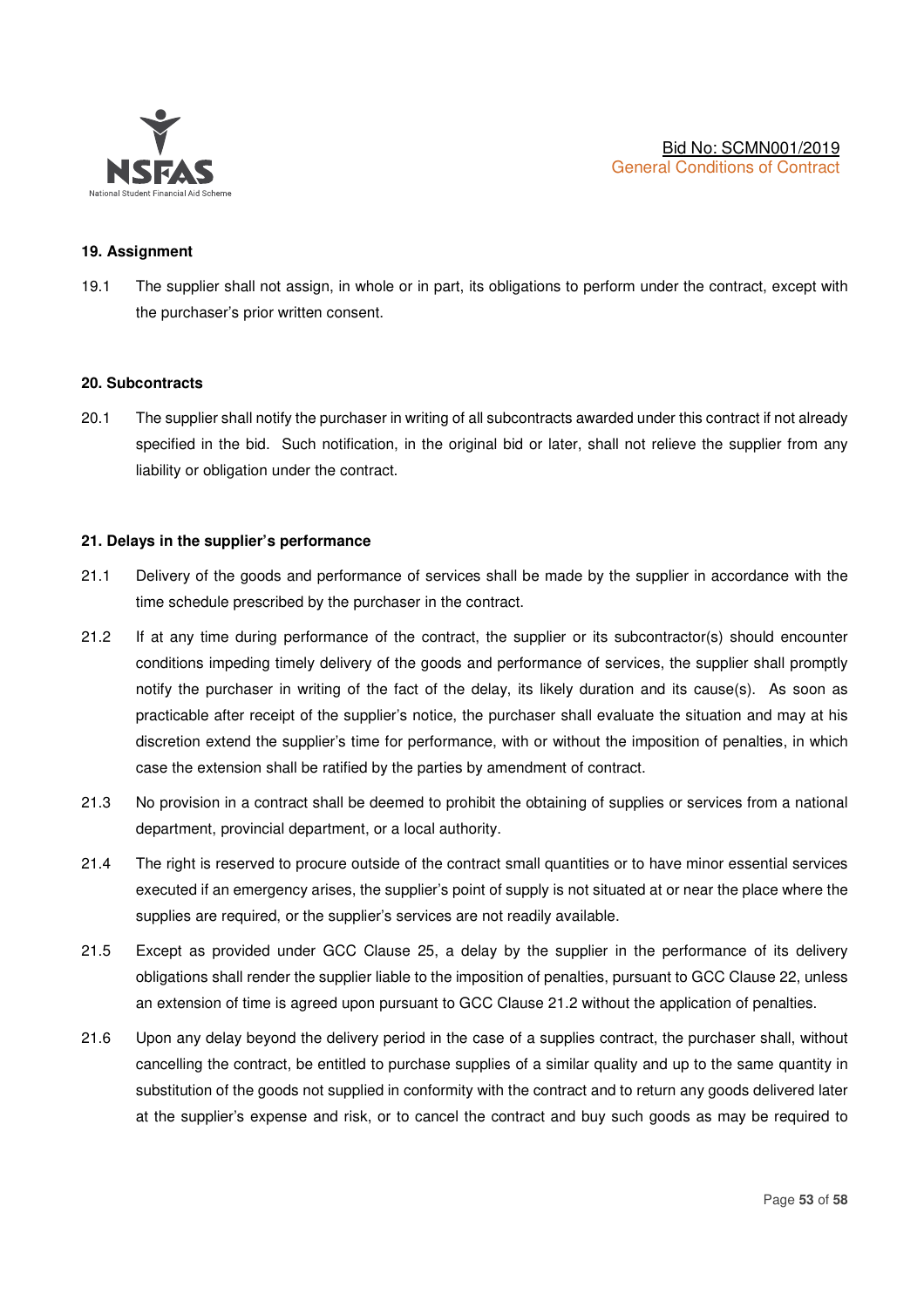### 19. Assignment

19.1 The supplier shall not assign, in whole or in part, its obligations to perform under the contract, except with the purchaser's prior written consent.

### 20. Subcontracts

20.1 The supplier shall notify the purchaser in writing of all subcontracts awarded under this contract if not already specified in the bid. Such notification, in the original bid or later, shall not relieve the supplier from any liability or obligation under the contract.

### 21. Delays in the supplier's performance

21.1 Delivery of the goods and performance of services shall be made by the supplier in accordance with the time schedule prescribed by the purchaser in the contract.

21.2 If at any time during performance of the contract, the supplier or its subcontractor(s) should encounter conditions impeding timely delivery of the goods and performance of services, the supplier shall promptly notify the purchaser in writing of the fact of the delay, its likely duration and its cause(s). As soon as practicable after receipt of the supplier's notice, the purchaser shall evaluate the situation and may at his discretion extend the supplier's time for performance, with or without the imposition of penalties, in which case the extension shall be ratified by the parties by amendment of contract.

21.3 No provision in a contract shall be deemed to prohibit the obtaining of supplies or services from a national department, provincial department, or a local authority.

21.4 The right is reserved to procure outside of the contract small quantities or to have minor essential services executed if an emergency arises, the supplier's point of supply is not situated at or near the place where the supplies are required, or the supplier's services are not readily available.

21.5 Except as provided under GCC Clause 25, a delay by the supplier in the performance of its delivery obligations shall render the supplier liable to the imposition of penalties, pursuant to GCC Clause 22, unless an extension of time is agreed upon pursuant to GCC Clause 21.2 without the application of penalties.

21.6 Upon any delay beyond the delivery period in the case of a supplies contract, the purchaser shall, without cancelling the contract, be entitled to purchase supplies of a similar quality and up to the same quantity in substitution of the goods not supplied in conformity with the contract and to return any goods delivered later at the supplier's expense and risk, or to cancel the contract and buy such goods as may be required to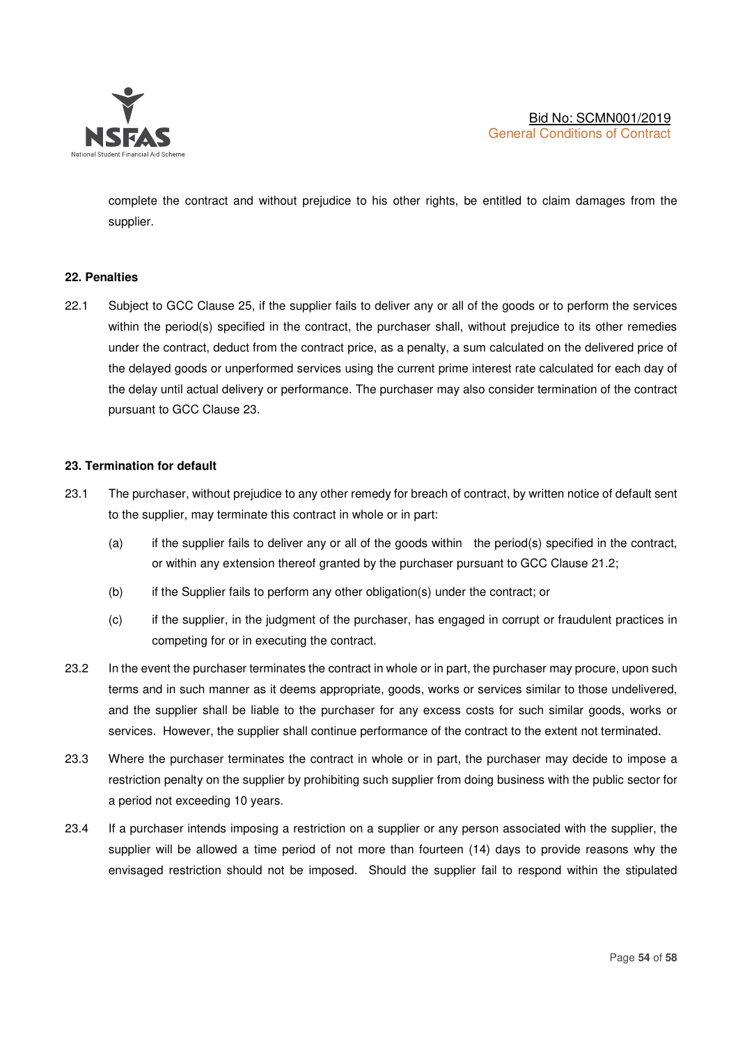complete the contract and without prejudice to his other rights, be entitled to claim damages from the supplier.

**22. Penalties**

22.1 Subject to GCC Clause 25, if the supplier fails to deliver any or all of the goods or to perform the services within the period(s) specified in the contract, the purchaser shall, without prejudice to its other remedies under the contract, deduct from the contract price, as a penalty, a sum calculated on the delivered price of the delayed goods or unperformed services using the current prime interest rate calculated for each day of the delay until actual delivery or performance. The purchaser may also consider termination of the contract pursuant to GCC Clause 23.

**23. Termination for default**

23.1 The purchaser, without prejudice to any other remedy for breach of contract, by written notice of default sent to the supplier, may terminate this contract in whole or in part:

(a) if the supplier fails to deliver any or all of the goods within the period(s) specified in the contract, or within any extension thereof granted by the purchaser pursuant to GCC Clause 21.2;

(b) if the Supplier fails to perform any other obligation(s) under the contract; or

(c) if the supplier, in the judgment of the purchaser, has engaged in corrupt or fraudulent practices in competing for or in executing the contract.

23.2 In the event the purchaser terminates the contract in whole or in part, the purchaser may procure, upon such terms and in such manner as it deems appropriate, goods, works or services similar to those undelivered, and the supplier shall be liable to the purchaser for any excess costs for such similar goods, works or services. However, the supplier shall continue performance of the contract to the extent not terminated.

23.3 Where the purchaser terminates the contract in whole or in part, the purchaser may decide to impose a restriction penalty on the supplier by prohibiting such supplier from doing business with the public sector for a period not exceeding 10 years.

23.4 If a purchaser intends imposing a restriction on a supplier or any person associated with the supplier, the supplier will be allowed a time period of not more than fourteen (14) days to provide reasons why the envisaged restriction should not be imposed. Should the supplier fail to respond within the stipulated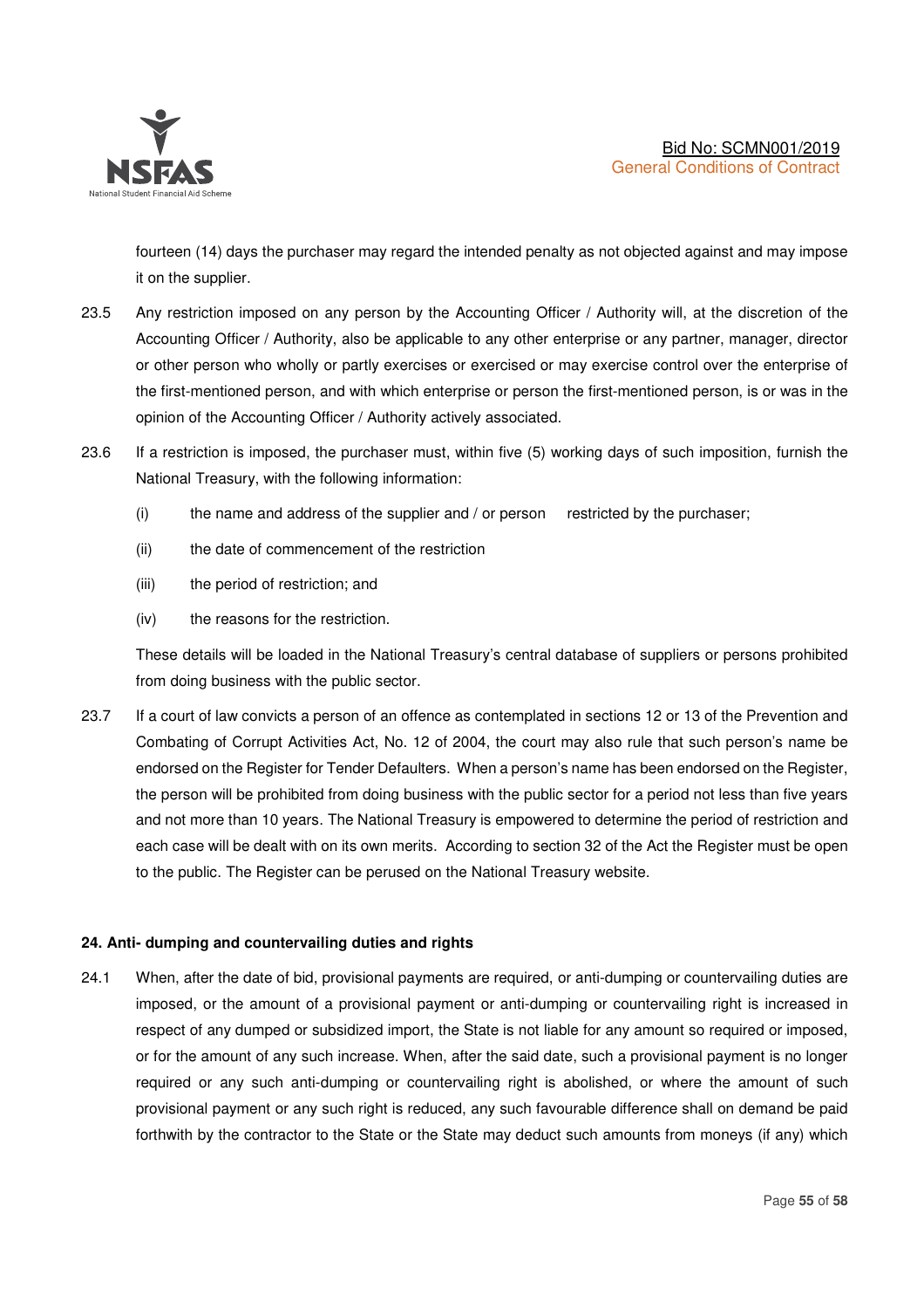fourteen (14) days the purchaser may regard the intended penalty as not objected against and may impose it on the supplier.

23.5 Any restriction imposed on any person by the Accounting Officer / Authority will, at the discretion of the Accounting Officer / Authority, also be applicable to any other enterprise or any partner, manager, director or other person who wholly or partly exercises or exercised or may exercise control over the enterprise of the first-mentioned person, and with which enterprise or person the first-mentioned person, is or was in the opinion of the Accounting Officer / Authority actively associated.

23.6 If a restriction is imposed, the purchaser must, within five (5) working days of such imposition, furnish the National Treasury, with the following information:

(i) the name and address of the supplier and / or person restricted by the purchaser;

(ii) the date of commencement of the restriction

(iii) the period of restriction; and

(iv) the reasons for the restriction.

These details will be loaded in the National Treasury's central database of suppliers or persons prohibited from doing business with the public sector.

23.7 If a court of law convicts a person of an offence as contemplated in sections 12 or 13 of the Prevention and Combating of Corrupt Activities Act, No. 12 of 2004, the court may also rule that such person's name be endorsed on the Register for Tender Defaulters. When a person's name has been endorsed on the Register, the person will be prohibited from doing business with the public sector for a period not less than five years and not more than 10 years. The National Treasury is empowered to determine the period of restriction and each case will be dealt with on its own merits. According to section 32 of the Act the Register must be open to the public. The Register can be perused on the National Treasury website.

**24. Anti- dumping and countervailing duties and rights**

24.1 When, after the date of bid, provisional payments are required, or anti-dumping or countervailing duties are imposed, or the amount of a provisional payment or anti-dumping or countervailing right is increased in respect of any dumped or subsidized import, the State is not liable for any amount so required or imposed, or for the amount of any such increase. When, after the said date, such a provisional payment is no longer required or any such anti-dumping or countervailing right is abolished, or where the amount of such provisional payment or any such right is reduced, any such favourable difference shall on demand be paid forthwith by the contractor to the State or the State may deduct such amounts from moneys (if any) which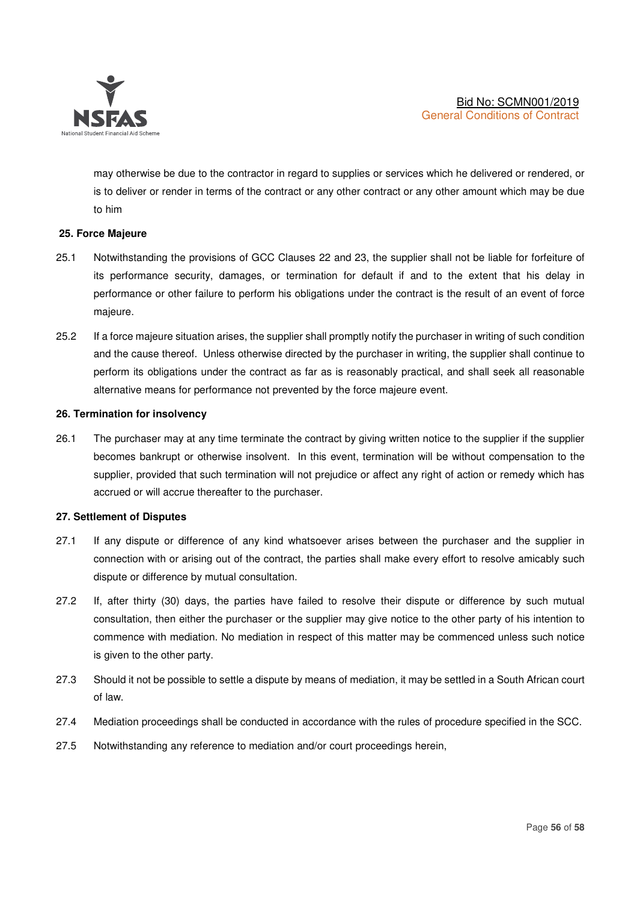may otherwise be due to the contractor in regard to supplies or services which he delivered or rendered, or is to deliver or render in terms of the contract or any other contract or any other amount which may be due to him

**25. Force Majeure**

25.1 Notwithstanding the provisions of GCC Clauses 22 and 23, the supplier shall not be liable for forfeiture of its performance security, damages, or termination for default if and to the extent that his delay in performance or other failure to perform his obligations under the contract is the result of an event of force majeure.

25.2 If a force majeure situation arises, the supplier shall promptly notify the purchaser in writing of such condition and the cause thereof. Unless otherwise directed by the purchaser in writing, the supplier shall continue to perform its obligations under the contract as far as is reasonably practical, and shall seek all reasonable alternative means for performance not prevented by the force majeure event.

**26. Termination for insolvency**

26.1 The purchaser may at any time terminate the contract by giving written notice to the supplier if the supplier becomes bankrupt or otherwise insolvent. In this event, termination will be without compensation to the supplier, provided that such termination will not prejudice or affect any right of action or remedy which has accrued or will accrue thereafter to the purchaser.

**27. Settlement of Disputes**

27.1 If any dispute or difference of any kind whatsoever arises between the purchaser and the supplier in connection with or arising out of the contract, the parties shall make every effort to resolve amicably such dispute or difference by mutual consultation.

27.2 If, after thirty (30) days, the parties have failed to resolve their dispute or difference by such mutual consultation, then either the purchaser or the supplier may give notice to the other party of his intention to commence with mediation. No mediation in respect of this matter may be commenced unless such notice is given to the other party.

27.3 Should it not be possible to settle a dispute by means of mediation, it may be settled in a South African court of law.

27.4 Mediation proceedings shall be conducted in accordance with the rules of procedure specified in the SCC.

27.5 Notwithstanding any reference to mediation and/or court proceedings herein,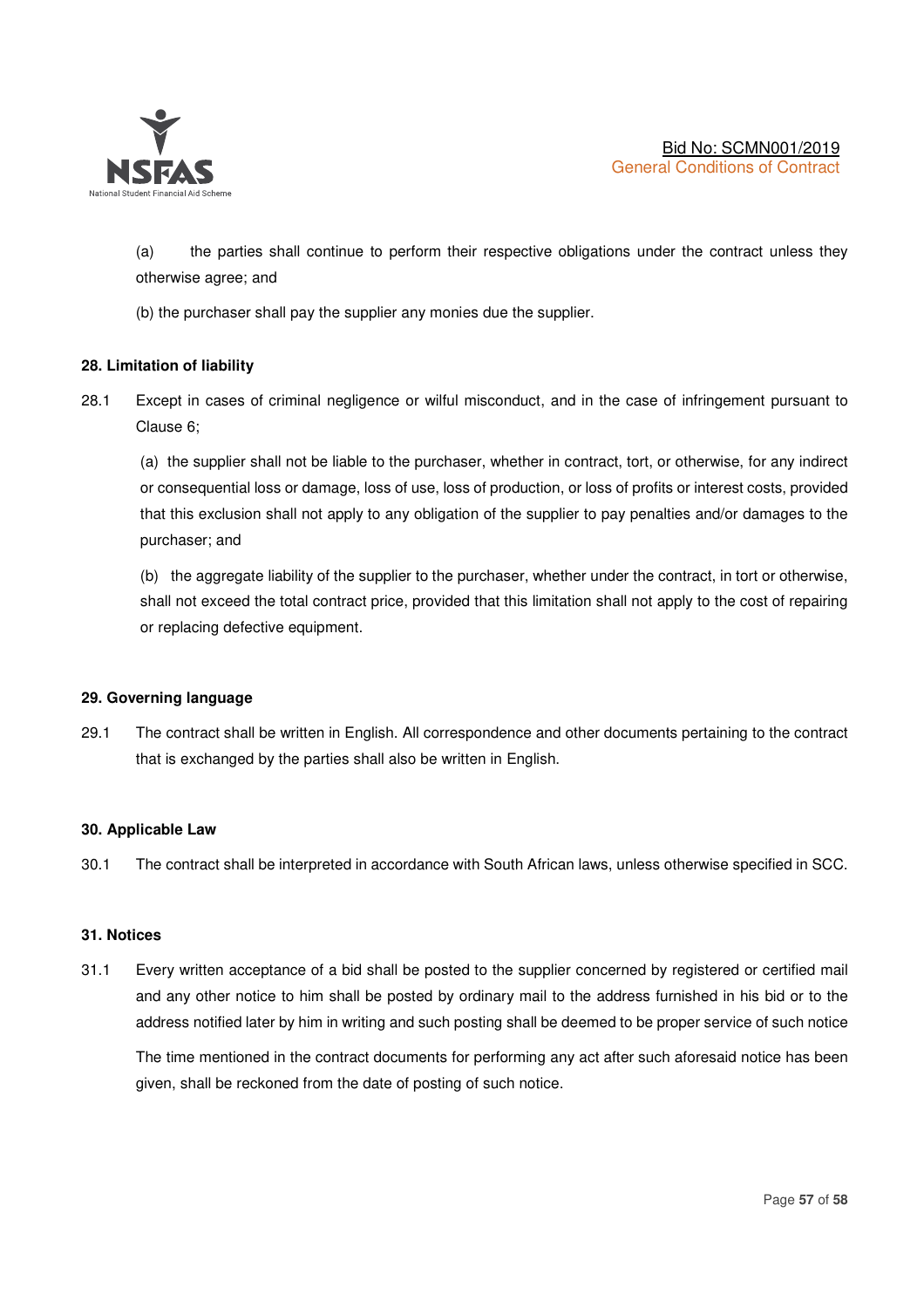(a) the parties shall continue to perform their respective obligations under the contract unless they otherwise agree; and

(b) the purchaser shall pay the supplier any monies due the supplier.

**28. Limitation of liability**

28.1 Except in cases of criminal negligence or wilful misconduct, and in the case of infringement pursuant to Clause 6;

(a) the supplier shall not be liable to the purchaser, whether in contract, tort, or otherwise, for any indirect or consequential loss or damage, loss of use, loss of production, or loss of profits or interest costs, provided that this exclusion shall not apply to any obligation of the supplier to pay penalties and/or damages to the purchaser; and

(b) the aggregate liability of the supplier to the purchaser, whether under the contract, in tort or otherwise, shall not exceed the total contract price, provided that this limitation shall not apply to the cost of repairing or replacing defective equipment.

**29. Governing language**

29.1 The contract shall be written in English. All correspondence and other documents pertaining to the contract that is exchanged by the parties shall also be written in English.

**30. Applicable Law**

30.1 The contract shall be interpreted in accordance with South African laws, unless otherwise specified in SCC.

**31. Notices**

31.1 Every written acceptance of a bid shall be posted to the supplier concerned by registered or certified mail and any other notice to him shall be posted by ordinary mail to the address furnished in his bid or to the address notified later by him in writing and such posting shall be deemed to be proper service of such notice

The time mentioned in the contract documents for performing any act after such aforesaid notice has been given, shall be reckoned from the date of posting of such notice.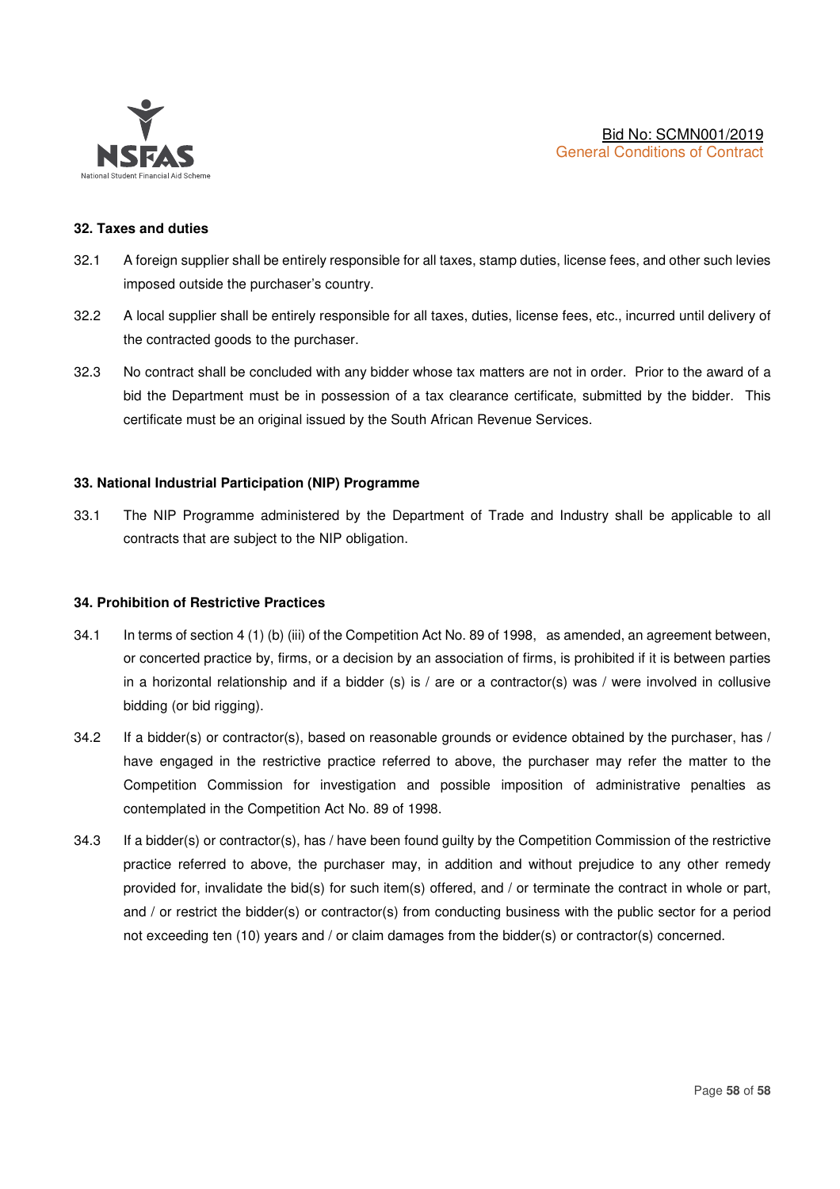**32. Taxes and duties**

32.1 A foreign supplier shall be entirely responsible for all taxes, stamp duties, license fees, and other such levies imposed outside the purchaser's country.

32.2 A local supplier shall be entirely responsible for all taxes, duties, license fees, etc., incurred until delivery of the contracted goods to the purchaser.

32.3 No contract shall be concluded with any bidder whose tax matters are not in order. Prior to the award of a bid the Department must be in possession of a tax clearance certificate, submitted by the bidder. This certificate must be an original issued by the South African Revenue Services.

**33. National Industrial Participation (NIP) Programme**

33.1 The NIP Programme administered by the Department of Trade and Industry shall be applicable to all contracts that are subject to the NIP obligation.

**34. Prohibition of Restrictive Practices**

34.1 In terms of section 4 (1) (b) (iii) of the Competition Act No. 89 of 1998, as amended, an agreement between, or concerted practice by, firms, or a decision by an association of firms, is prohibited if it is between parties in a horizontal relationship and if a bidder (s) is / are or a contractor(s) was / were involved in collusive bidding (or bid rigging).

34.2 If a bidder(s) or contractor(s), based on reasonable grounds or evidence obtained by the purchaser, has / have engaged in the restrictive practice referred to above, the purchaser may refer the matter to the Competition Commission for investigation and possible imposition of administrative penalties as contemplated in the Competition Act No. 89 of 1998.

34.3 If a bidder(s) or contractor(s), has / have been found guilty by the Competition Commission of the restrictive practice referred to above, the purchaser may, in addition and without prejudice to any other remedy provided for, invalidate the bid(s) for such item(s) offered, and / or terminate the contract in whole or part, and / or restrict the bidder(s) or contractor(s) from conducting business with the public sector for a period not exceeding ten (10) years and / or claim damages from the bidder(s) or contractor(s) concerned.